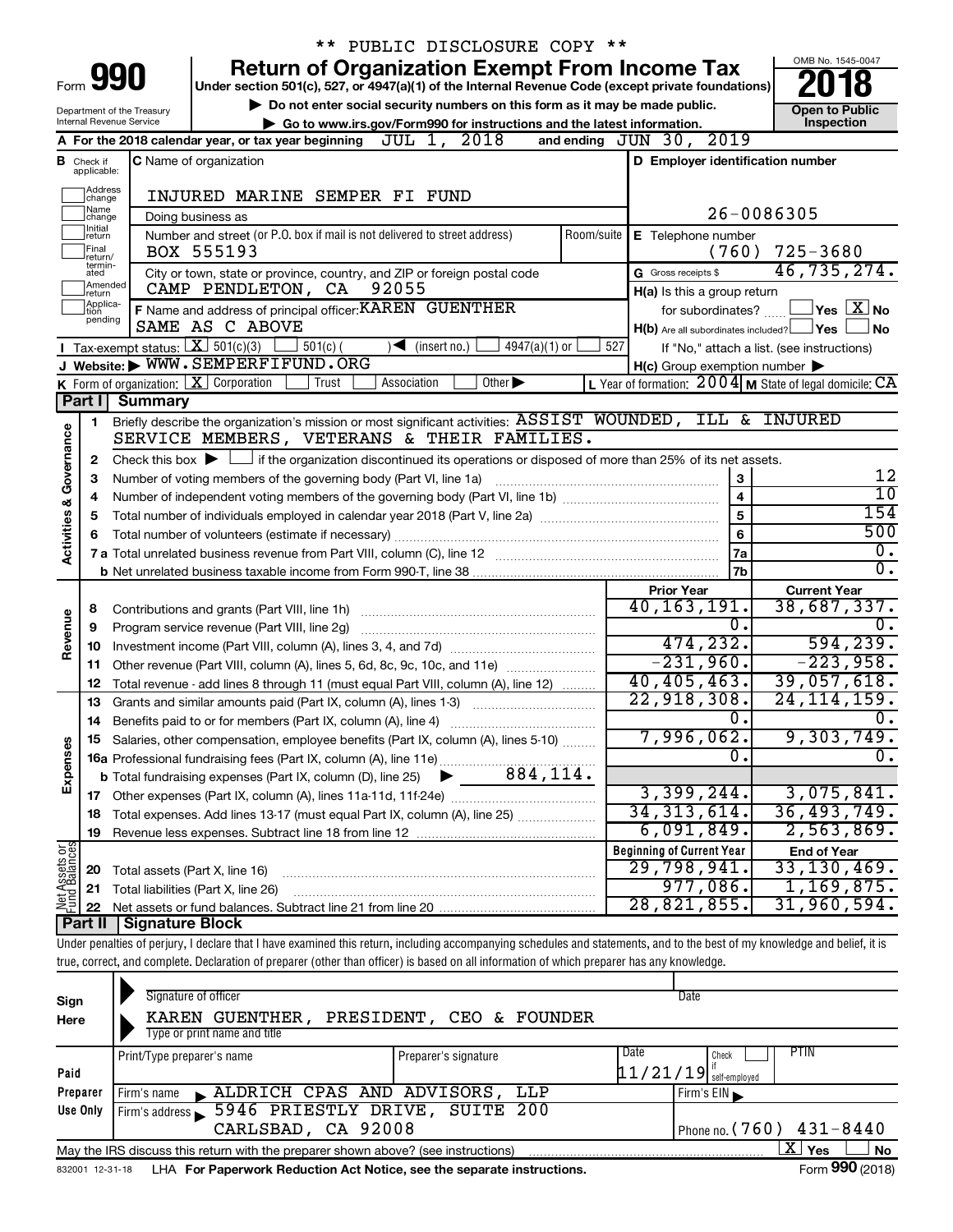** PUBLIC DISCLOSURE COPY **

# Form 990 — Return of Organization Exempt From Income Tax (2018)

Under section 501(c), 527, or 4947(a)(1) of the Internal Revenue Code (except private foundations)

▶ Do not enter social security numbers on this form as it may be made public.

▶ Go to www.irs.gov/Form990 for instructions and the latest information.

Department of the Treasury, Internal Revenue Service

OMB No. 1545-0047 — Open to Public Inspection

**A** For the 2018 calendar year, or tax year beginning JUL 1, 2018 and ending JUN 30, 2019

**B** Check if applicable: Address change, Name change, Initial return, Final return/terminated, Amended return, Application pending

**C** Name of organization: INJURED MARINE SEMPER FI FUND

Doing business as

Number and street (or P.O. box if mail is not delivered to street address): BOX 555193 — Room/suite

City or town, state or province, country, and ZIP or foreign postal code: CAMP PENDLETON, CA 92055

**D** Employer identification number: 26-0086305

**E** Telephone number: (760) 725-3680

**G** Gross receipts $ 46,735,274.

**F** Name and address of principal officer: KAREN GUENTHER, SAME AS C ABOVE

**H(a)** Is this a group return for subordinates? ☐ Yes ☒ No

**H(b)** Are all subordinates included? ☐ Yes ☐ No — If "No," attach a list. (see instructions)

**H(c)** Group exemption number ▶

**I** Tax-exempt status: ☒ 501(c)(3) ☐ 501(c) ( ) ◀ (insert no.) ☐ 4947(a)(1) or ☐ 527

**J** Website: ▶ WWW.SEMPERFIFUND.ORG

**K** Form of organization: ☒ Corporation ☐ Trust ☐ Association ☐ Other ▶

**L** Year of formation: 2004 **M** State of legal domicile: CA

## Part I Summary

**Activities & Governance**

1. Briefly describe the organization's mission or most significant activities: ASSIST WOUNDED, ILL & INJURED SERVICE MEMBERS, VETERANS & THEIR FAMILIES.
2. Check this box ▶ ☐ if the organization discontinued its operations or disposed of more than 25% of its net assets.

| Line | Description | No. | Value |
|---|---|---|---|
| 3 | Number of voting members of the governing body (Part VI, line 1a) | 3 | 12 |
| 4 | Number of independent voting members of the governing body (Part VI, line 1b) | 4 | 10 |
| 5 | Total number of individuals employed in calendar year 2018 (Part V, line 2a) | 5 | 154 |
| 6 | Total number of volunteers (estimate if necessary) | 6 | 500 |
| 7a | Total unrelated business revenue from Part VIII, column (C), line 12 | 7a | 0. |
| b | Net unrelated business taxable income from Form 990-T, line 38 | 7b | 0. |

| Line | Description | Prior Year | Current Year |
|---|---|---|---|
| **Revenue** | | | |
| 8 | Contributions and grants (Part VIII, line 1h) | 40,163,191. | 38,687,337. |
| 9 | Program service revenue (Part VIII, line 2g) | 0. | 0. |
| 10 | Investment income (Part VIII, column (A), lines 3, 4, and 7d) | 474,232. | 594,239. |
| 11 | Other revenue (Part VIII, column (A), lines 5, 6d, 8c, 9c, 10c, and 11e) | -231,960. | -223,958. |
| 12 | Total revenue - add lines 8 through 11 (must equal Part VIII, column (A), line 12) | 40,405,463. | 39,057,618. |
| **Expenses** | | | |
| 13 | Grants and similar amounts paid (Part IX, column (A), lines 1-3) | 22,918,308. | 24,114,159. |
| 14 | Benefits paid to or for members (Part IX, column (A), line 4) | 0. | 0. |
| 15 | Salaries, other compensation, employee benefits (Part IX, column (A), lines 5-10) | 7,996,062. | 9,303,749. |
| 16a | Professional fundraising fees (Part IX, column (A), line 11e) | 0. | 0. |
| b | Total fundraising expenses (Part IX, column (D), line 25) ▶ 884,114. | | |
| 17 | Other expenses (Part IX, column (A), lines 11a-11d, 11f-24e) | 3,399,244. | 3,075,841. |
| 18 | Total expenses. Add lines 13-17 (must equal Part IX, column (A), line 25) | 34,313,614. | 36,493,749. |
| 19 | Revenue less expenses. Subtract line 18 from line 12 | 6,091,849. | 2,563,869. |

| Line | Net Assets or Fund Balances | Beginning of Current Year | End of Year |
|---|---|---|---|
| 20 | Total assets (Part X, line 16) | 29,798,941. | 33,130,469. |
| 21 | Total liabilities (Part X, line 26) | 977,086. | 1,169,875. |
| 22 | Net assets or fund balances. Subtract line 21 from line 20 | 28,821,855. | 31,960,594. |

## Part II Signature Block

Under penalties of perjury, I declare that I have examined this return, including accompanying schedules and statements, and to the best of my knowledge and belief, it is true, correct, and complete. Declaration of preparer (other than officer) is based on all information of which preparer has any knowledge.

**Sign Here**

Signature of officer — Date

KAREN GUENTHER, PRESIDENT, CEO & FOUNDER

Type or print name and title

**Paid Preparer Use Only**

| Print/Type preparer's name | Preparer's signature | Date | Check if self-employed | PTIN |
|---|---|---|---|---|
| | | 11/21/19 | ☐ | |

Firm's name ▶ ALDRICH CPAS AND ADVISORS, LLP — Firm's EIN ▶

Firm's address ▶ 5946 PRIESTLY DRIVE, SUITE 200, CARLSBAD, CA 92008 — Phone no. (760) 431-8440

May the IRS discuss this return with the preparer shown above? (see instructions) ☒ Yes ☐ No

832001 12-31-18 LHA For Paperwork Reduction Act Notice, see the separate instructions. Form 990 (2018)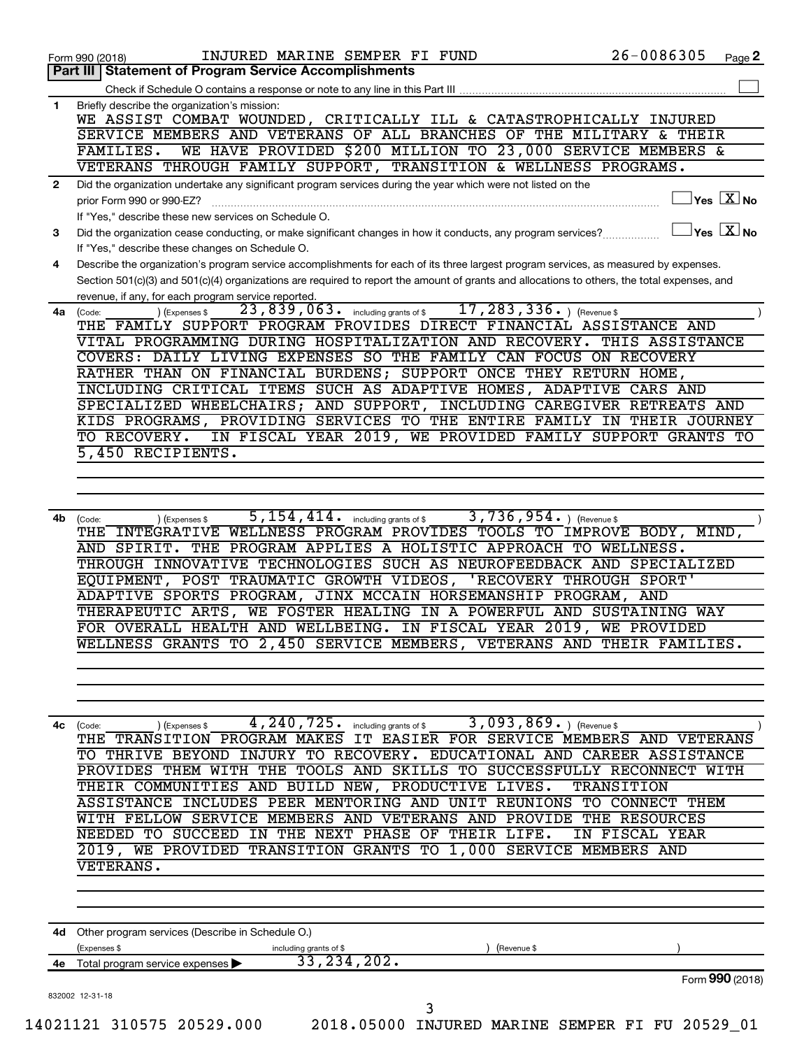Form 990 (2018) INJURED MARINE SEMPER FI FUND 26-0086305 Page 2

## Part III Statement of Program Service Accomplishments

Check if Schedule O contains a response or note to any line in this Part III ☐

**1** Briefly describe the organization's mission:

WE ASSIST COMBAT WOUNDED, CRITICALLY ILL & CATASTROPHICALLY INJURED SERVICE MEMBERS AND VETERANS OF ALL BRANCHES OF THE MILITARY & THEIR FAMILIES. WE HAVE PROVIDED $200 MILLION TO 23,000 SERVICE MEMBERS & VETERANS THROUGH FAMILY SUPPORT, TRANSITION & WELLNESS PROGRAMS.

**2** Did the organization undertake any significant program services during the year which were not listed on the prior Form 990 or 990-EZ? ☐ Yes ☒ No

If "Yes," describe these new services on Schedule O.

**3** Did the organization cease conducting, or make significant changes in how it conducts, any program services? ☐ Yes ☒ No

If "Yes," describe these changes on Schedule O.

**4** Describe the organization's program service accomplishments for each of its three largest program services, as measured by expenses. Section 501(c)(3) and 501(c)(4) organizations are required to report the amount of grants and allocations to others, the total expenses, and revenue, if any, for each program service reported.

**4a** (Code: ) (Expenses $ 23,839,063. including grants of $ 17,283,336. ) (Revenue $ )

THE FAMILY SUPPORT PROGRAM PROVIDES DIRECT FINANCIAL ASSISTANCE AND VITAL PROGRAMMING DURING HOSPITALIZATION AND RECOVERY. THIS ASSISTANCE COVERS: DAILY LIVING EXPENSES SO THE FAMILY CAN FOCUS ON RECOVERY RATHER THAN ON FINANCIAL BURDENS; SUPPORT ONCE THEY RETURN HOME, INCLUDING CRITICAL ITEMS SUCH AS ADAPTIVE HOMES, ADAPTIVE CARS AND SPECIALIZED WHEELCHAIRS; AND SUPPORT, INCLUDING CAREGIVER RETREATS AND KIDS PROGRAMS, PROVIDING SERVICES TO THE ENTIRE FAMILY IN THEIR JOURNEY TO RECOVERY. IN FISCAL YEAR 2019, WE PROVIDED FAMILY SUPPORT GRANTS TO 5,450 RECIPIENTS.

**4b** (Code: ) (Expenses $ 5,154,414. including grants of $ 3,736,954. ) (Revenue $ )

THE INTEGRATIVE WELLNESS PROGRAM PROVIDES TOOLS TO IMPROVE BODY, MIND, AND SPIRIT. THE PROGRAM APPLIES A HOLISTIC APPROACH TO WELLNESS. THROUGH INNOVATIVE TECHNOLOGIES SUCH AS NEUROFEEDBACK AND SPECIALIZED EQUIPMENT, POST TRAUMATIC GROWTH VIDEOS, 'RECOVERY THROUGH SPORT' ADAPTIVE SPORTS PROGRAM, JINX MCCAIN HORSEMANSHIP PROGRAM, AND THERAPEUTIC ARTS, WE FOSTER HEALING IN A POWERFUL AND SUSTAINING WAY FOR OVERALL HEALTH AND WELLBEING. IN FISCAL YEAR 2019, WE PROVIDED WELLNESS GRANTS TO 2,450 SERVICE MEMBERS, VETERANS AND THEIR FAMILIES.

**4c** (Code: ) (Expenses $ 4,240,725. including grants of $ 3,093,869. ) (Revenue $ )

THE TRANSITION PROGRAM MAKES IT EASIER FOR SERVICE MEMBERS AND VETERANS TO THRIVE BEYOND INJURY TO RECOVERY. EDUCATIONAL AND CAREER ASSISTANCE PROVIDES THEM WITH THE TOOLS AND SKILLS TO SUCCESSFULLY RECONNECT WITH THEIR COMMUNITIES AND BUILD NEW, PRODUCTIVE LIVES. TRANSITION ASSISTANCE INCLUDES PEER MENTORING AND UNIT REUNIONS TO CONNECT THEM WITH FELLOW SERVICE MEMBERS AND VETERANS AND PROVIDE THE RESOURCES NEEDED TO SUCCEED IN THE NEXT PHASE OF THEIR LIFE. IN FISCAL YEAR 2019, WE PROVIDED TRANSITION GRANTS TO 1,000 SERVICE MEMBERS AND VETERANS.

**4d** Other program services (Describe in Schedule O.)

(Expenses $ including grants of $ ) (Revenue $ )

**4e** Total program service expenses ▶ 33,234,202.

Form 990 (2018)

832002 12-31-18

14021121 310575 20529.000 2018.05000 INJURED MARINE SEMPER FI FU 20529_01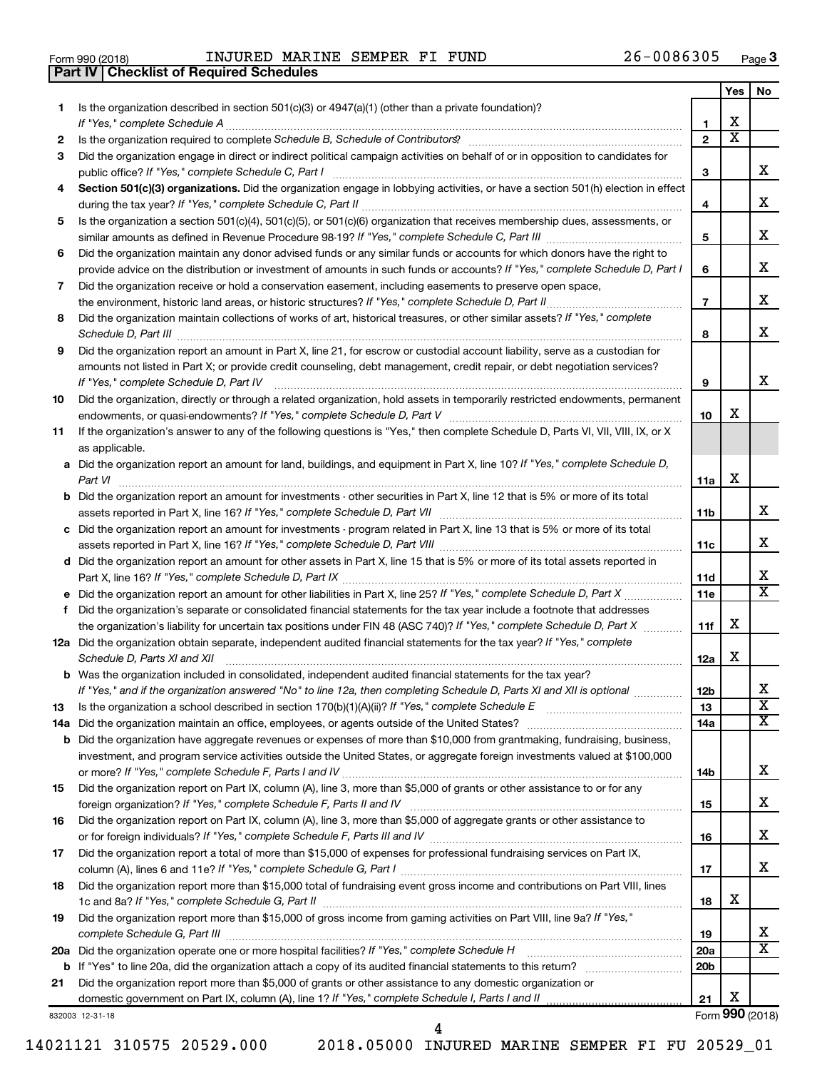Form 990 (2018) INJURED MARINE SEMPER FI FUND 26-0086305

## Part IV | Checklist of Required Schedules

| | | | Yes | No |
|---|---|---|---|---|
| 1 | Is the organization described in section 501(c)(3) or 4947(a)(1) (other than a private foundation)? *If "Yes," complete Schedule A* | 1 | X | |
| 2 | Is the organization required to complete *Schedule B, Schedule of Contributors*? | 2 | X | |
| 3 | Did the organization engage in direct or indirect political campaign activities on behalf of or in opposition to candidates for public office? *If "Yes," complete Schedule C, Part I* | 3 | | X |
| 4 | **Section 501(c)(3) organizations.** Did the organization engage in lobbying activities, or have a section 501(h) election in effect during the tax year? *If "Yes," complete Schedule C, Part II* | 4 | | X |
| 5 | Is the organization a section 501(c)(4), 501(c)(5), or 501(c)(6) organization that receives membership dues, assessments, or similar amounts as defined in Revenue Procedure 98-19? *If "Yes," complete Schedule C, Part III* | 5 | | X |
| 6 | Did the organization maintain any donor advised funds or any similar funds or accounts for which donors have the right to provide advice on the distribution or investment of amounts in such funds or accounts? *If "Yes," complete Schedule D, Part I* | 6 | | X |
| 7 | Did the organization receive or hold a conservation easement, including easements to preserve open space, the environment, historic land areas, or historic structures? *If "Yes," complete Schedule D, Part II* | 7 | | X |
| 8 | Did the organization maintain collections of works of art, historical treasures, or other similar assets? *If "Yes," complete Schedule D, Part III* | 8 | | X |
| 9 | Did the organization report an amount in Part X, line 21, for escrow or custodial account liability, serve as a custodian for amounts not listed in Part X; or provide credit counseling, debt management, credit repair, or debt negotiation services? *If "Yes," complete Schedule D, Part IV* | 9 | | X |
| 10 | Did the organization, directly or through a related organization, hold assets in temporarily restricted endowments, permanent endowments, or quasi-endowments? *If "Yes," complete Schedule D, Part V* | 10 | X | |
| 11 | If the organization's answer to any of the following questions is "Yes," then complete Schedule D, Parts VI, VII, VIII, IX, or X as applicable. | | | |
| a | Did the organization report an amount for land, buildings, and equipment in Part X, line 10? *If "Yes," complete Schedule D, Part VI* | 11a | X | |
| b | Did the organization report an amount for investments - other securities in Part X, line 12 that is 5% or more of its total assets reported in Part X, line 16? *If "Yes," complete Schedule D, Part VII* | 11b | | X |
| c | Did the organization report an amount for investments - program related in Part X, line 13 that is 5% or more of its total assets reported in Part X, line 16? *If "Yes," complete Schedule D, Part VIII* | 11c | | X |
| d | Did the organization report an amount for other assets in Part X, line 15 that is 5% or more of its total assets reported in Part X, line 16? *If "Yes," complete Schedule D, Part IX* | 11d | | X |
| e | Did the organization report an amount for other liabilities in Part X, line 25? *If "Yes," complete Schedule D, Part X* | 11e | | X |
| f | Did the organization's separate or consolidated financial statements for the tax year include a footnote that addresses the organization's liability for uncertain tax positions under FIN 48 (ASC 740)? *If "Yes," complete Schedule D, Part X* | 11f | X | |
| 12a | Did the organization obtain separate, independent audited financial statements for the tax year? *If "Yes," complete Schedule D, Parts XI and XII* | 12a | X | |
| b | Was the organization included in consolidated, independent audited financial statements for the tax year? *If "Yes," and if the organization answered "No" to line 12a, then completing Schedule D, Parts XI and XII is optional* | 12b | | X |
| 13 | Is the organization a school described in section 170(b)(1)(A)(ii)? *If "Yes," complete Schedule E* | 13 | | X |
| 14a | Did the organization maintain an office, employees, or agents outside of the United States? | 14a | | X |
| b | Did the organization have aggregate revenues or expenses of more than $10,000 from grantmaking, fundraising, business, investment, and program service activities outside the United States, or aggregate foreign investments valued at $100,000 or more? *If "Yes," complete Schedule F, Parts I and IV* | 14b | | X |
| 15 | Did the organization report on Part IX, column (A), line 3, more than $5,000 of grants or other assistance to or for any foreign organization? *If "Yes," complete Schedule F, Parts II and IV* | 15 | | X |
| 16 | Did the organization report on Part IX, column (A), line 3, more than $5,000 of aggregate grants or other assistance to or for foreign individuals? *If "Yes," complete Schedule F, Parts III and IV* | 16 | | X |
| 17 | Did the organization report a total of more than $15,000 of expenses for professional fundraising services on Part IX, column (A), lines 6 and 11e? *If "Yes," complete Schedule G, Part I* | 17 | | X |
| 18 | Did the organization report more than $15,000 total of fundraising event gross income and contributions on Part VIII, lines 1c and 8a? *If "Yes," complete Schedule G, Part II* | 18 | X | |
| 19 | Did the organization report more than $15,000 of gross income from gaming activities on Part VIII, line 9a? *If "Yes," complete Schedule G, Part III* | 19 | | X |
| 20a | Did the organization operate one or more hospital facilities? *If "Yes," complete Schedule H* | 20a | | X |
| b | If "Yes" to line 20a, did the organization attach a copy of its audited financial statements to this return? | 20b | | |
| 21 | Did the organization report more than $5,000 of grants or other assistance to any domestic organization or domestic government on Part IX, column (A), line 1? *If "Yes," complete Schedule I, Parts I and II* | 21 | X | |

832003 12-31-18 Form **990** (2018)

14021121 310575 20529.000 2018.05000 INJURED MARINE SEMPER FI FU 20529_01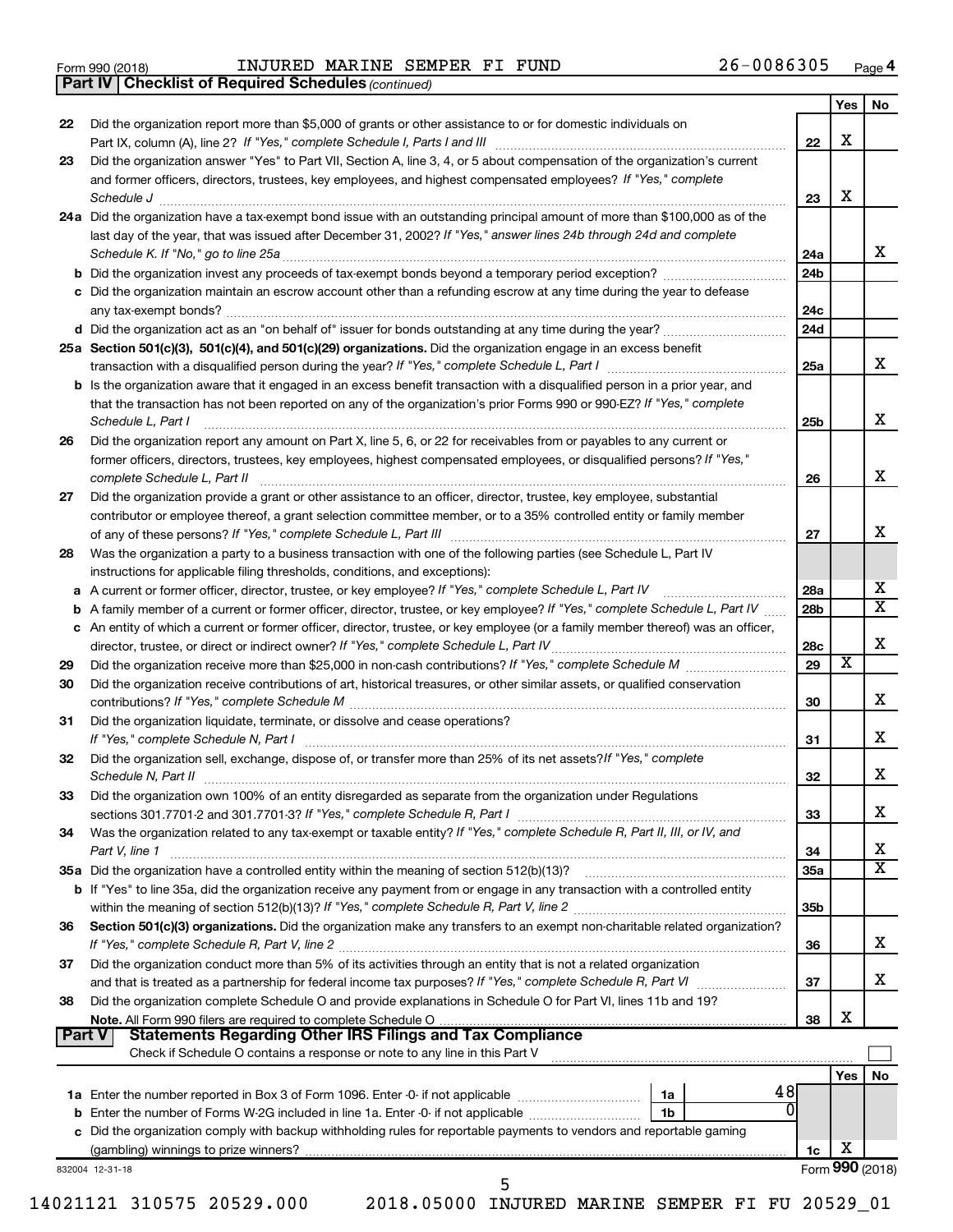Form 990 (2018) INJURED MARINE SEMPER FI FUND 26-0086305 Page 4

**Part IV | Checklist of Required Schedules** *(continued)*

| | | | Yes | No |
|---|---|---|---|---|
| 22 | Did the organization report more than $5,000 of grants or other assistance to or for domestic individuals on Part IX, column (A), line 2? *If "Yes," complete Schedule I, Parts I and III* | 22 | X | |
| 23 | Did the organization answer "Yes" to Part VII, Section A, line 3, 4, or 5 about compensation of the organization's current and former officers, directors, trustees, key employees, and highest compensated employees? *If "Yes," complete Schedule J* | 23 | X | |
| 24a | Did the organization have a tax-exempt bond issue with an outstanding principal amount of more than $100,000 as of the last day of the year, that was issued after December 31, 2002? *If "Yes," answer lines 24b through 24d and complete Schedule K. If "No," go to line 25a* | 24a | | X |
| b | Did the organization invest any proceeds of tax-exempt bonds beyond a temporary period exception? | 24b | | |
| c | Did the organization maintain an escrow account other than a refunding escrow at any time during the year to defease any tax-exempt bonds? | 24c | | |
| d | Did the organization act as an "on behalf of" issuer for bonds outstanding at any time during the year? | 24d | | |
| 25a | **Section 501(c)(3), 501(c)(4), and 501(c)(29) organizations.** Did the organization engage in an excess benefit transaction with a disqualified person during the year? *If "Yes," complete Schedule L, Part I* | 25a | | X |
| b | Is the organization aware that it engaged in an excess benefit transaction with a disqualified person in a prior year, and that the transaction has not been reported on any of the organization's prior Forms 990 or 990-EZ? *If "Yes," complete Schedule L, Part I* | 25b | | X |
| 26 | Did the organization report any amount on Part X, line 5, 6, or 22 for receivables from or payables to any current or former officers, directors, trustees, key employees, highest compensated employees, or disqualified persons? *If "Yes," complete Schedule L, Part II* | 26 | | X |
| 27 | Did the organization provide a grant or other assistance to an officer, director, trustee, key employee, substantial contributor or employee thereof, a grant selection committee member, or to a 35% controlled entity or family member of any of these persons? *If "Yes," complete Schedule L, Part III* | 27 | | X |
| 28 | Was the organization a party to a business transaction with one of the following parties (see Schedule L, Part IV instructions for applicable filing thresholds, conditions, and exceptions): | | | |
| a | A current or former officer, director, trustee, or key employee? *If "Yes," complete Schedule L, Part IV* | 28a | | X |
| b | A family member of a current or former officer, director, trustee, or key employee? *If "Yes," complete Schedule L, Part IV* | 28b | | X |
| c | An entity of which a current or former officer, director, trustee, or key employee (or a family member thereof) was an officer, director, trustee, or direct or indirect owner? *If "Yes," complete Schedule L, Part IV* | 28c | | X |
| 29 | Did the organization receive more than $25,000 in non-cash contributions? *If "Yes," complete Schedule M* | 29 | X | |
| 30 | Did the organization receive contributions of art, historical treasures, or other similar assets, or qualified conservation contributions? *If "Yes," complete Schedule M* | 30 | | X |
| 31 | Did the organization liquidate, terminate, or dissolve and cease operations? *If "Yes," complete Schedule N, Part I* | 31 | | X |
| 32 | Did the organization sell, exchange, dispose of, or transfer more than 25% of its net assets? *If "Yes," complete Schedule N, Part II* | 32 | | X |
| 33 | Did the organization own 100% of an entity disregarded as separate from the organization under Regulations sections 301.7701-2 and 301.7701-3? *If "Yes," complete Schedule R, Part I* | 33 | | X |
| 34 | Was the organization related to any tax-exempt or taxable entity? *If "Yes," complete Schedule R, Part II, III, or IV, and Part V, line 1* | 34 | | X |
| 35a | Did the organization have a controlled entity within the meaning of section 512(b)(13)? | 35a | | X |
| b | If "Yes" to line 35a, did the organization receive any payment from or engage in any transaction with a controlled entity within the meaning of section 512(b)(13)? *If "Yes," complete Schedule R, Part V, line 2* | 35b | | |
| 36 | **Section 501(c)(3) organizations.** Did the organization make any transfers to an exempt non-charitable related organization? *If "Yes," complete Schedule R, Part V, line 2* | 36 | | X |
| 37 | Did the organization conduct more than 5% of its activities through an entity that is not a related organization and that is treated as a partnership for federal income tax purposes? *If "Yes," complete Schedule R, Part VI* | 37 | | X |
| 38 | Did the organization complete Schedule O and provide explanations in Schedule O for Part VI, lines 11b and 19? **Note.** All Form 990 filers are required to complete Schedule O | 38 | X | |

**Part V | Statements Regarding Other IRS Filings and Tax Compliance**

Check if Schedule O contains a response or note to any line in this Part V ☐

| | | | | | Yes | No |
|---|---|---|---|---|---|---|
| 1a | Enter the number reported in Box 3 of Form 1096. Enter -0- if not applicable | 1a | 48 | | | |
| b | Enter the number of Forms W-2G included in line 1a. Enter -0- if not applicable | 1b | 0 | | | |
| c | Did the organization comply with backup withholding rules for reportable payments to vendors and reportable gaming (gambling) winnings to prize winners? | | | 1c | X | |

832004 12-31-18 Form **990** (2018)

14021121 310575 20529.000 2018.05000 INJURED MARINE SEMPER FI FU 20529_01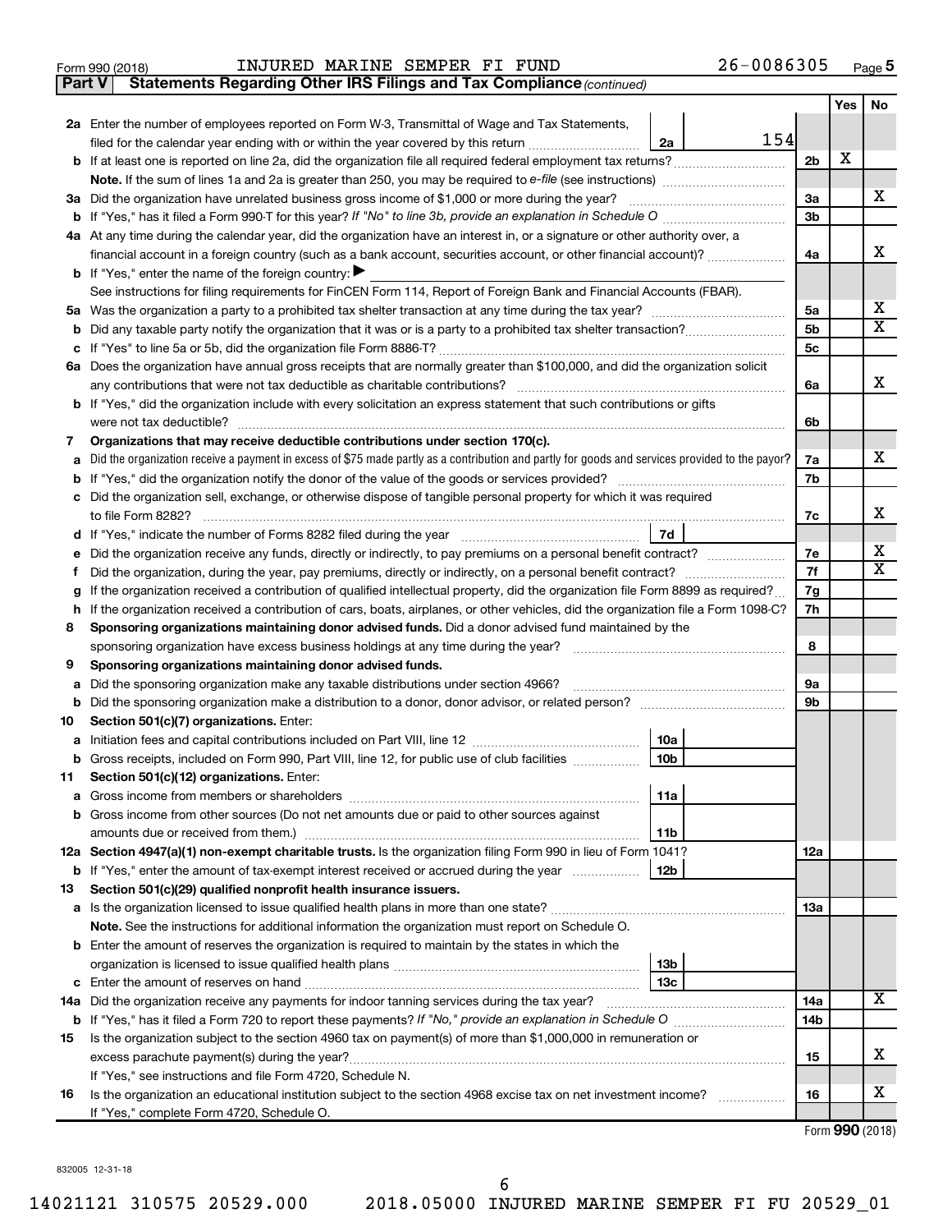Form 990 (2018) INJURED MARINE SEMPER FI FUND 26-0086305 Page 5

**Part V Statements Regarding Other IRS Filings and Tax Compliance** *(continued)*

| | | | | Yes | No |
|---|---|---|---|---|---|
| **2a** | Enter the number of employees reported on Form W-3, Transmittal of Wage and Tax Statements, filed for the calendar year ending with or within the year covered by this return | 2a 154 | | | |
| **b** | If at least one is reported on line 2a, did the organization file all required federal employment tax returns? | | 2b | X | |
| | **Note.** If the sum of lines 1a and 2a is greater than 250, you may be required to *e-file* (see instructions) | | | | |
| **3a** | Did the organization have unrelated business gross income of $1,000 or more during the year? | | 3a | | X |
| **b** | If "Yes," has it filed a Form 990-T for this year? *If "No" to line 3b, provide an explanation in Schedule O* | | 3b | | |
| **4a** | At any time during the calendar year, did the organization have an interest in, or a signature or other authority over, a financial account in a foreign country (such as a bank account, securities account, or other financial account)? | | 4a | | X |
| **b** | If "Yes," enter the name of the foreign country: ▶ | | | | |
| | See instructions for filing requirements for FinCEN Form 114, Report of Foreign Bank and Financial Accounts (FBAR). | | | | |
| **5a** | Was the organization a party to a prohibited tax shelter transaction at any time during the tax year? | | 5a | | X |
| **b** | Did any taxable party notify the organization that it was or is a party to a prohibited tax shelter transaction? | | 5b | | X |
| **c** | If "Yes" to line 5a or 5b, did the organization file Form 8886-T? | | 5c | | |
| **6a** | Does the organization have annual gross receipts that are normally greater than $100,000, and did the organization solicit any contributions that were not tax deductible as charitable contributions? | | 6a | | X |
| **b** | If "Yes," did the organization include with every solicitation an express statement that such contributions or gifts were not tax deductible? | | 6b | | |
| **7** | **Organizations that may receive deductible contributions under section 170(c).** | | | | |
| **a** | Did the organization receive a payment in excess of $75 made partly as a contribution and partly for goods and services provided to the payor? | | 7a | | X |
| **b** | If "Yes," did the organization notify the donor of the value of the goods or services provided? | | 7b | | |
| **c** | Did the organization sell, exchange, or otherwise dispose of tangible personal property for which it was required to file Form 8282? | | 7c | | X |
| **d** | If "Yes," indicate the number of Forms 8282 filed during the year | 7d | | | |
| **e** | Did the organization receive any funds, directly or indirectly, to pay premiums on a personal benefit contract? | | 7e | | X |
| **f** | Did the organization, during the year, pay premiums, directly or indirectly, on a personal benefit contract? | | 7f | | X |
| **g** | If the organization received a contribution of qualified intellectual property, did the organization file Form 8899 as required? | | 7g | | |
| **h** | If the organization received a contribution of cars, boats, airplanes, or other vehicles, did the organization file a Form 1098-C? | | 7h | | |
| **8** | **Sponsoring organizations maintaining donor advised funds.** Did a donor advised fund maintained by the sponsoring organization have excess business holdings at any time during the year? | | 8 | | |
| **9** | **Sponsoring organizations maintaining donor advised funds.** | | | | |
| **a** | Did the sponsoring organization make any taxable distributions under section 4966? | | 9a | | |
| **b** | Did the sponsoring organization make a distribution to a donor, donor advisor, or related person? | | 9b | | |
| **10** | **Section 501(c)(7) organizations.** Enter: | | | | |
| **a** | Initiation fees and capital contributions included on Part VIII, line 12 | 10a | | | |
| **b** | Gross receipts, included on Form 990, Part VIII, line 12, for public use of club facilities | 10b | | | |
| **11** | **Section 501(c)(12) organizations.** Enter: | | | | |
| **a** | Gross income from members or shareholders | 11a | | | |
| **b** | Gross income from other sources (Do not net amounts due or paid to other sources against amounts due or received from them.) | 11b | | | |
| **12a** | **Section 4947(a)(1) non-exempt charitable trusts.** Is the organization filing Form 990 in lieu of Form 1041? | | 12a | | |
| **b** | If "Yes," enter the amount of tax-exempt interest received or accrued during the year | 12b | | | |
| **13** | **Section 501(c)(29) qualified nonprofit health insurance issuers.** | | | | |
| **a** | Is the organization licensed to issue qualified health plans in more than one state? | | 13a | | |
| | **Note.** See the instructions for additional information the organization must report on Schedule O. | | | | |
| **b** | Enter the amount of reserves the organization is required to maintain by the states in which the organization is licensed to issue qualified health plans | 13b | | | |
| **c** | Enter the amount of reserves on hand | 13c | | | |
| **14a** | Did the organization receive any payments for indoor tanning services during the tax year? | | 14a | | X |
| **b** | If "Yes," has it filed a Form 720 to report these payments? *If "No," provide an explanation in Schedule O* | | 14b | | |
| **15** | Is the organization subject to the section 4960 tax on payment(s) of more than $1,000,000 in remuneration or excess parachute payment(s) during the year? | | 15 | | X |
| | If "Yes," see instructions and file Form 4720, Schedule N. | | | | |
| **16** | Is the organization an educational institution subject to the section 4968 excise tax on net investment income? | | 16 | | X |
| | If "Yes," complete Form 4720, Schedule O. | | | | |

Form **990** (2018)

832005 12-31-18

14021121 310575 20529.000 2018.05000 INJURED MARINE SEMPER FI FU 20529_01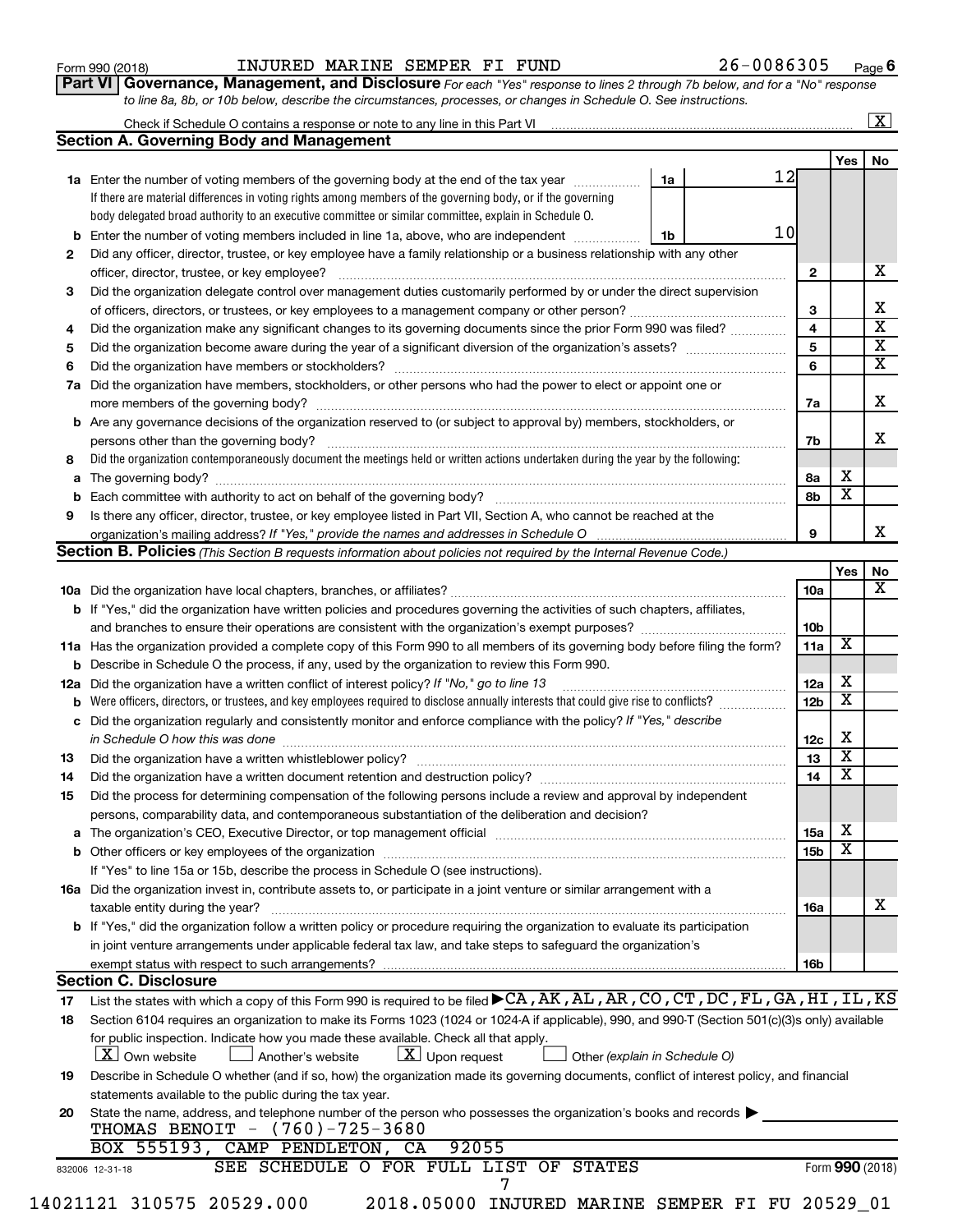Form 990 (2018) INJURED MARINE SEMPER FI FUND 26-0086305 Page **6**

## Part VI Governance, Management, and Disclosure

*For each "Yes" response to lines 2 through 7b below, and for a "No" response to line 8a, 8b, or 10b below, describe the circumstances, processes, or changes in Schedule O. See instructions.*

Check if Schedule O contains a response or note to any line in this Part VI ..... [X]

### Section A. Governing Body and Management

| | | | | Yes | No |
|---|---|---|---|---|---|
| **1a** | Enter the number of voting members of the governing body at the end of the tax year. If there are material differences in voting rights among members of the governing body, or if the governing body delegated broad authority to an executive committee or similar committee, explain in Schedule O. | 1a: 12 | | | |
| **b** | Enter the number of voting members included in line 1a, above, who are independent | 1b: 10 | | | |
| **2** | Did any officer, director, trustee, or key employee have a family relationship or a business relationship with any other officer, director, trustee, or key employee? | | 2 | | X |
| **3** | Did the organization delegate control over management duties customarily performed by or under the direct supervision of officers, directors, or trustees, or key employees to a management company or other person? | | 3 | | X |
| **4** | Did the organization make any significant changes to its governing documents since the prior Form 990 was filed? | | 4 | | X |
| **5** | Did the organization become aware during the year of a significant diversion of the organization's assets? | | 5 | | X |
| **6** | Did the organization have members or stockholders? | | 6 | | X |
| **7a** | Did the organization have members, stockholders, or other persons who had the power to elect or appoint one or more members of the governing body? | | 7a | | X |
| **b** | Are any governance decisions of the organization reserved to (or subject to approval by) members, stockholders, or persons other than the governing body? | | 7b | | X |
| **8** | Did the organization contemporaneously document the meetings held or written actions undertaken during the year by the following: | | | | |
| **a** | The governing body? | | 8a | X | |
| **b** | Each committee with authority to act on behalf of the governing body? | | 8b | X | |
| **9** | Is there any officer, director, trustee, or key employee listed in Part VII, Section A, who cannot be reached at the organization's mailing address? *If "Yes," provide the names and addresses in Schedule O* | | 9 | | X |

### Section B. Policies *(This Section B requests information about policies not required by the Internal Revenue Code.)*

| | | | Yes | No |
|---|---|---|---|---|
| **10a** | Did the organization have local chapters, branches, or affiliates? | 10a | | X |
| **b** | If "Yes," did the organization have written policies and procedures governing the activities of such chapters, affiliates, and branches to ensure their operations are consistent with the organization's exempt purposes? | 10b | | |
| **11a** | Has the organization provided a complete copy of this Form 990 to all members of its governing body before filing the form? | 11a | X | |
| **b** | Describe in Schedule O the process, if any, used by the organization to review this Form 990. | | | |
| **12a** | Did the organization have a written conflict of interest policy? *If "No," go to line 13* | 12a | X | |
| **b** | Were officers, directors, or trustees, and key employees required to disclose annually interests that could give rise to conflicts? | 12b | X | |
| **c** | Did the organization regularly and consistently monitor and enforce compliance with the policy? *If "Yes," describe in Schedule O how this was done* | 12c | X | |
| **13** | Did the organization have a written whistleblower policy? | 13 | X | |
| **14** | Did the organization have a written document retention and destruction policy? | 14 | X | |
| **15** | Did the process for determining compensation of the following persons include a review and approval by independent persons, comparability data, and contemporaneous substantiation of the deliberation and decision? | | | |
| **a** | The organization's CEO, Executive Director, or top management official | 15a | X | |
| **b** | Other officers or key employees of the organization | 15b | X | |
| | If "Yes" to line 15a or 15b, describe the process in Schedule O (see instructions). | | | |
| **16a** | Did the organization invest in, contribute assets to, or participate in a joint venture or similar arrangement with a taxable entity during the year? | 16a | | X |
| **b** | If "Yes," did the organization follow a written policy or procedure requiring the organization to evaluate its participation in joint venture arrangements under applicable federal tax law, and take steps to safeguard the organization's exempt status with respect to such arrangements? | 16b | | |

### Section C. Disclosure

**17** List the states with which a copy of this Form 990 is required to be filed ▶ CA,AK,AL,AR,CO,CT,DC,FL,GA,HI,IL,KS

**18** Section 6104 requires an organization to make its Forms 1023 (1024 or 1024-A if applicable), 990, and 990-T (Section 501(c)(3)s only) available for public inspection. Indicate how you made these available. Check all that apply.

[X] Own website [ ] Another's website [X] Upon request [ ] Other *(explain in Schedule O)*

**19** Describe in Schedule O whether (and if so, how) the organization made its governing documents, conflict of interest policy, and financial statements available to the public during the tax year.

**20** State the name, address, and telephone number of the person who possesses the organization's books and records ▶

THOMAS BENOIT - (760)-725-3680
BOX 555193, CAMP PENDLETON, CA 92055

SEE SCHEDULE O FOR FULL LIST OF STATES

832006 12-31-18 Form **990** (2018)

14021121 310575 20529.000 2018.05000 INJURED MARINE SEMPER FI FU 20529_01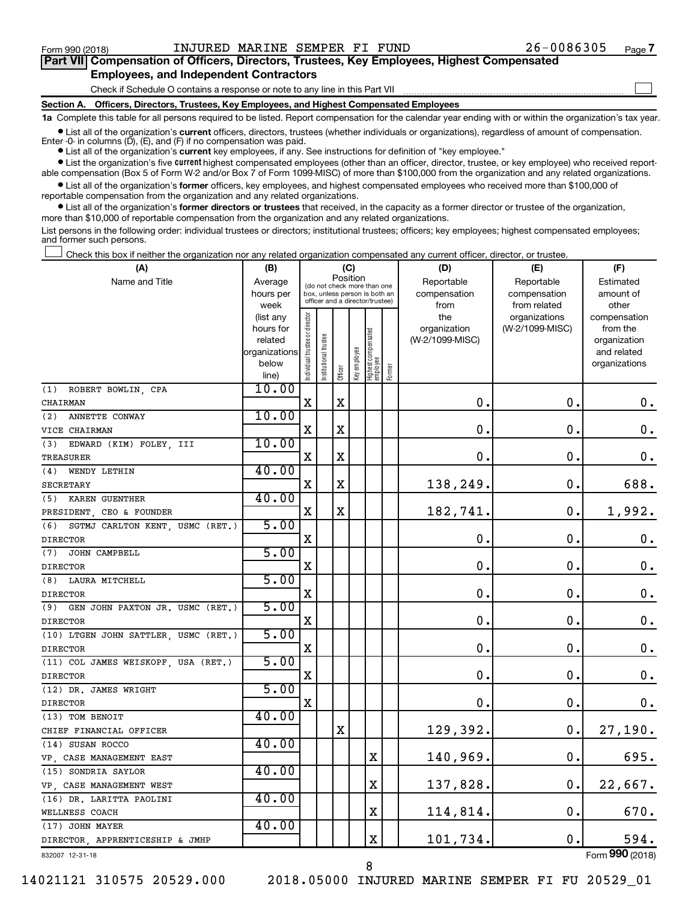Form 990 (2018) INJURED MARINE SEMPER FI FUND 26-0086305 Page 7

## Part VII Compensation of Officers, Directors, Trustees, Key Employees, Highest Compensated Employees, and Independent Contractors

Check if Schedule O contains a response or note to any line in this Part VII ☐

### Section A. Officers, Directors, Trustees, Key Employees, and Highest Compensated Employees

**1a** Complete this table for all persons required to be listed. Report compensation for the calendar year ending with or within the organization's tax year.

- List all of the organization's **current** officers, directors, trustees (whether individuals or organizations), regardless of amount of compensation. Enter -0- in columns (D), (E), and (F) if no compensation was paid.
- List all of the organization's **current** key employees, if any. See instructions for definition of "key employee."
- List the organization's five **current** highest compensated employees (other than an officer, director, trustee, or key employee) who received reportable compensation (Box 5 of Form W-2 and/or Box 7 of Form 1099-MISC) of more than $100,000 from the organization and any related organizations.
- List all of the organization's **former** officers, key employees, and highest compensated employees who received more than $100,000 of reportable compensation from the organization and any related organizations.
- List all of the organization's **former directors or trustees** that received, in the capacity as a former director or trustee of the organization, more than $10,000 of reportable compensation from the organization and any related organizations.

List persons in the following order: individual trustees or directors; institutional trustees; officers; key employees; highest compensated employees; and former such persons.

☐ Check this box if neither the organization nor any related organization compensated any current officer, director, or trustee.

| (A) Name and Title | (B) Average hours per week (list any hours for related organizations below line) | (C) Position: Individual trustee or director | Institutional trustee | Officer | Key employee | Highest compensated employee | Former | (D) Reportable compensation from the organization (W-2/1099-MISC) | (E) Reportable compensation from related organizations (W-2/1099-MISC) | (F) Estimated amount of other compensation from the organization and related organizations |
|---|---|---|---|---|---|---|---|---|---|---|
| (1) ROBERT BOWLIN, CPA<br>CHAIRMAN | 10.00 | X | | X | | | | 0. | 0. | 0. |
| (2) ANNETTE CONWAY<br>VICE CHAIRMAN | 10.00 | X | | X | | | | 0. | 0. | 0. |
| (3) EDWARD (KIM) FOLEY, III<br>TREASURER | 10.00 | X | | X | | | | 0. | 0. | 0. |
| (4) WENDY LETHIN<br>SECRETARY | 40.00 | X | | X | | | | 138,249. | 0. | 688. |
| (5) KAREN GUENTHER<br>PRESIDENT, CEO & FOUNDER | 40.00 | X | | X | | | | 182,741. | 0. | 1,992. |
| (6) SGTMJ CARLTON KENT, USMC (RET.)<br>DIRECTOR | 5.00 | X | | | | | | 0. | 0. | 0. |
| (7) JOHN CAMPBELL<br>DIRECTOR | 5.00 | X | | | | | | 0. | 0. | 0. |
| (8) LAURA MITCHELL<br>DIRECTOR | 5.00 | X | | | | | | 0. | 0. | 0. |
| (9) GEN JOHN PAXTON JR. USMC (RET.)<br>DIRECTOR | 5.00 | X | | | | | | 0. | 0. | 0. |
| (10) LTGEN JOHN SATTLER, USMC (RET.)<br>DIRECTOR | 5.00 | X | | | | | | 0. | 0. | 0. |
| (11) COL JAMES WEISKOPF, USA (RET.)<br>DIRECTOR | 5.00 | X | | | | | | 0. | 0. | 0. |
| (12) DR. JAMES WRIGHT<br>DIRECTOR | 5.00 | X | | | | | | 0. | 0. | 0. |
| (13) TOM BENOIT<br>CHIEF FINANCIAL OFFICER | 40.00 | | | X | | | | 129,392. | 0. | 27,190. |
| (14) SUSAN ROCCO<br>VP, CASE MANAGEMENT EAST | 40.00 | | | | | X | | 140,969. | 0. | 695. |
| (15) SONDRIA SAYLOR<br>VP, CASE MANAGEMENT WEST | 40.00 | | | | | X | | 137,828. | 0. | 22,667. |
| (16) DR. LARITTA PAOLINI<br>WELLNESS COACH | 40.00 | | | | | X | | 114,814. | 0. | 670. |
| (17) JOHN MAYER<br>DIRECTOR, APPRENTICESHIP & JMHP | 40.00 | | | | | X | | 101,734. | 0. | 594. |

832007 12-31-18 Form 990 (2018)

14021121 310575 20529.000 2018.05000 INJURED MARINE SEMPER FI FU 20529_01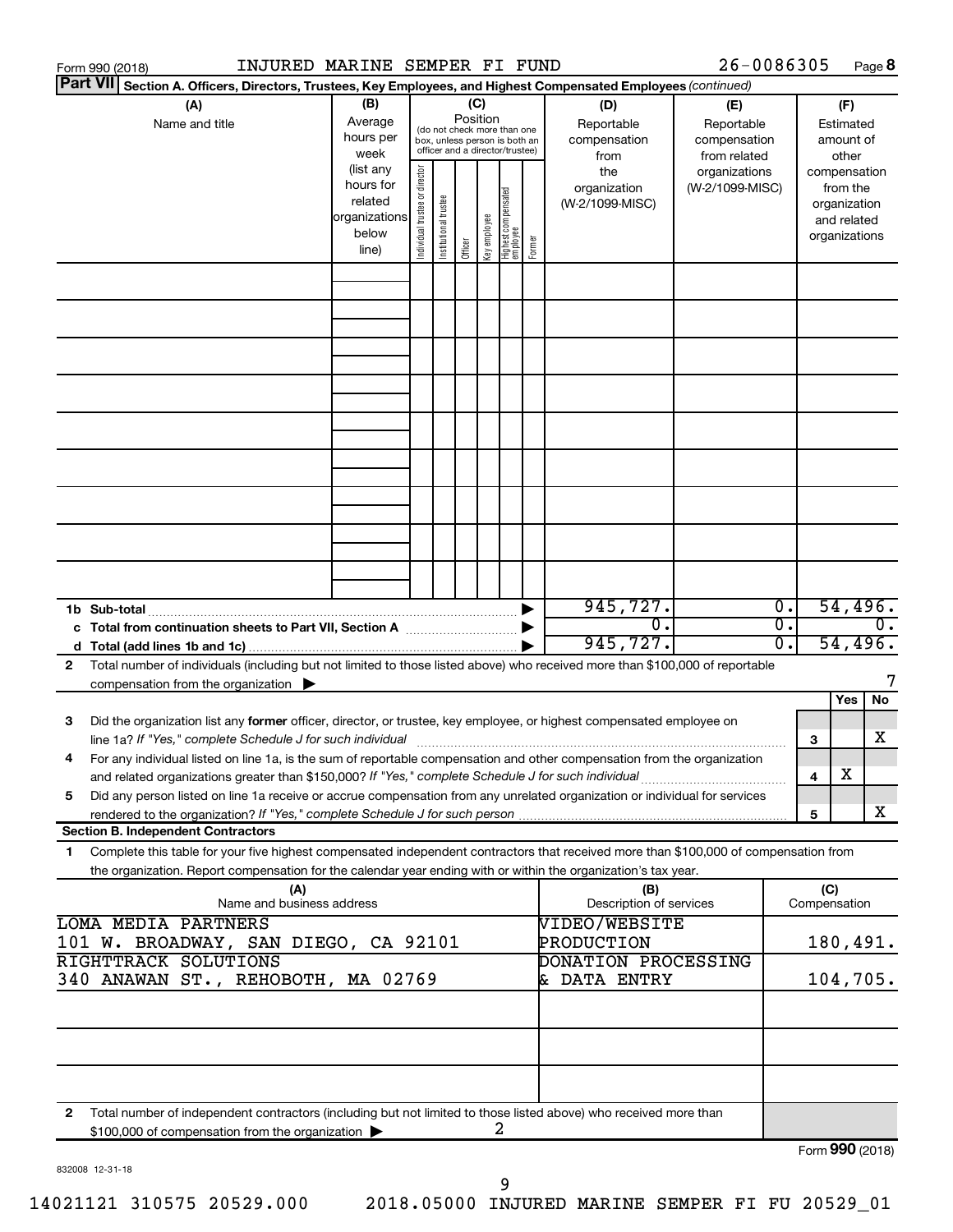Form 990 (2018) INJURED MARINE SEMPER FI FUND 26-0086305 Page **8**

**Part VII** **Section A. Officers, Directors, Trustees, Key Employees, and Highest Compensated Employees** *(continued)*

| (A) Name and title | (B) Average hours per week (list any hours for related organizations below line) | (C) Position (do not check more than one box, unless person is both an officer and a director/trustee): Individual trustee or director | Institutional trustee | Officer | Key employee | Highest compensated employee | Former | (D) Reportable compensation from the organization (W-2/1099-MISC) | (E) Reportable compensation from related organizations (W-2/1099-MISC) | (F) Estimated amount of other compensation from the organization and related organizations |
|---|---|---|---|---|---|---|---|---|---|---|
| | | | | | | | | | | |
| **1b Sub-total** | | | | | | | | 945,727. | 0. | 54,496. |
| **c Total from continuation sheets to Part VII, Section A** | | | | | | | | 0. | 0. | 0. |
| **d Total (add lines 1b and 1c)** | | | | | | | | 945,727. | 0. | 54,496. |

**2** Total number of individuals (including but not limited to those listed above) who received more than $100,000 of reportable compensation from the organization ▶ 7

| | | | Yes | No |
|---|---|---|---|---|
| **3** | Did the organization list any **former** officer, director, or trustee, key employee, or highest compensated employee on line 1a? *If "Yes," complete Schedule J for such individual* | 3 | | X |
| **4** | For any individual listed on line 1a, is the sum of reportable compensation and other compensation from the organization and related organizations greater than $150,000? *If "Yes," complete Schedule J for such individual* | 4 | X | |
| **5** | Did any person listed on line 1a receive or accrue compensation from any unrelated organization or individual for services rendered to the organization? *If "Yes," complete Schedule J for such person* | 5 | | X |

**Section B. Independent Contractors**

**1** Complete this table for your five highest compensated independent contractors that received more than $100,000 of compensation from the organization. Report compensation for the calendar year ending with or within the organization's tax year.

| (A) Name and business address | (B) Description of services | (C) Compensation |
|---|---|---|
| LOMA MEDIA PARTNERS<br>101 W. BROADWAY, SAN DIEGO, CA 92101 | VIDEO/WEBSITE PRODUCTION | 180,491. |
| RIGHTTRACK SOLUTIONS<br>340 ANAWAN ST., REHOBOTH, MA 02769 | DONATION PROCESSING & DATA ENTRY | 104,705. |
| | | |
| | | |
| | | |

**2** Total number of independent contractors (including but not limited to those listed above) who received more than $100,000 of compensation from the organization ▶ 2

Form **990** (2018)

832008 12-31-18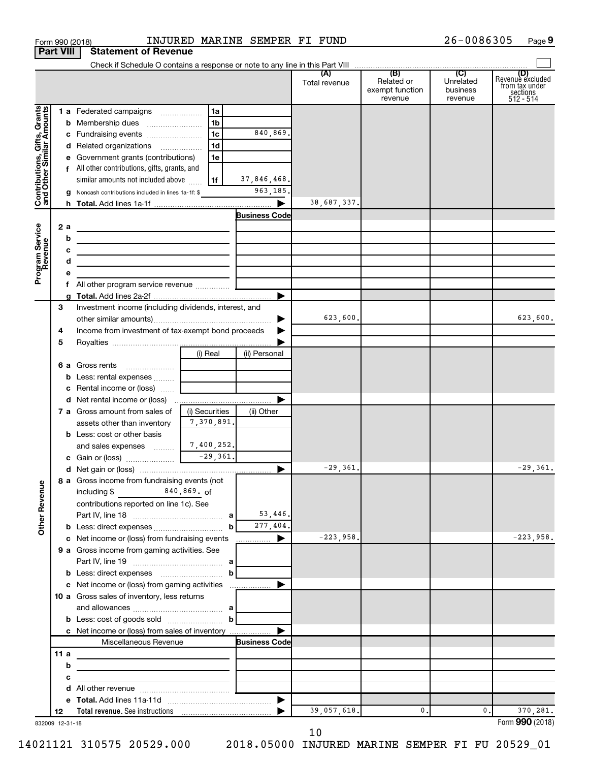Form 990 (2018) INJURED MARINE SEMPER FI FUND 26-0086305 Page 9

## Part VIII Statement of Revenue

Check if Schedule O contains a response or note to any line in this Part VIII

| | | | | (A) Total revenue | (B) Related or exempt function revenue | (C) Unrelated business revenue | (D) Revenue excluded from tax under sections 512 - 514 |
|---|---|---|---|---|---|---|---|
| **Contributions, Gifts, Grants and Other Similar Amounts** | 1 a Federated campaigns | 1a | | | | | |
| | b Membership dues | 1b | | | | | |
| | c Fundraising events | 1c | 840,869. | | | | |
| | d Related organizations | 1d | | | | | |
| | e Government grants (contributions) | 1e | | | | | |
| | f All other contributions, gifts, grants, and similar amounts not included above | 1f | 37,846,468. | | | | |
| | g Noncash contributions included in lines 1a-1f: $ | | 963,185. | | | | |
| | h **Total.** Add lines 1a-1f | | ▶ | 38,687,337. | | | |
| **Program Service Revenue** | | | Business Code | | | | |
| | 2 a | | | | | | |
| | b | | | | | | |
| | c | | | | | | |
| | d | | | | | | |
| | e | | | | | | |
| | f All other program service revenue | | | | | | |
| | g **Total.** Add lines 2a-2f | | ▶ | | | | |
| | 3 Investment income (including dividends, interest, and other similar amounts) | | ▶ | 623,600. | | | 623,600. |
| | 4 Income from investment of tax-exempt bond proceeds | | ▶ | | | | |
| | 5 Royalties | | ▶ | | | | |
| | | (i) Real | (ii) Personal | | | | |
| | 6 a Gross rents | | | | | | |
| | b Less: rental expenses | | | | | | |
| | c Rental income or (loss) | | | | | | |
| | d Net rental income or (loss) | | ▶ | | | | |
| | 7 a Gross amount from sales of assets other than inventory | (i) Securities 7,370,891. | (ii) Other | | | | |
| | b Less: cost or other basis and sales expenses | 7,400,252. | | | | | |
| | c Gain or (loss) | -29,361. | | | | | |
| | d Net gain or (loss) | | ▶ | -29,361. | | | -29,361. |
| **Other Revenue** | 8 a Gross income from fundraising events (not including $ 840,869. of contributions reported on line 1c). See Part IV, line 18 | a | 53,446. | | | | |
| | b Less: direct expenses | b | 277,404. | | | | |
| | c Net income or (loss) from fundraising events | | ▶ | -223,958. | | | -223,958. |
| | 9 a Gross income from gaming activities. See Part IV, line 19 | a | | | | | |
| | b Less: direct expenses | b | | | | | |
| | c Net income or (loss) from gaming activities | | ▶ | | | | |
| | 10 a Gross sales of inventory, less returns and allowances | a | | | | | |
| | b Less: cost of goods sold | b | | | | | |
| | c Net income or (loss) from sales of inventory | | ▶ | | | | |
| | Miscellaneous Revenue | | Business Code | | | | |
| | 11 a | | | | | | |
| | b | | | | | | |
| | c | | | | | | |
| | d All other revenue | | | | | | |
| | e **Total.** Add lines 11a-11d | | ▶ | | | | |
| | 12 **Total revenue.** See instructions | | ▶ | 39,057,618. | 0. | 0. | 370,281. |

832009 12-31-18

Form **990** (2018)

14021121 310575 20529.000 2018.05000 INJURED MARINE SEMPER FI FU 20529_01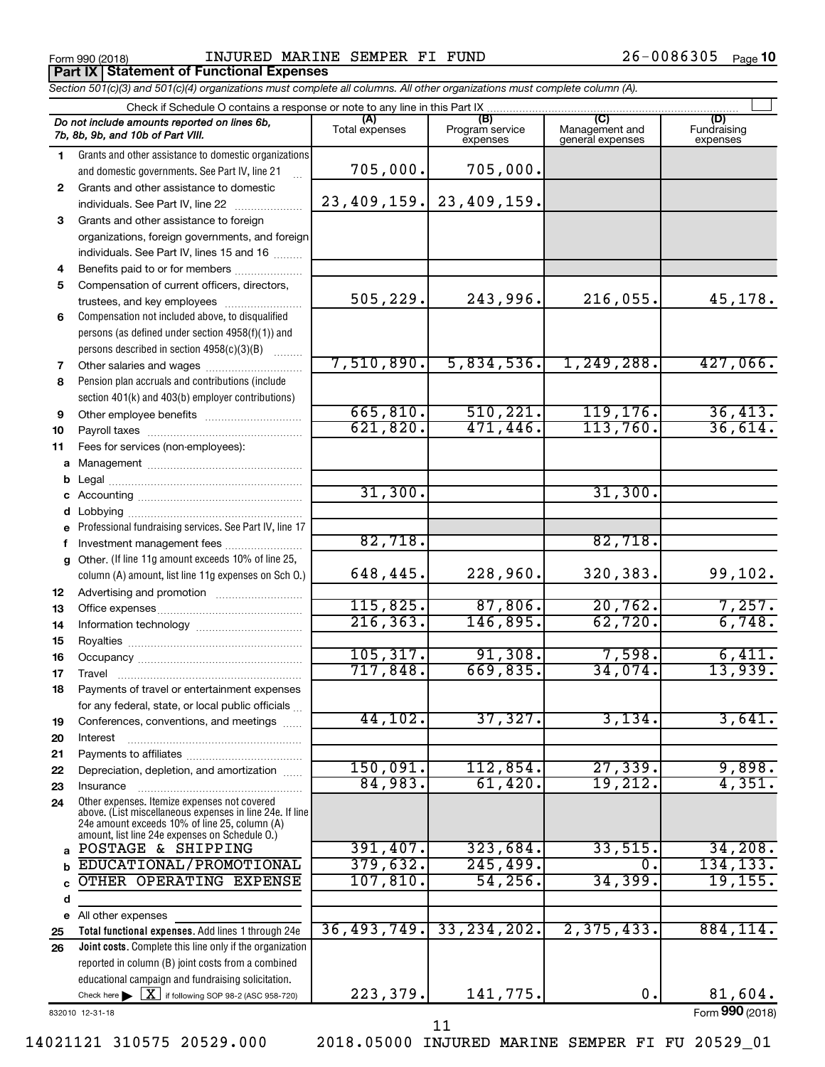Form 990 (2018) INJURED MARINE SEMPER FI FUND 26-0086305 Page 10

**Part IX | Statement of Functional Expenses**

*Section 501(c)(3) and 501(c)(4) organizations must complete all columns. All other organizations must complete column (A).*

Check if Schedule O contains a response or note to any line in this Part IX ☐

| | *Do not include amounts reported on lines 6b, 7b, 8b, 9b, and 10b of Part VIII.* | (A) Total expenses | (B) Program service expenses | (C) Management and general expenses | (D) Fundraising expenses |
|---|---|---|---|---|---|
| 1 | Grants and other assistance to domestic organizations and domestic governments. See Part IV, line 21 | 705,000. | 705,000. | | |
| 2 | Grants and other assistance to domestic individuals. See Part IV, line 22 | 23,409,159. | 23,409,159. | | |
| 3 | Grants and other assistance to foreign organizations, foreign governments, and foreign individuals. See Part IV, lines 15 and 16 | | | | |
| 4 | Benefits paid to or for members | | | | |
| 5 | Compensation of current officers, directors, trustees, and key employees | 505,229. | 243,996. | 216,055. | 45,178. |
| 6 | Compensation not included above, to disqualified persons (as defined under section 4958(f)(1)) and persons described in section 4958(c)(3)(B) | | | | |
| 7 | Other salaries and wages | 7,510,890. | 5,834,536. | 1,249,288. | 427,066. |
| 8 | Pension plan accruals and contributions (include section 401(k) and 403(b) employer contributions) | | | | |
| 9 | Other employee benefits | 665,810. | 510,221. | 119,176. | 36,413. |
| 10 | Payroll taxes | 621,820. | 471,446. | 113,760. | 36,614. |
| 11 | Fees for services (non-employees): | | | | |
| a | Management | | | | |
| b | Legal | | | | |
| c | Accounting | 31,300. | | 31,300. | |
| d | Lobbying | | | | |
| e | Professional fundraising services. See Part IV, line 17 | | | | |
| f | Investment management fees | 82,718. | | 82,718. | |
| g | Other. (If line 11g amount exceeds 10% of line 25, column (A) amount, list line 11g expenses on Sch O.) | 648,445. | 228,960. | 320,383. | 99,102. |
| 12 | Advertising and promotion | | | | |
| 13 | Office expenses | 115,825. | 87,806. | 20,762. | 7,257. |
| 14 | Information technology | 216,363. | 146,895. | 62,720. | 6,748. |
| 15 | Royalties | | | | |
| 16 | Occupancy | 105,317. | 91,308. | 7,598. | 6,411. |
| 17 | Travel | 717,848. | 669,835. | 34,074. | 13,939. |
| 18 | Payments of travel or entertainment expenses for any federal, state, or local public officials | | | | |
| 19 | Conferences, conventions, and meetings | 44,102. | 37,327. | 3,134. | 3,641. |
| 20 | Interest | | | | |
| 21 | Payments to affiliates | | | | |
| 22 | Depreciation, depletion, and amortization | 150,091. | 112,854. | 27,339. | 9,898. |
| 23 | Insurance | 84,983. | 61,420. | 19,212. | 4,351. |
| 24 | Other expenses. Itemize expenses not covered above. (List miscellaneous expenses in line 24e. If line 24e amount exceeds 10% of line 25, column (A) amount, list line 24e expenses on Schedule O.) | | | | |
| a | POSTAGE & SHIPPING | 391,407. | 323,684. | 33,515. | 34,208. |
| b | EDUCATIONAL/PROMOTIONAL | 379,632. | 245,499. | 0. | 134,133. |
| c | OTHER OPERATING EXPENSE | 107,810. | 54,256. | 34,399. | 19,155. |
| d | | | | | |
| e | All other expenses | | | | |
| 25 | **Total functional expenses.** Add lines 1 through 24e | 36,493,749. | 33,234,202. | 2,375,433. | 884,114. |
| 26 | **Joint costs.** Complete this line only if the organization reported in column (B) joint costs from a combined educational campaign and fundraising solicitation. Check here ▶ ☒ if following SOP 98-2 (ASC 958-720) | 223,379. | 141,775. | 0. | 81,604. |

832010 12-31-18

Form **990** (2018)

14021121 310575 20529.000 2018.05000 INJURED MARINE SEMPER FI FU 20529_01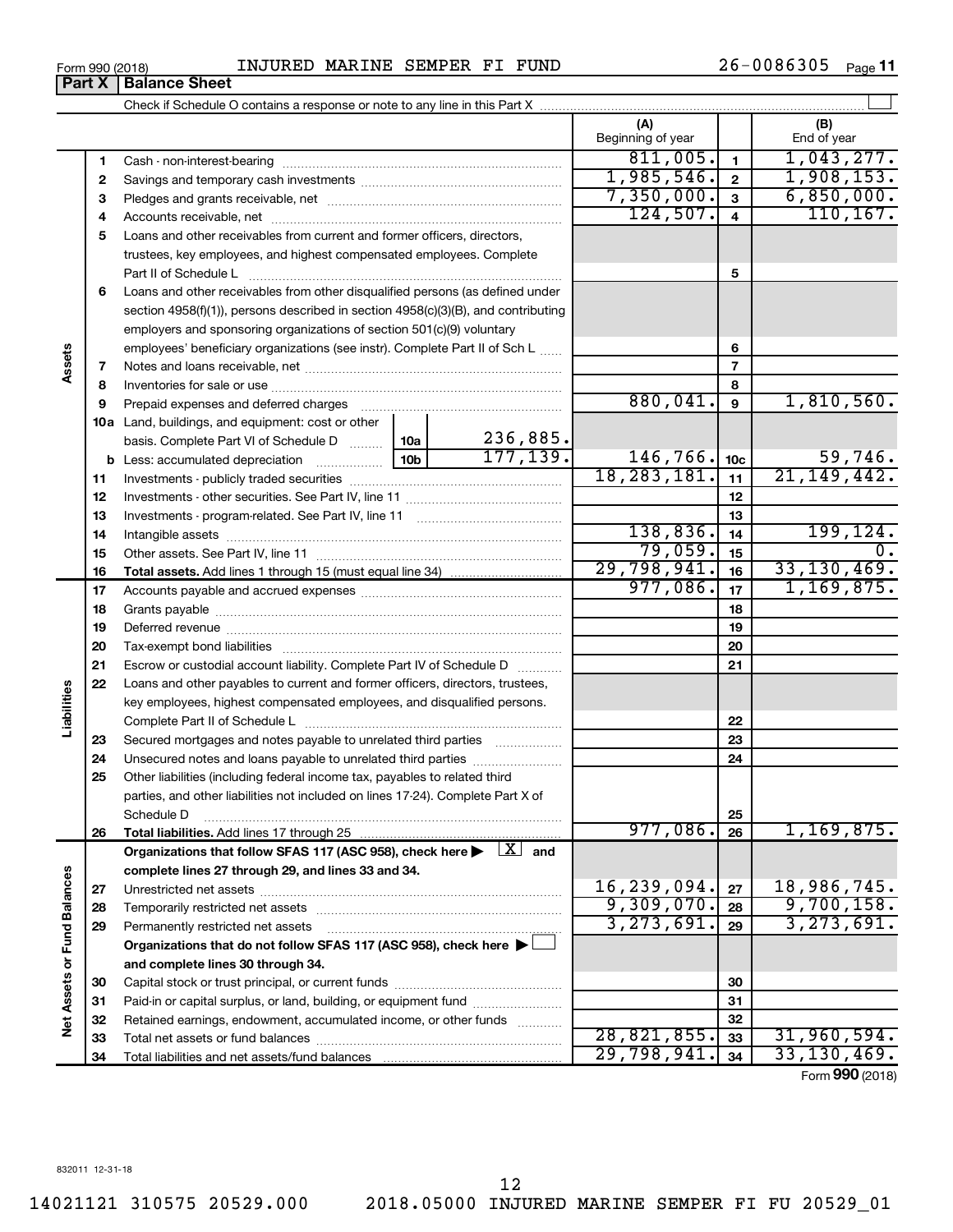Form 990 (2018) INJURED MARINE SEMPER FI FUND 26-0086305 Page 11

**Part X | Balance Sheet**

Check if Schedule O contains a response or note to any line in this Part X

| Section | Line | Description | | | (A) Beginning of year | | (B) End of year |
|---|---|---|---|---|---|---|---|
| Assets | 1 | Cash - non-interest-bearing | | | 811,005. | 1 | 1,043,277. |
| | 2 | Savings and temporary cash investments | | | 1,985,546. | 2 | 1,908,153. |
| | 3 | Pledges and grants receivable, net | | | 7,350,000. | 3 | 6,850,000. |
| | 4 | Accounts receivable, net | | | 124,507. | 4 | 110,167. |
| | 5 | Loans and other receivables from current and former officers, directors, trustees, key employees, and highest compensated employees. Complete Part II of Schedule L | | | | 5 | |
| | 6 | Loans and other receivables from other disqualified persons (as defined under section 4958(f)(1)), persons described in section 4958(c)(3)(B), and contributing employers and sponsoring organizations of section 501(c)(9) voluntary employees' beneficiary organizations (see instr). Complete Part II of Sch L | | | | 6 | |
| | 7 | Notes and loans receivable, net | | | | 7 | |
| | 8 | Inventories for sale or use | | | | 8 | |
| | 9 | Prepaid expenses and deferred charges | | | 880,041. | 9 | 1,810,560. |
| | 10a | Land, buildings, and equipment: cost or other basis. Complete Part VI of Schedule D | 10a | 236,885. | | | |
| | b | Less: accumulated depreciation | 10b | 177,139. | 146,766. | 10c | 59,746. |
| | 11 | Investments - publicly traded securities | | | 18,283,181. | 11 | 21,149,442. |
| | 12 | Investments - other securities. See Part IV, line 11 | | | | 12 | |
| | 13 | Investments - program-related. See Part IV, line 11 | | | | 13 | |
| | 14 | Intangible assets | | | 138,836. | 14 | 199,124. |
| | 15 | Other assets. See Part IV, line 11 | | | 79,059. | 15 | 0. |
| | 16 | **Total assets.** Add lines 1 through 15 (must equal line 34) | | | 29,798,941. | 16 | 33,130,469. |
| Liabilities | 17 | Accounts payable and accrued expenses | | | 977,086. | 17 | 1,169,875. |
| | 18 | Grants payable | | | | 18 | |
| | 19 | Deferred revenue | | | | 19 | |
| | 20 | Tax-exempt bond liabilities | | | | 20 | |
| | 21 | Escrow or custodial account liability. Complete Part IV of Schedule D | | | | 21 | |
| | 22 | Loans and other payables to current and former officers, directors, trustees, key employees, highest compensated employees, and disqualified persons. Complete Part II of Schedule L | | | | 22 | |
| | 23 | Secured mortgages and notes payable to unrelated third parties | | | | 23 | |
| | 24 | Unsecured notes and loans payable to unrelated third parties | | | | 24 | |
| | 25 | Other liabilities (including federal income tax, payables to related third parties, and other liabilities not included on lines 17-24). Complete Part X of Schedule D | | | | 25 | |
| | 26 | **Total liabilities.** Add lines 17 through 25 | | | 977,086. | 26 | 1,169,875. |
| Net Assets or Fund Balances | | **Organizations that follow SFAS 117 (ASC 958), check here ▶ [X] and complete lines 27 through 29, and lines 33 and 34.** | | | | | |
| | 27 | Unrestricted net assets | | | 16,239,094. | 27 | 18,986,745. |
| | 28 | Temporarily restricted net assets | | | 9,309,070. | 28 | 9,700,158. |
| | 29 | Permanently restricted net assets | | | 3,273,691. | 29 | 3,273,691. |
| | | **Organizations that do not follow SFAS 117 (ASC 958), check here ▶ [ ] and complete lines 30 through 34.** | | | | | |
| | 30 | Capital stock or trust principal, or current funds | | | | 30 | |
| | 31 | Paid-in or capital surplus, or land, building, or equipment fund | | | | 31 | |
| | 32 | Retained earnings, endowment, accumulated income, or other funds | | | | 32 | |
| | 33 | Total net assets or fund balances | | | 28,821,855. | 33 | 31,960,594. |
| | 34 | Total liabilities and net assets/fund balances | | | 29,798,941. | 34 | 33,130,469. |

Form **990** (2018)

832011 12-31-18

14021121 310575 20529.000 2018.05000 INJURED MARINE SEMPER FI FU 20529_01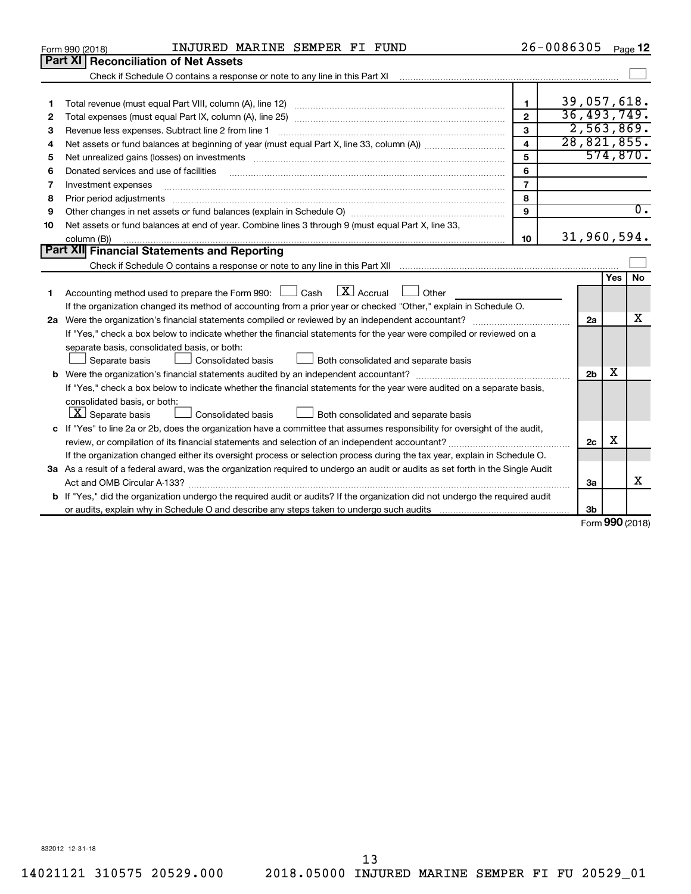Form 990 (2018) INJURED MARINE SEMPER FI FUND 26-0086305 Page 12

## Part XI Reconciliation of Net Assets

Check if Schedule O contains a response or note to any line in this Part XI ☐

| | | | |
|---|---|---|---|
| 1 | Total revenue (must equal Part VIII, column (A), line 12) | 1 | 39,057,618. |
| 2 | Total expenses (must equal Part IX, column (A), line 25) | 2 | 36,493,749. |
| 3 | Revenue less expenses. Subtract line 2 from line 1 | 3 | 2,563,869. |
| 4 | Net assets or fund balances at beginning of year (must equal Part X, line 33, column (A)) | 4 | 28,821,855. |
| 5 | Net unrealized gains (losses) on investments | 5 | 574,870. |
| 6 | Donated services and use of facilities | 6 | |
| 7 | Investment expenses | 7 | |
| 8 | Prior period adjustments | 8 | |
| 9 | Other changes in net assets or fund balances (explain in Schedule O) | 9 | 0. |
| 10 | Net assets or fund balances at end of year. Combine lines 3 through 9 (must equal Part X, line 33, column (B)) | 10 | 31,960,594. |

## Part XII Financial Statements and Reporting

Check if Schedule O contains a response or note to any line in this Part XII ☐

| | | | Yes | No |
|---|---|---|---|---|
| 1 | Accounting method used to prepare the Form 990: ☐ Cash ☒ Accrual ☐ Other<br>If the organization changed its method of accounting from a prior year or checked "Other," explain in Schedule O. | | | |
| 2a | Were the organization's financial statements compiled or reviewed by an independent accountant?<br>If "Yes," check a box below to indicate whether the financial statements for the year were compiled or reviewed on a separate basis, consolidated basis, or both:<br>☐ Separate basis ☐ Consolidated basis ☐ Both consolidated and separate basis | 2a | | X |
| b | Were the organization's financial statements audited by an independent accountant?<br>If "Yes," check a box below to indicate whether the financial statements for the year were audited on a separate basis, consolidated basis, or both:<br>☒ Separate basis ☐ Consolidated basis ☐ Both consolidated and separate basis | 2b | X | |
| c | If "Yes" to line 2a or 2b, does the organization have a committee that assumes responsibility for oversight of the audit, review, or compilation of its financial statements and selection of an independent accountant?<br>If the organization changed either its oversight process or selection process during the tax year, explain in Schedule O. | 2c | X | |
| 3a | As a result of a federal award, was the organization required to undergo an audit or audits as set forth in the Single Audit Act and OMB Circular A-133? | 3a | | X |
| b | If "Yes," did the organization undergo the required audit or audits? If the organization did not undergo the required audit or audits, explain why in Schedule O and describe any steps taken to undergo such audits | 3b | | |

Form **990** (2018)

832012 12-31-18

14021121 310575 20529.000 2018.05000 INJURED MARINE SEMPER FI FU 20529_01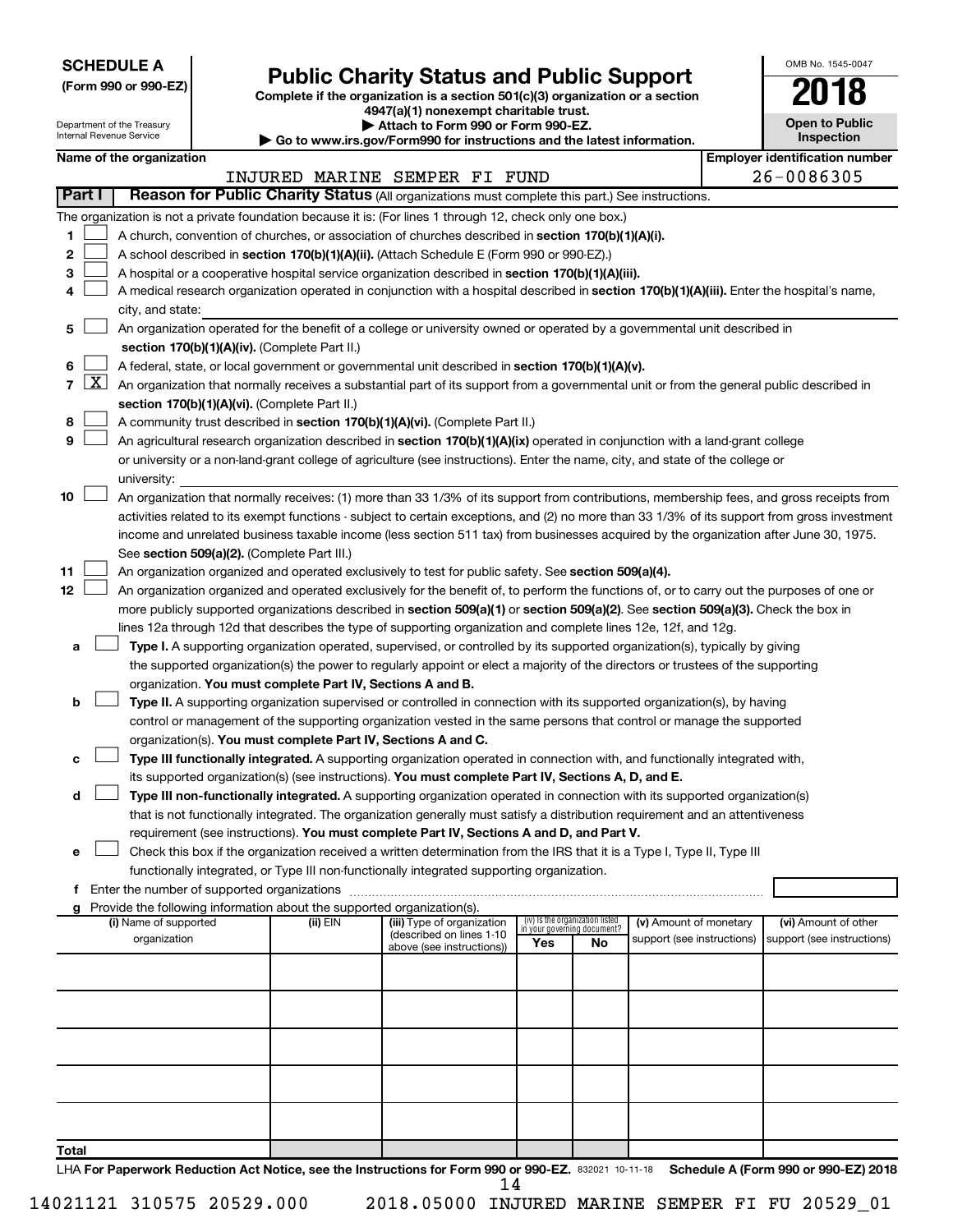**SCHEDULE A**
**(Form 990 or 990-EZ)**

Department of the Treasury
Internal Revenue Service

# Public Charity Status and Public Support

**Complete if the organization is a section 501(c)(3) organization or a section 4947(a)(1) nonexempt charitable trust.**
**▶ Attach to Form 990 or Form 990-EZ.**
**▶ Go to www.irs.gov/Form990 for instructions and the latest information.**

OMB No. 1545-0047
**2018**
**Open to Public Inspection**

| Name of the organization | Employer identification number |
|---|---|
| INJURED MARINE SEMPER FI FUND | 26-0086305 |

**Part I** **Reason for Public Charity Status** (All organizations must complete this part.) See instructions.

The organization is not a private foundation because it is: (For lines 1 through 12, check only one box.)

1 [ ] A church, convention of churches, or association of churches described in **section 170(b)(1)(A)(i).**

2 [ ] A school described in **section 170(b)(1)(A)(ii).** (Attach Schedule E (Form 990 or 990-EZ).)

3 [ ] A hospital or a cooperative hospital service organization described in **section 170(b)(1)(A)(iii).**

4 [ ] A medical research organization operated in conjunction with a hospital described in **section 170(b)(1)(A)(iii).** Enter the hospital's name, city, and state:

5 [ ] An organization operated for the benefit of a college or university owned or operated by a governmental unit described in **section 170(b)(1)(A)(iv).** (Complete Part II.)

6 [ ] A federal, state, or local government or governmental unit described in **section 170(b)(1)(A)(v).**

7 [X] An organization that normally receives a substantial part of its support from a governmental unit or from the general public described in **section 170(b)(1)(A)(vi).** (Complete Part II.)

8 [ ] A community trust described in **section 170(b)(1)(A)(vi).** (Complete Part II.)

9 [ ] An agricultural research organization described in **section 170(b)(1)(A)(ix)** operated in conjunction with a land-grant college or university or a non-land-grant college of agriculture (see instructions). Enter the name, city, and state of the college or university:

10 [ ] An organization that normally receives: (1) more than 33 1/3% of its support from contributions, membership fees, and gross receipts from activities related to its exempt functions - subject to certain exceptions, and (2) no more than 33 1/3% of its support from gross investment income and unrelated business taxable income (less section 511 tax) from businesses acquired by the organization after June 30, 1975. See **section 509(a)(2).** (Complete Part III.)

11 [ ] An organization organized and operated exclusively to test for public safety. See **section 509(a)(4).**

12 [ ] An organization organized and operated exclusively for the benefit of, to perform the functions of, or to carry out the purposes of one or more publicly supported organizations described in **section 509(a)(1)** or **section 509(a)(2)**. See **section 509(a)(3).** Check the box in lines 12a through 12d that describes the type of supporting organization and complete lines 12e, 12f, and 12g.

a [ ] **Type I.** A supporting organization operated, supervised, or controlled by its supported organization(s), typically by giving the supported organization(s) the power to regularly appoint or elect a majority of the directors or trustees of the supporting organization. **You must complete Part IV, Sections A and B.**

b [ ] **Type II.** A supporting organization supervised or controlled in connection with its supported organization(s), by having control or management of the supporting organization vested in the same persons that control or manage the supported organization(s). **You must complete Part IV, Sections A and C.**

c [ ] **Type III functionally integrated.** A supporting organization operated in connection with, and functionally integrated with, its supported organization(s) (see instructions). **You must complete Part IV, Sections A, D, and E.**

d [ ] **Type III non-functionally integrated.** A supporting organization operated in connection with its supported organization(s) that is not functionally integrated. The organization generally must satisfy a distribution requirement and an attentiveness requirement (see instructions). **You must complete Part IV, Sections A and D, and Part V.**

e [ ] Check this box if the organization received a written determination from the IRS that it is a Type I, Type II, Type III functionally integrated, or Type III non-functionally integrated supporting organization.

f Enter the number of supported organizations

g Provide the following information about the supported organization(s).

| (i) Name of supported organization | (ii) EIN | (iii) Type of organization (described on lines 1-10 above (see instructions)) | (iv) Is the organization listed in your governing document? Yes | No | (v) Amount of monetary support (see instructions) | (vi) Amount of other support (see instructions) |
|---|---|---|---|---|---|---|
| | | | | | | |
| | | | | | | |
| | | | | | | |
| | | | | | | |
| | | | | | | |
| **Total** | | | | | | |

LHA **For Paperwork Reduction Act Notice, see the Instructions for Form 990 or 990-EZ.** 832021 10-11-18 **Schedule A (Form 990 or 990-EZ) 2018**

14021121 310575 20529.000 2018.05000 INJURED MARINE SEMPER FI FU 20529_01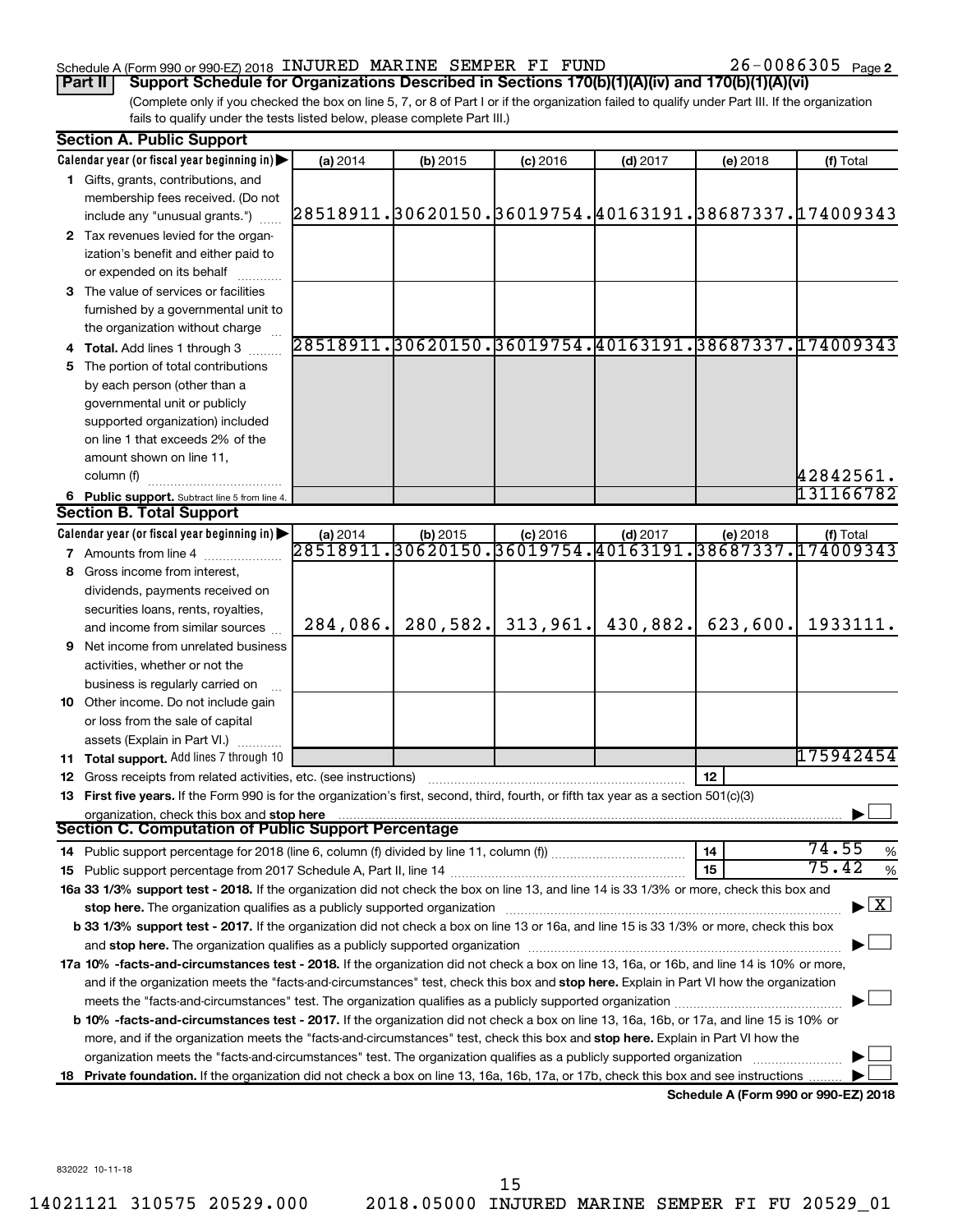Schedule A (Form 990 or 990-EZ) 2018 INJURED MARINE SEMPER FI FUND 26-0086305 Page 2

**Part II** **Support Schedule for Organizations Described in Sections 170(b)(1)(A)(iv) and 170(b)(1)(A)(vi)**

(Complete only if you checked the box on line 5, 7, or 8 of Part I or if the organization failed to qualify under Part III. If the organization fails to qualify under the tests listed below, please complete Part III.)

## Section A. Public Support

| Calendar year (or fiscal year beginning in) ▶ | (a) 2014 | (b) 2015 | (c) 2016 | (d) 2017 | (e) 2018 | (f) Total |
|---|---|---|---|---|---|---|
| **1** Gifts, grants, contributions, and membership fees received. (Do not include any "unusual grants.") | 28518911. | 30620150. | 36019754. | 40163191. | 38687337. | 174009343 |
| **2** Tax revenues levied for the organization's benefit and either paid to or expended on its behalf | | | | | | |
| **3** The value of services or facilities furnished by a governmental unit to the organization without charge | | | | | | |
| **4 Total.** Add lines 1 through 3 | 28518911. | 30620150. | 36019754. | 40163191. | 38687337. | 174009343 |
| **5** The portion of total contributions by each person (other than a governmental unit or publicly supported organization) included on line 1 that exceeds 2% of the amount shown on line 11, column (f) | | | | | | 42842561. |
| **6 Public support.** Subtract line 5 from line 4. | | | | | | 131166782 |

## Section B. Total Support

| Calendar year (or fiscal year beginning in) ▶ | (a) 2014 | (b) 2015 | (c) 2016 | (d) 2017 | (e) 2018 | (f) Total |
|---|---|---|---|---|---|---|
| **7** Amounts from line 4 | 28518911. | 30620150. | 36019754. | 40163191. | 38687337. | 174009343 |
| **8** Gross income from interest, dividends, payments received on securities loans, rents, royalties, and income from similar sources | 284,086. | 280,582. | 313,961. | 430,882. | 623,600. | 1933111. |
| **9** Net income from unrelated business activities, whether or not the business is regularly carried on | | | | | | |
| **10** Other income. Do not include gain or loss from the sale of capital assets (Explain in Part VI.) | | | | | | |
| **11 Total support.** Add lines 7 through 10 | | | | | | 175942454 |

**12** Gross receipts from related activities, etc. (see instructions) | **12** |

**13 First five years.** If the Form 990 is for the organization's first, second, third, fourth, or fifth tax year as a section 501(c)(3) organization, check this box and **stop here** ▶ ☐

## Section C. Computation of Public Support Percentage

**14** Public support percentage for 2018 (line 6, column (f) divided by line 11, column (f)) | **14** | 74.55 %

**15** Public support percentage from 2017 Schedule A, Part II, line 14 | **15** | 75.42 %

**16a 33 1/3% support test - 2018.** If the organization did not check the box on line 13, and line 14 is 33 1/3% or more, check this box and **stop here.** The organization qualifies as a publicly supported organization ▶ ☒

**b 33 1/3% support test - 2017.** If the organization did not check a box on line 13 or 16a, and line 15 is 33 1/3% or more, check this box and **stop here.** The organization qualifies as a publicly supported organization ▶ ☐

**17a 10% -facts-and-circumstances test - 2018.** If the organization did not check a box on line 13, 16a, or 16b, and line 14 is 10% or more, and if the organization meets the "facts-and-circumstances" test, check this box and **stop here.** Explain in Part VI how the organization meets the "facts-and-circumstances" test. The organization qualifies as a publicly supported organization ▶ ☐

**b 10% -facts-and-circumstances test - 2017.** If the organization did not check a box on line 13, 16a, 16b, or 17a, and line 15 is 10% or more, and if the organization meets the "facts-and-circumstances" test, check this box and **stop here.** Explain in Part VI how the organization meets the "facts-and-circumstances" test. The organization qualifies as a publicly supported organization ▶ ☐

**18 Private foundation.** If the organization did not check a box on line 13, 16a, 16b, 17a, or 17b, check this box and see instructions ▶ ☐

**Schedule A (Form 990 or 990-EZ) 2018**

832022 10-11-18

14021121 310575 20529.000 2018.05000 INJURED MARINE SEMPER FI FU 20529_01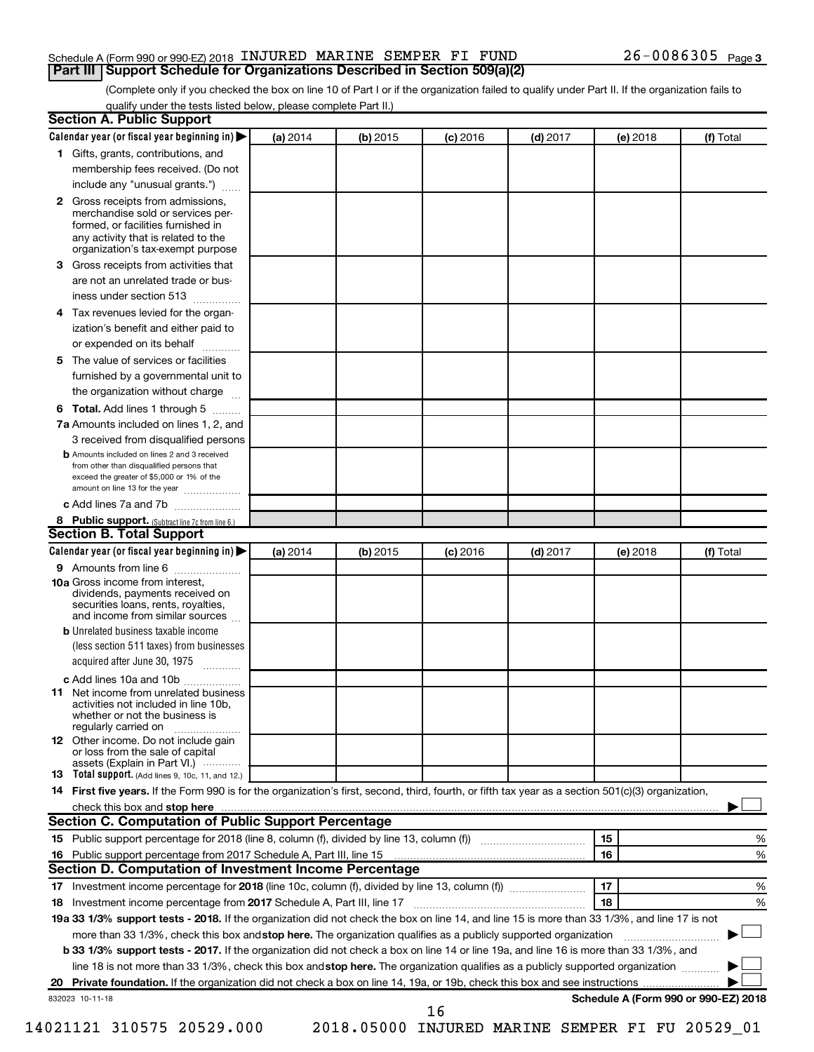Schedule A (Form 990 or 990-EZ) 2018 INJURED MARINE SEMPER FI FUND 26-0086305 Page 3

## Part III Support Schedule for Organizations Described in Section 509(a)(2)

(Complete only if you checked the box on line 10 of Part I or if the organization failed to qualify under Part II. If the organization fails to qualify under the tests listed below, please complete Part II.)

### Section A. Public Support

| Calendar year (or fiscal year beginning in) ▶ | (a) 2014 | (b) 2015 | (c) 2016 | (d) 2017 | (e) 2018 | (f) Total |
|---|---|---|---|---|---|---|
| 1 Gifts, grants, contributions, and membership fees received. (Do not include any "unusual grants.") | | | | | | |
| 2 Gross receipts from admissions, merchandise sold or services performed, or facilities furnished in any activity that is related to the organization's tax-exempt purpose | | | | | | |
| 3 Gross receipts from activities that are not an unrelated trade or business under section 513 | | | | | | |
| 4 Tax revenues levied for the organization's benefit and either paid to or expended on its behalf | | | | | | |
| 5 The value of services or facilities furnished by a governmental unit to the organization without charge | | | | | | |
| 6 **Total.** Add lines 1 through 5 | | | | | | |
| 7a Amounts included on lines 1, 2, and 3 received from disqualified persons | | | | | | |
| b Amounts included on lines 2 and 3 received from other than disqualified persons that exceed the greater of $5,000 or 1% of the amount on line 13 for the year | | | | | | |
| c Add lines 7a and 7b | | | | | | |
| 8 **Public support.** (Subtract line 7c from line 6.) | | | | | | |

### Section B. Total Support

| Calendar year (or fiscal year beginning in) ▶ | (a) 2014 | (b) 2015 | (c) 2016 | (d) 2017 | (e) 2018 | (f) Total |
|---|---|---|---|---|---|---|
| 9 Amounts from line 6 | | | | | | |
| 10a Gross income from interest, dividends, payments received on securities loans, rents, royalties, and income from similar sources | | | | | | |
| b Unrelated business taxable income (less section 511 taxes) from businesses acquired after June 30, 1975 | | | | | | |
| c Add lines 10a and 10b | | | | | | |
| 11 Net income from unrelated business activities not included in line 10b, whether or not the business is regularly carried on | | | | | | |
| 12 Other income. Do not include gain or loss from the sale of capital assets (Explain in Part VI.) | | | | | | |
| 13 **Total support.** (Add lines 9, 10c, 11, and 12.) | | | | | | |

14 **First five years.** If the Form 990 is for the organization's first, second, third, fourth, or fifth tax year as a section 501(c)(3) organization, check this box and **stop here** ▶ ☐

### Section C. Computation of Public Support Percentage

| | | | |
|---|---|---|---|
| 15 Public support percentage for 2018 (line 8, column (f), divided by line 13, column (f)) | 15 | | % |
| 16 Public support percentage from 2017 Schedule A, Part III, line 15 | 16 | | % |

### Section D. Computation of Investment Income Percentage

| | | | |
|---|---|---|---|
| 17 Investment income percentage for **2018** (line 10c, column (f), divided by line 13, column (f)) | 17 | | % |
| 18 Investment income percentage from **2017** Schedule A, Part III, line 17 | 18 | | % |

**19a 33 1/3% support tests - 2018.** If the organization did not check the box on line 14, and line 15 is more than 33 1/3%, and line 17 is not more than 33 1/3%, check this box and **stop here.** The organization qualifies as a publicly supported organization ▶ ☐

**b 33 1/3% support tests - 2017.** If the organization did not check a box on line 14 or line 19a, and line 16 is more than 33 1/3%, and line 18 is not more than 33 1/3%, check this box and **stop here.** The organization qualifies as a publicly supported organization ▶ ☐

**20 Private foundation.** If the organization did not check a box on line 14, 19a, or 19b, check this box and see instructions ▶ ☐

832023 10-11-18 **Schedule A (Form 990 or 990-EZ) 2018**

14021121 310575 20529.000 2018.05000 INJURED MARINE SEMPER FI FU 20529_01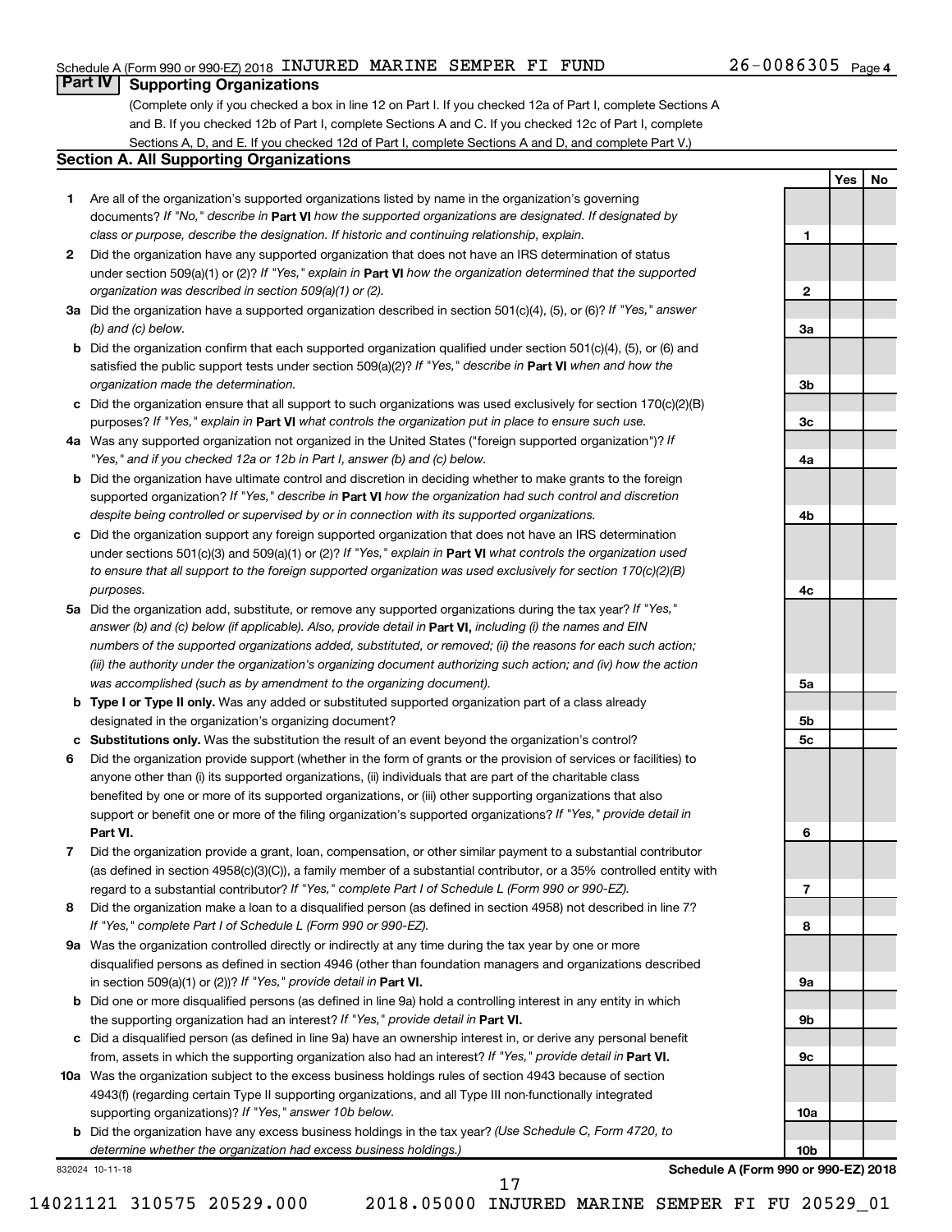Schedule A (Form 990 or 990-EZ) 2018 INJURED MARINE SEMPER FI FUND 26-0086305 Page 4

## Part IV Supporting Organizations

(Complete only if you checked a box in line 12 on Part I. If you checked 12a of Part I, complete Sections A and B. If you checked 12b of Part I, complete Sections A and C. If you checked 12c of Part I, complete Sections A, D, and E. If you checked 12d of Part I, complete Sections A and D, and complete Part V.)

### Section A. All Supporting Organizations

| | | Line | Yes | No |
|---|---|---|---|---|
| **1** | Are all of the organization's supported organizations listed by name in the organization's governing documents? *If "No," describe in* **Part VI** *how the supported organizations are designated. If designated by class or purpose, describe the designation. If historic and continuing relationship, explain.* | 1 | | |
| **2** | Did the organization have any supported organization that does not have an IRS determination of status under section 509(a)(1) or (2)? *If "Yes," explain in* **Part VI** *how the organization determined that the supported organization was described in section 509(a)(1) or (2).* | 2 | | |
| **3a** | Did the organization have a supported organization described in section 501(c)(4), (5), or (6)? *If "Yes," answer (b) and (c) below.* | 3a | | |
| **b** | Did the organization confirm that each supported organization qualified under section 501(c)(4), (5), or (6) and satisfied the public support tests under section 509(a)(2)? *If "Yes," describe in* **Part VI** *when and how the organization made the determination.* | 3b | | |
| **c** | Did the organization ensure that all support to such organizations was used exclusively for section 170(c)(2)(B) purposes? *If "Yes," explain in* **Part VI** *what controls the organization put in place to ensure such use.* | 3c | | |
| **4a** | Was any supported organization not organized in the United States ("foreign supported organization")? *If "Yes," and if you checked 12a or 12b in Part I, answer (b) and (c) below.* | 4a | | |
| **b** | Did the organization have ultimate control and discretion in deciding whether to make grants to the foreign supported organization? *If "Yes," describe in* **Part VI** *how the organization had such control and discretion despite being controlled or supervised by or in connection with its supported organizations.* | 4b | | |
| **c** | Did the organization support any foreign supported organization that does not have an IRS determination under sections 501(c)(3) and 509(a)(1) or (2)? *If "Yes," explain in* **Part VI** *what controls the organization used to ensure that all support to the foreign supported organization was used exclusively for section 170(c)(2)(B) purposes.* | 4c | | |
| **5a** | Did the organization add, substitute, or remove any supported organizations during the tax year? *If "Yes," answer (b) and (c) below (if applicable). Also, provide detail in* **Part VI,** *including (i) the names and EIN numbers of the supported organizations added, substituted, or removed; (ii) the reasons for each such action; (iii) the authority under the organization's organizing document authorizing such action; and (iv) how the action was accomplished (such as by amendment to the organizing document).* | 5a | | |
| **b** | **Type I or Type II only.** Was any added or substituted supported organization part of a class already designated in the organization's organizing document? | 5b | | |
| **c** | **Substitutions only.** Was the substitution the result of an event beyond the organization's control? | 5c | | |
| **6** | Did the organization provide support (whether in the form of grants or the provision of services or facilities) to anyone other than (i) its supported organizations, (ii) individuals that are part of the charitable class benefited by one or more of its supported organizations, or (iii) other supporting organizations that also support or benefit one or more of the filing organization's supported organizations? *If "Yes," provide detail in* **Part VI.** | 6 | | |
| **7** | Did the organization provide a grant, loan, compensation, or other similar payment to a substantial contributor (as defined in section 4958(c)(3)(C)), a family member of a substantial contributor, or a 35% controlled entity with regard to a substantial contributor? *If "Yes," complete Part I of Schedule L (Form 990 or 990-EZ).* | 7 | | |
| **8** | Did the organization make a loan to a disqualified person (as defined in section 4958) not described in line 7? *If "Yes," complete Part I of Schedule L (Form 990 or 990-EZ).* | 8 | | |
| **9a** | Was the organization controlled directly or indirectly at any time during the tax year by one or more disqualified persons as defined in section 4946 (other than foundation managers and organizations described in section 509(a)(1) or (2))? *If "Yes," provide detail in* **Part VI.** | 9a | | |
| **b** | Did one or more disqualified persons (as defined in line 9a) hold a controlling interest in any entity in which the supporting organization had an interest? *If "Yes," provide detail in* **Part VI.** | 9b | | |
| **c** | Did a disqualified person (as defined in line 9a) have an ownership interest in, or derive any personal benefit from, assets in which the supporting organization also had an interest? *If "Yes," provide detail in* **Part VI.** | 9c | | |
| **10a** | Was the organization subject to the excess business holdings rules of section 4943 because of section 4943(f) (regarding certain Type II supporting organizations, and all Type III non-functionally integrated supporting organizations)? *If "Yes," answer 10b below.* | 10a | | |
| **b** | Did the organization have any excess business holdings in the tax year? *(Use Schedule C, Form 4720, to determine whether the organization had excess business holdings.)* | 10b | | |

832024 10-11-18

**Schedule A (Form 990 or 990-EZ) 2018**

14021121 310575 20529.000 2018.05000 INJURED MARINE SEMPER FI FU 20529_01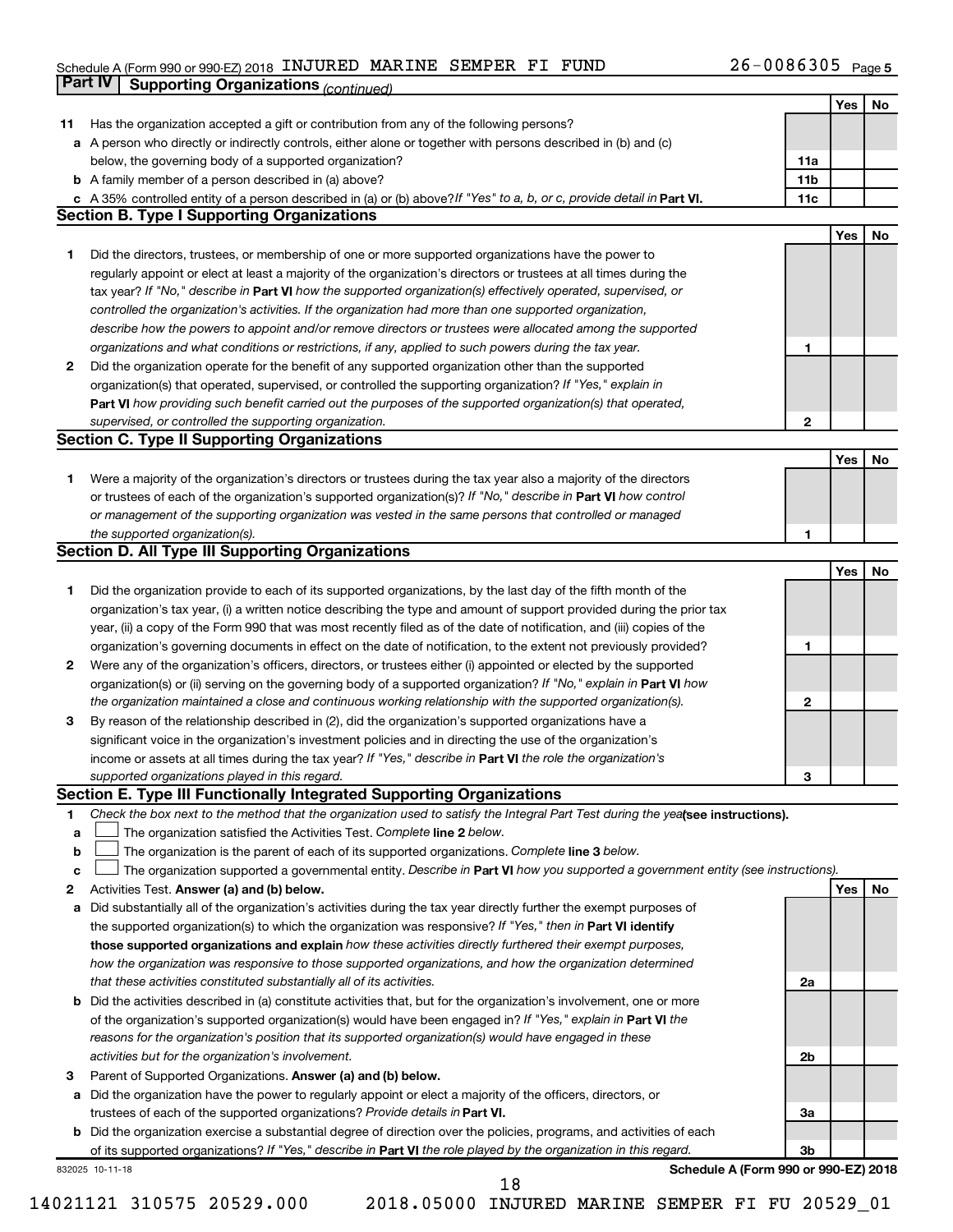Schedule A (Form 990 or 990-EZ) 2018 INJURED MARINE SEMPER FI FUND 26-0086305 Page 5

**Part IV | Supporting Organizations** *(continued)*

| | | | Yes | No |
|---|---|---|---|---|
| **11** | Has the organization accepted a gift or contribution from any of the following persons? | | | |
| **a** | A person who directly or indirectly controls, either alone or together with persons described in (b) and (c) below, the governing body of a supported organization? | 11a | | |
| **b** | A family member of a person described in (a) above? | 11b | | |
| **c** | A 35% controlled entity of a person described in (a) or (b) above? *If "Yes" to a, b, or c, provide detail in* **Part VI.** | 11c | | |

## Section B. Type I Supporting Organizations

| | | | Yes | No |
|---|---|---|---|---|
| **1** | Did the directors, trustees, or membership of one or more supported organizations have the power to regularly appoint or elect at least a majority of the organization's directors or trustees at all times during the tax year? *If "No," describe in* **Part VI** *how the supported organization(s) effectively operated, supervised, or controlled the organization's activities. If the organization had more than one supported organization, describe how the powers to appoint and/or remove directors or trustees were allocated among the supported organizations and what conditions or restrictions, if any, applied to such powers during the tax year.* | 1 | | |
| **2** | Did the organization operate for the benefit of any supported organization other than the supported organization(s) that operated, supervised, or controlled the supporting organization? *If "Yes," explain in* **Part VI** *how providing such benefit carried out the purposes of the supported organization(s) that operated, supervised, or controlled the supporting organization.* | 2 | | |

## Section C. Type II Supporting Organizations

| | | | Yes | No |
|---|---|---|---|---|
| **1** | Were a majority of the organization's directors or trustees during the tax year also a majority of the directors or trustees of each of the organization's supported organization(s)? *If "No," describe in* **Part VI** *how control or management of the supporting organization was vested in the same persons that controlled or managed the supported organization(s).* | 1 | | |

## Section D. All Type III Supporting Organizations

| | | | Yes | No |
|---|---|---|---|---|
| **1** | Did the organization provide to each of its supported organizations, by the last day of the fifth month of the organization's tax year, (i) a written notice describing the type and amount of support provided during the prior tax year, (ii) a copy of the Form 990 that was most recently filed as of the date of notification, and (iii) copies of the organization's governing documents in effect on the date of notification, to the extent not previously provided? | 1 | | |
| **2** | Were any of the organization's officers, directors, or trustees either (i) appointed or elected by the supported organization(s) or (ii) serving on the governing body of a supported organization? *If "No," explain in* **Part VI** *how the organization maintained a close and continuous working relationship with the supported organization(s).* | 2 | | |
| **3** | By reason of the relationship described in (2), did the organization's supported organizations have a significant voice in the organization's investment policies and in directing the use of the organization's income or assets at all times during the tax year? *If "Yes," describe in* **Part VI** *the role the organization's supported organizations played in this regard.* | 3 | | |

## Section E. Type III Functionally Integrated Supporting Organizations

**1** *Check the box next to the method that the organization used to satisfy the Integral Part Test during the year* **(see instructions).**

**a** ☐ The organization satisfied the Activities Test. *Complete* **line 2** *below.*

**b** ☐ The organization is the parent of each of its supported organizations. *Complete* **line 3** *below.*

**c** ☐ The organization supported a governmental entity. *Describe in* **Part VI** *how you supported a government entity (see instructions).*

| | | | Yes | No |
|---|---|---|---|---|
| **2** | Activities Test. **Answer (a) and (b) below.** | | | |
| **a** | Did substantially all of the organization's activities during the tax year directly further the exempt purposes of the supported organization(s) to which the organization was responsive? *If "Yes," then in* **Part VI identify those supported organizations and explain** *how these activities directly furthered their exempt purposes, how the organization was responsive to those supported organizations, and how the organization determined that these activities constituted substantially all of its activities.* | 2a | | |
| **b** | Did the activities described in (a) constitute activities that, but for the organization's involvement, one or more of the organization's supported organization(s) would have been engaged in? *If "Yes," explain in* **Part VI** *the reasons for the organization's position that its supported organization(s) would have engaged in these activities but for the organization's involvement.* | 2b | | |
| **3** | Parent of Supported Organizations. **Answer (a) and (b) below.** | | | |
| **a** | Did the organization have the power to regularly appoint or elect a majority of the officers, directors, or trustees of each of the supported organizations? *Provide details in* **Part VI.** | 3a | | |
| **b** | Did the organization exercise a substantial degree of direction over the policies, programs, and activities of each of its supported organizations? *If "Yes," describe in* **Part VI** *the role played by the organization in this regard.* | 3b | | |

832025 10-11-18 **Schedule A (Form 990 or 990-EZ) 2018**

14021121 310575 20529.000 2018.05000 INJURED MARINE SEMPER FI FU 20529_01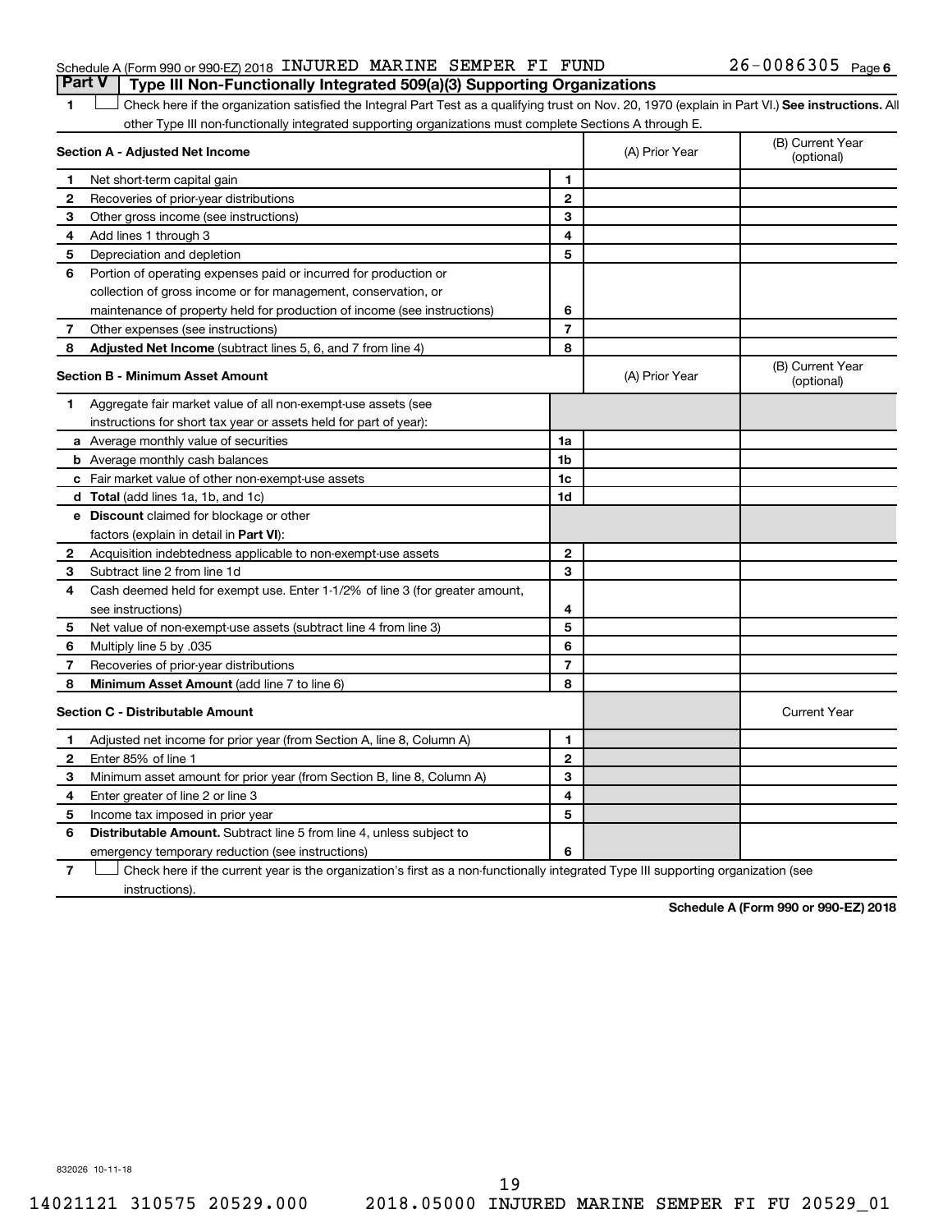Schedule A (Form 990 or 990-EZ) 2018 INJURED MARINE SEMPER FI FUND 26-0086305 Page 6

## Part V Type III Non-Functionally Integrated 509(a)(3) Supporting Organizations

1 ☐ Check here if the organization satisfied the Integral Part Test as a qualifying trust on Nov. 20, 1970 (explain in Part VI.) **See instructions.** All other Type III non-functionally integrated supporting organizations must complete Sections A through E.

| **Section A - Adjusted Net Income** | | (A) Prior Year | (B) Current Year (optional) |
|---|---|---|---|
| **1** Net short-term capital gain | 1 | | |
| **2** Recoveries of prior-year distributions | 2 | | |
| **3** Other gross income (see instructions) | 3 | | |
| **4** Add lines 1 through 3 | 4 | | |
| **5** Depreciation and depletion | 5 | | |
| **6** Portion of operating expenses paid or incurred for production or collection of gross income or for management, conservation, or maintenance of property held for production of income (see instructions) | 6 | | |
| **7** Other expenses (see instructions) | 7 | | |
| **8** **Adjusted Net Income** (subtract lines 5, 6, and 7 from line 4) | 8 | | |

| **Section B - Minimum Asset Amount** | | (A) Prior Year | (B) Current Year (optional) |
|---|---|---|---|
| **1** Aggregate fair market value of all non-exempt-use assets (see instructions for short tax year or assets held for part of year): | | | |
| **a** Average monthly value of securities | 1a | | |
| **b** Average monthly cash balances | 1b | | |
| **c** Fair market value of other non-exempt-use assets | 1c | | |
| **d** **Total** (add lines 1a, 1b, and 1c) | 1d | | |
| **e** **Discount** claimed for blockage or other factors (explain in detail in **Part VI**): | | | |
| **2** Acquisition indebtedness applicable to non-exempt-use assets | 2 | | |
| **3** Subtract line 2 from line 1d | 3 | | |
| **4** Cash deemed held for exempt use. Enter 1-1/2% of line 3 (for greater amount, see instructions) | 4 | | |
| **5** Net value of non-exempt-use assets (subtract line 4 from line 3) | 5 | | |
| **6** Multiply line 5 by .035 | 6 | | |
| **7** Recoveries of prior-year distributions | 7 | | |
| **8** **Minimum Asset Amount** (add line 7 to line 6) | 8 | | |

| **Section C - Distributable Amount** | | | Current Year |
|---|---|---|---|
| **1** Adjusted net income for prior year (from Section A, line 8, Column A) | 1 | | |
| **2** Enter 85% of line 1 | 2 | | |
| **3** Minimum asset amount for prior year (from Section B, line 8, Column A) | 3 | | |
| **4** Enter greater of line 2 or line 3 | 4 | | |
| **5** Income tax imposed in prior year | 5 | | |
| **6** **Distributable Amount.** Subtract line 5 from line 4, unless subject to emergency temporary reduction (see instructions) | 6 | | |

7 ☐ Check here if the current year is the organization's first as a non-functionally integrated Type III supporting organization (see instructions).

**Schedule A (Form 990 or 990-EZ) 2018**

832026 10-11-18

14021121 310575 20529.000 2018.05000 INJURED MARINE SEMPER FI FU 20529_01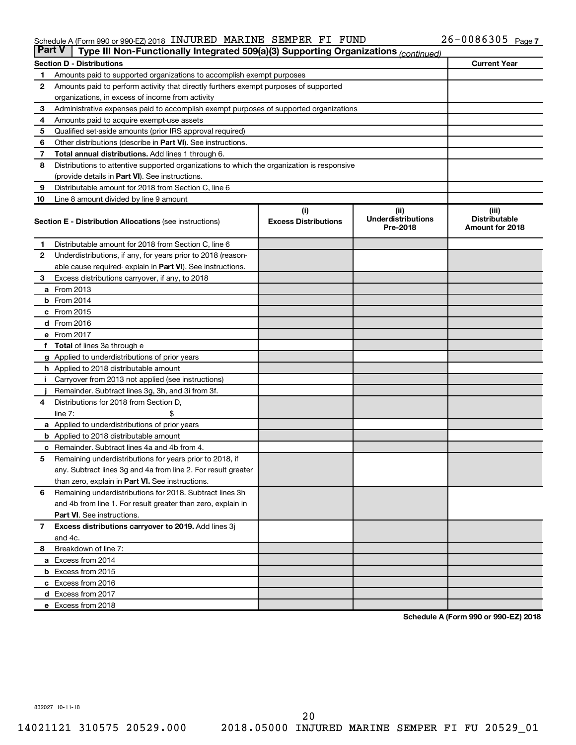Schedule A (Form 990 or 990-EZ) 2018 INJURED MARINE SEMPER FI FUND 26-0086305 Page 7

## Part V Type III Non-Functionally Integrated 509(a)(3) Supporting Organizations *(continued)*

| Section D - Distributions | | Current Year |
|---|---|---|
| 1 | Amounts paid to supported organizations to accomplish exempt purposes | |
| 2 | Amounts paid to perform activity that directly furthers exempt purposes of supported organizations, in excess of income from activity | |
| 3 | Administrative expenses paid to accomplish exempt purposes of supported organizations | |
| 4 | Amounts paid to acquire exempt-use assets | |
| 5 | Qualified set-aside amounts (prior IRS approval required) | |
| 6 | Other distributions (describe in **Part VI**). See instructions. | |
| 7 | **Total annual distributions.** Add lines 1 through 6. | |
| 8 | Distributions to attentive supported organizations to which the organization is responsive (provide details in **Part VI**). See instructions. | |
| 9 | Distributable amount for 2018 from Section C, line 6 | |
| 10 | Line 8 amount divided by line 9 amount | |

| | **Section E - Distribution Allocations** (see instructions) | (i) Excess Distributions | (ii) Underdistributions Pre-2018 | (iii) Distributable Amount for 2018 |
|---|---|---|---|---|
| 1 | Distributable amount for 2018 from Section C, line 6 | | | |
| 2 | Underdistributions, if any, for years prior to 2018 (reasonable cause required- explain in **Part VI**). See instructions. | | | |
| 3 | Excess distributions carryover, if any, to 2018 | | | |
| a | From 2013 | | | |
| b | From 2014 | | | |
| c | From 2015 | | | |
| d | From 2016 | | | |
| e | From 2017 | | | |
| f | **Total** of lines 3a through e | | | |
| g | Applied to underdistributions of prior years | | | |
| h | Applied to 2018 distributable amount | | | |
| i | Carryover from 2013 not applied (see instructions) | | | |
| j | Remainder. Subtract lines 3g, 3h, and 3i from 3f. | | | |
| 4 | Distributions for 2018 from Section D, line 7: $ | | | |
| a | Applied to underdistributions of prior years | | | |
| b | Applied to 2018 distributable amount | | | |
| c | Remainder. Subtract lines 4a and 4b from 4. | | | |
| 5 | Remaining underdistributions for years prior to 2018, if any. Subtract lines 3g and 4a from line 2. For result greater than zero, explain in **Part VI.** See instructions. | | | |
| 6 | Remaining underdistributions for 2018. Subtract lines 3h and 4b from line 1. For result greater than zero, explain in **Part VI**. See instructions. | | | |
| 7 | **Excess distributions carryover to 2019.** Add lines 3j and 4c. | | | |
| 8 | Breakdown of line 7: | | | |
| a | Excess from 2014 | | | |
| b | Excess from 2015 | | | |
| c | Excess from 2016 | | | |
| d | Excess from 2017 | | | |
| e | Excess from 2018 | | | |

**Schedule A (Form 990 or 990-EZ) 2018**

832027 10-11-18

14021121 310575 20529.000 2018.05000 INJURED MARINE SEMPER FI FU 20529_01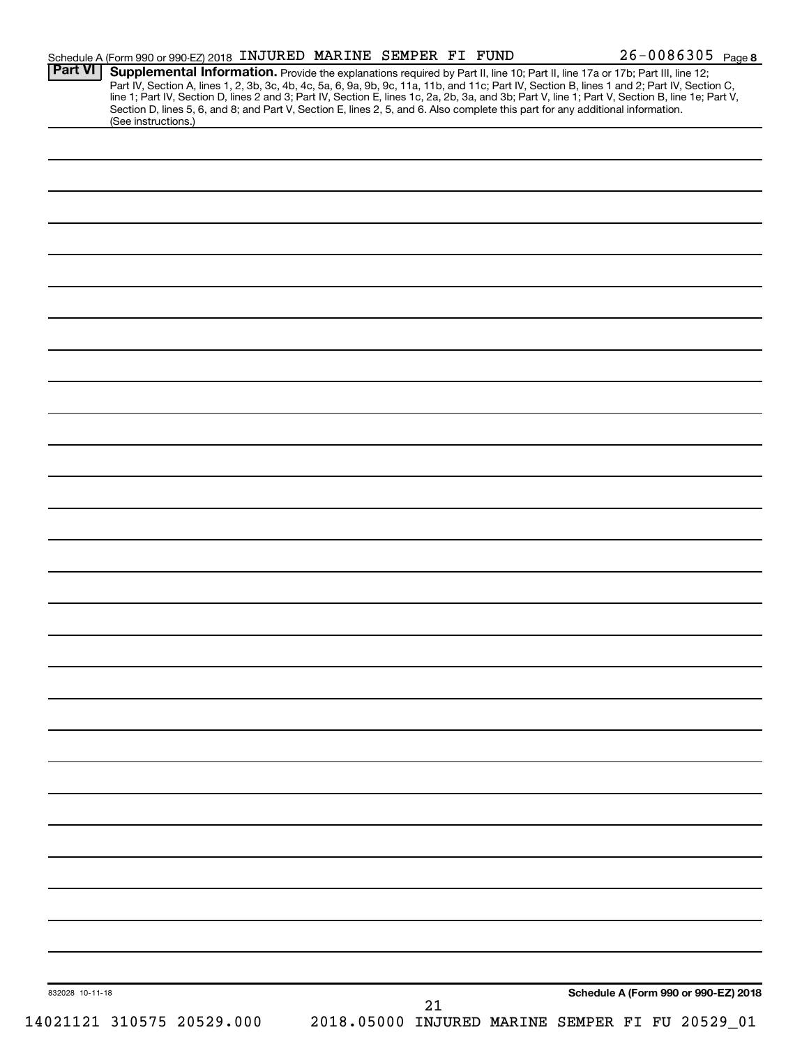Schedule A (Form 990 or 990-EZ) 2018 INJURED MARINE SEMPER FI FUND 26-0086305 Page 8

**Part VI** **Supplemental Information.** Provide the explanations required by Part II, line 10; Part II, line 17a or 17b; Part III, line 12; Part IV, Section A, lines 1, 2, 3b, 3c, 4b, 4c, 5a, 6, 9a, 9b, 9c, 11a, 11b, and 11c; Part IV, Section B, lines 1 and 2; Part IV, Section C, line 1; Part IV, Section D, lines 2 and 3; Part IV, Section E, lines 1c, 2a, 2b, 3a, and 3b; Part V, line 1; Part V, Section B, line 1e; Part V, Section D, lines 5, 6, and 8; and Part V, Section E, lines 2, 5, and 6. Also complete this part for any additional information. (See instructions.)

832028 10-11-18

**Schedule A (Form 990 or 990-EZ) 2018**

14021121 310575 20529.000 2018.05000 INJURED MARINE SEMPER FI FU 20529_01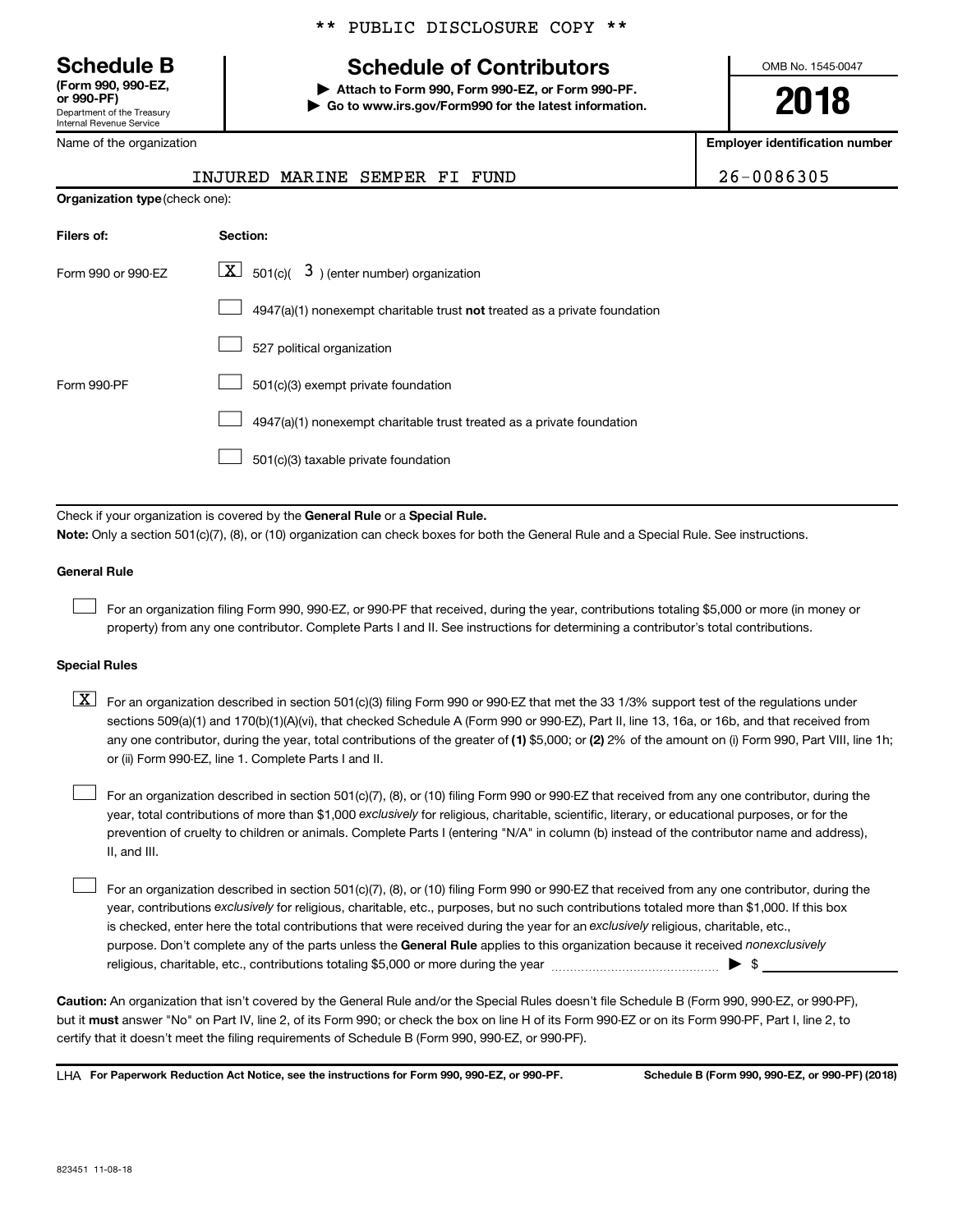** PUBLIC DISCLOSURE COPY **

# Schedule B
**(Form 990, 990-EZ, or 990-PF)**
Department of the Treasury
Internal Revenue Service

## Schedule of Contributors

▶ **Attach to Form 990, Form 990-EZ, or Form 990-PF.**
▶ **Go to www.irs.gov/Form990 for the latest information.**

OMB No. 1545-0047

**2018**

Name of the organization: INJURED MARINE SEMPER FI FUND

**Employer identification number:** 26-0086305

**Organization type** (check one):

| Filers of: | Section: |
|---|---|
| Form 990 or 990-EZ | [X] 501(c)( 3 ) (enter number) organization |
| | [ ] 4947(a)(1) nonexempt charitable trust **not** treated as a private foundation |
| | [ ] 527 political organization |
| Form 990-PF | [ ] 501(c)(3) exempt private foundation |
| | [ ] 4947(a)(1) nonexempt charitable trust treated as a private foundation |
| | [ ] 501(c)(3) taxable private foundation |

Check if your organization is covered by the **General Rule** or a **Special Rule.**

**Note:** Only a section 501(c)(7), (8), or (10) organization can check boxes for both the General Rule and a Special Rule. See instructions.

**General Rule**

[ ] For an organization filing Form 990, 990-EZ, or 990-PF that received, during the year, contributions totaling $5,000 or more (in money or property) from any one contributor. Complete Parts I and II. See instructions for determining a contributor's total contributions.

**Special Rules**

[X] For an organization described in section 501(c)(3) filing Form 990 or 990-EZ that met the 33 1/3% support test of the regulations under sections 509(a)(1) and 170(b)(1)(A)(vi), that checked Schedule A (Form 990 or 990-EZ), Part II, line 13, 16a, or 16b, and that received from any one contributor, during the year, total contributions of the greater of **(1)** $5,000; or **(2)** 2% of the amount on (i) Form 990, Part VIII, line 1h; or (ii) Form 990-EZ, line 1. Complete Parts I and II.

[ ] For an organization described in section 501(c)(7), (8), or (10) filing Form 990 or 990-EZ that received from any one contributor, during the year, total contributions of more than $1,000 *exclusively* for religious, charitable, scientific, literary, or educational purposes, or for the prevention of cruelty to children or animals. Complete Parts I (entering "N/A" in column (b) instead of the contributor name and address), II, and III.

[ ] For an organization described in section 501(c)(7), (8), or (10) filing Form 990 or 990-EZ that received from any one contributor, during the year, contributions *exclusively* for religious, charitable, etc., purposes, but no such contributions totaled more than $1,000. If this box is checked, enter here the total contributions that were received during the year for an *exclusively* religious, charitable, etc., purpose. Don't complete any of the parts unless the **General Rule** applies to this organization because it received *nonexclusively* religious, charitable, etc., contributions totaling $5,000 or more during the year ▶ $ ______

**Caution:** An organization that isn't covered by the General Rule and/or the Special Rules doesn't file Schedule B (Form 990, 990-EZ, or 990-PF), but it **must** answer "No" on Part IV, line 2, of its Form 990; or check the box on line H of its Form 990-EZ or on its Form 990-PF, Part I, line 2, to certify that it doesn't meet the filing requirements of Schedule B (Form 990, 990-EZ, or 990-PF).

LHA **For Paperwork Reduction Act Notice, see the instructions for Form 990, 990-EZ, or 990-PF.** **Schedule B (Form 990, 990-EZ, or 990-PF) (2018)**

823451 11-08-18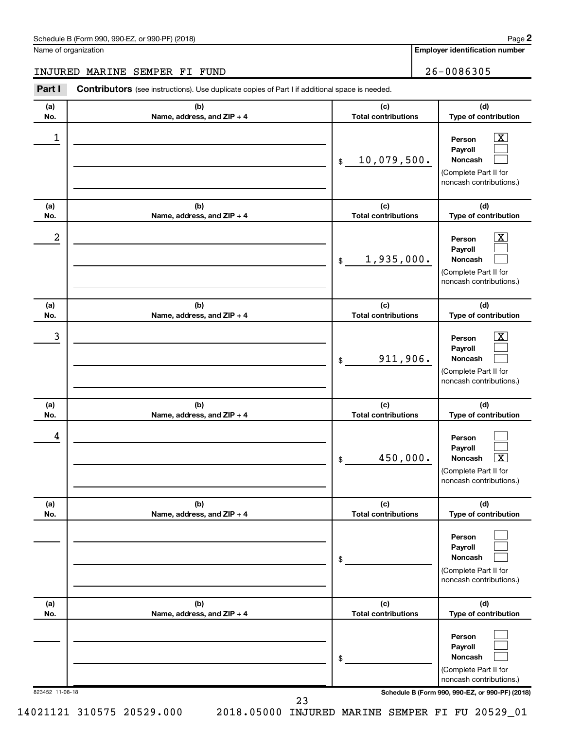Schedule B (Form 990, 990-EZ, or 990-PF) (2018)

Name of organization: INJURED MARINE SEMPER FI FUND

Employer identification number: 26-0086305

## Part I Contributors (see instructions). Use duplicate copies of Part I if additional space is needed.

| (a) No. | (b) Name, address, and ZIP + 4 | (c) Total contributions | (d) Type of contribution |
|---|---|---|---|
| 1 | | $ 10,079,500. | Person [X] Payroll [ ] Noncash [ ] (Complete Part II for noncash contributions.) |
| 2 | | $ 1,935,000. | Person [X] Payroll [ ] Noncash [ ] (Complete Part II for noncash contributions.) |
| 3 | | $ 911,906. | Person [X] Payroll [ ] Noncash [ ] (Complete Part II for noncash contributions.) |
| 4 | | $ 450,000. | Person [ ] Payroll [ ] Noncash [X] (Complete Part II for noncash contributions.) |
| | | $ | Person [ ] Payroll [ ] Noncash [ ] (Complete Part II for noncash contributions.) |
| | | $ | Person [ ] Payroll [ ] Noncash [ ] (Complete Part II for noncash contributions.) |

823452 11-08-18

Schedule B (Form 990, 990-EZ, or 990-PF) (2018)

14021121 310575 20529.000 2018.05000 INJURED MARINE SEMPER FI FU 20529_01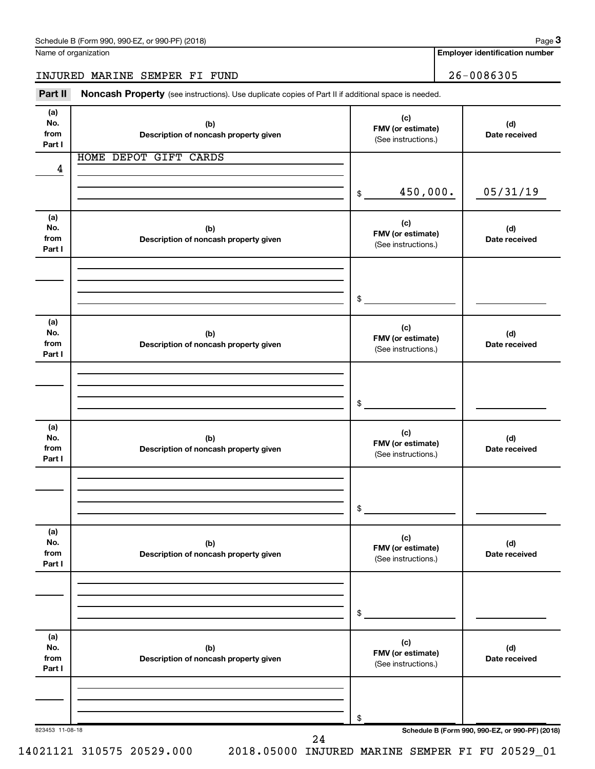Schedule B (Form 990, 990-EZ, or 990-PF) (2018) Page **3**

Name of organization: INJURED MARINE SEMPER FI FUND

**Employer identification number:** 26-0086305

**Part II** **Noncash Property** (see instructions). Use duplicate copies of Part II if additional space is needed.

| (a) No. from Part I | (b) Description of noncash property given | (c) FMV (or estimate) (See instructions.) | (d) Date received |
|---|---|---|---|
| 4 | HOME DEPOT GIFT CARDS | $ 450,000. | 05/31/19 |
| | | $ | |
| | | $ | |
| | | $ | |
| | | $ | |
| | | $ | |

823453 11-08-18 **Schedule B (Form 990, 990-EZ, or 990-PF) (2018)**

14021121 310575 20529.000 2018.05000 INJURED MARINE SEMPER FI FU 20529_01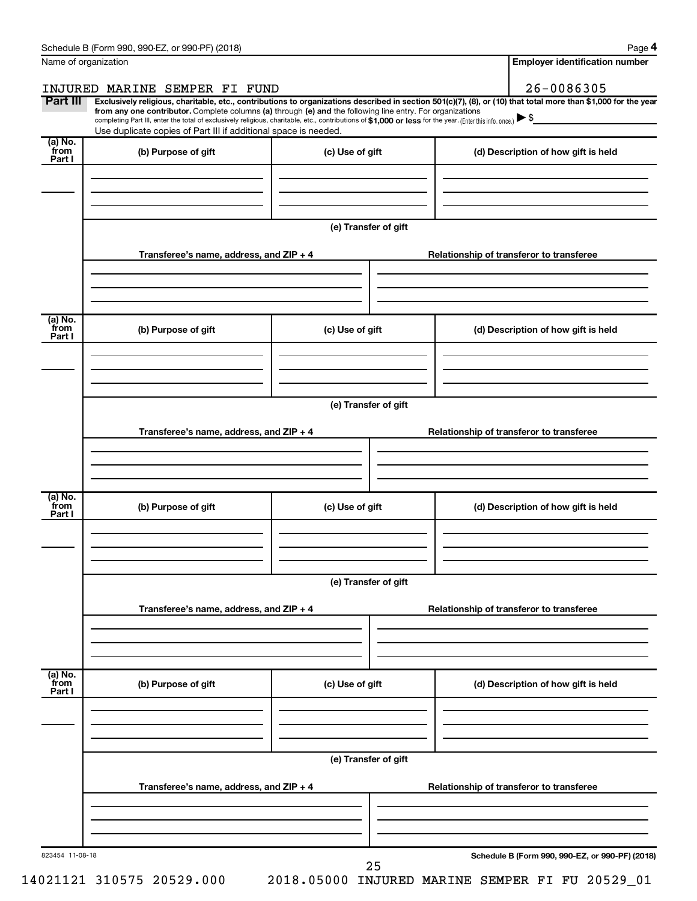Schedule B (Form 990, 990-EZ, or 990-PF) (2018)

Name of organization: INJURED MARINE SEMPER FI FUND

Employer identification number: 26-0086305

**Part III** **Exclusively religious, charitable, etc., contributions to organizations described in section 501(c)(7), (8), or (10) that total more than $1,000 for the year from any one contributor.** Complete columns **(a)** through **(e)** and the following line entry. For organizations completing Part III, enter the total of exclusively religious, charitable, etc., contributions of **$1,000 or less** for the year. (Enter this info. once.) ▶ $

Use duplicate copies of Part III if additional space is needed.

| (a) No. from Part I | (b) Purpose of gift | (c) Use of gift | (d) Description of how gift is held |
|---|---|---|---|
| | | | |

(e) Transfer of gift

| Transferee's name, address, and ZIP + 4 | Relationship of transferor to transferee |
|---|---|
| | |

| (a) No. from Part I | (b) Purpose of gift | (c) Use of gift | (d) Description of how gift is held |
|---|---|---|---|
| | | | |

(e) Transfer of gift

| Transferee's name, address, and ZIP + 4 | Relationship of transferor to transferee |
|---|---|
| | |

| (a) No. from Part I | (b) Purpose of gift | (c) Use of gift | (d) Description of how gift is held |
|---|---|---|---|
| | | | |

(e) Transfer of gift

| Transferee's name, address, and ZIP + 4 | Relationship of transferor to transferee |
|---|---|
| | |

| (a) No. from Part I | (b) Purpose of gift | (c) Use of gift | (d) Description of how gift is held |
|---|---|---|---|
| | | | |

(e) Transfer of gift

| Transferee's name, address, and ZIP + 4 | Relationship of transferor to transferee |
|---|---|
| | |

823454 11-08-18

**Schedule B (Form 990, 990-EZ, or 990-PF) (2018)**

14021121 310575 20529.000 2018.05000 INJURED MARINE SEMPER FI FU 20529_01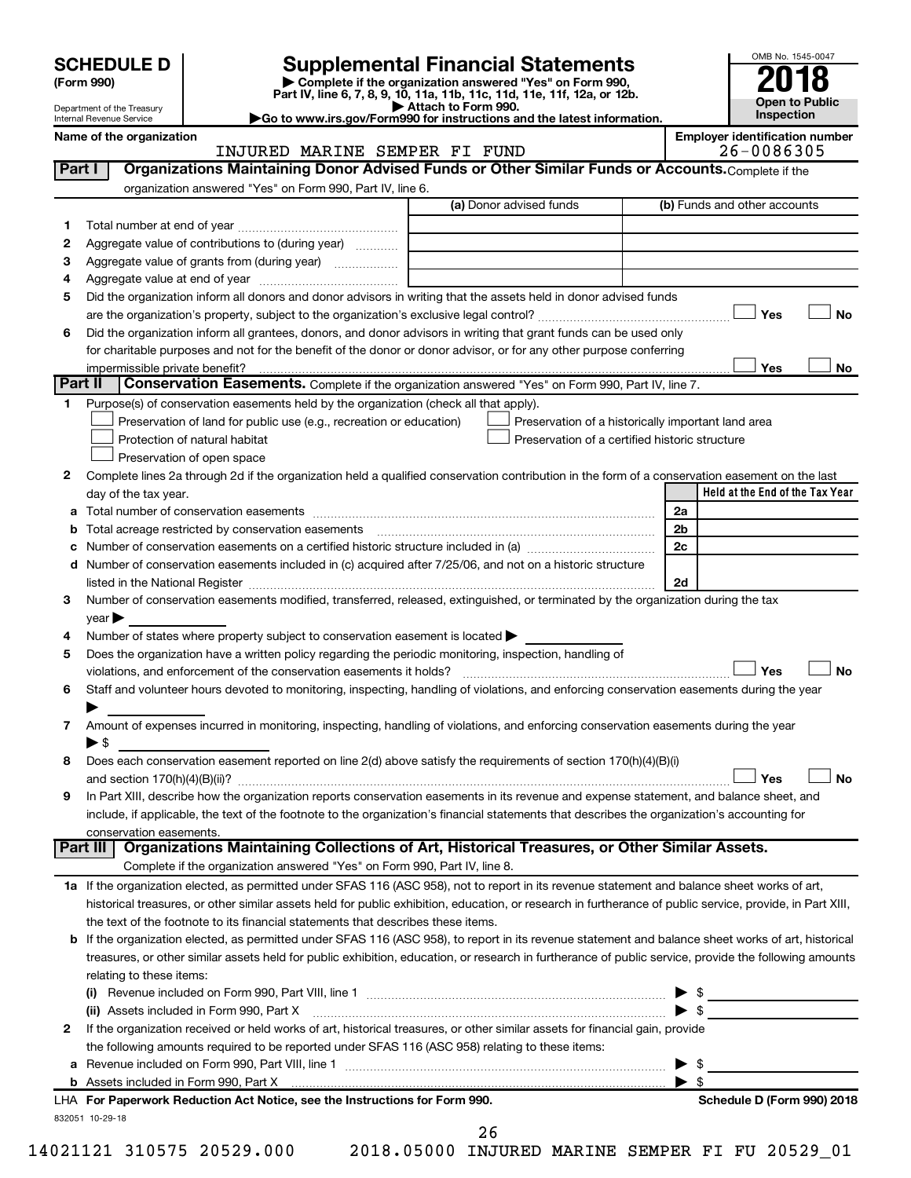# SCHEDULE D (Form 990)

Department of the Treasury
Internal Revenue Service

## Supplemental Financial Statements

▶ Complete if the organization answered "Yes" on Form 990, Part IV, line 6, 7, 8, 9, 10, 11a, 11b, 11c, 11d, 11e, 11f, 12a, or 12b.
▶ Attach to Form 990.
▶Go to www.irs.gov/Form990 for instructions and the latest information.

OMB No. 1545-0047

**2018**

**Open to Public Inspection**

Name of the organization: INJURED MARINE SEMPER FI FUND

Employer identification number: 26-0086305

**Part I — Organizations Maintaining Donor Advised Funds or Other Similar Funds or Accounts.** Complete if the organization answered "Yes" on Form 990, Part IV, line 6.

| | | (a) Donor advised funds | (b) Funds and other accounts |
|---|---|---|---|
| 1 | Total number at end of year | | |
| 2 | Aggregate value of contributions to (during year) | | |
| 3 | Aggregate value of grants from (during year) | | |
| 4 | Aggregate value at end of year | | |

5 Did the organization inform all donors and donor advisors in writing that the assets held in donor advised funds are the organization's property, subject to the organization's exclusive legal control? ☐ Yes ☐ No

6 Did the organization inform all grantees, donors, and donor advisors in writing that grant funds can be used only for charitable purposes and not for the benefit of the donor or donor advisor, or for any other purpose conferring impermissible private benefit? ☐ Yes ☐ No

**Part II — Conservation Easements.** Complete if the organization answered "Yes" on Form 990, Part IV, line 7.

1 Purpose(s) of conservation easements held by the organization (check all that apply).
- ☐ Preservation of land for public use (e.g., recreation or education)
- ☐ Preservation of a historically important land area
- ☐ Protection of natural habitat
- ☐ Preservation of a certified historic structure
- ☐ Preservation of open space

2 Complete lines 2a through 2d if the organization held a qualified conservation contribution in the form of a conservation easement on the last day of the tax year.

| | | | Held at the End of the Tax Year |
|---|---|---|---|
| a | Total number of conservation easements | 2a | |
| b | Total acreage restricted by conservation easements | 2b | |
| c | Number of conservation easements on a certified historic structure included in (a) | 2c | |
| d | Number of conservation easements included in (c) acquired after 7/25/06, and not on a historic structure listed in the National Register | 2d | |

3 Number of conservation easements modified, transferred, released, extinguished, or terminated by the organization during the tax year ▶

4 Number of states where property subject to conservation easement is located ▶

5 Does the organization have a written policy regarding the periodic monitoring, inspection, handling of violations, and enforcement of the conservation easements it holds? ☐ Yes ☐ No

6 Staff and volunteer hours devoted to monitoring, inspecting, handling of violations, and enforcing conservation easements during the year ▶

7 Amount of expenses incurred in monitoring, inspecting, handling of violations, and enforcing conservation easements during the year ▶ $

8 Does each conservation easement reported on line 2(d) above satisfy the requirements of section 170(h)(4)(B)(i) and section 170(h)(4)(B)(ii)? ☐ Yes ☐ No

9 In Part XIII, describe how the organization reports conservation easements in its revenue and expense statement, and balance sheet, and include, if applicable, the text of the footnote to the organization's financial statements that describes the organization's accounting for conservation easements.

**Part III — Organizations Maintaining Collections of Art, Historical Treasures, or Other Similar Assets.** Complete if the organization answered "Yes" on Form 990, Part IV, line 8.

1a If the organization elected, as permitted under SFAS 116 (ASC 958), not to report in its revenue statement and balance sheet works of art, historical treasures, or other similar assets held for public exhibition, education, or research in furtherance of public service, provide, in Part XIII, the text of the footnote to its financial statements that describes these items.

b If the organization elected, as permitted under SFAS 116 (ASC 958), to report in its revenue statement and balance sheet works of art, historical treasures, or other similar assets held for public exhibition, education, or research in furtherance of public service, provide the following amounts relating to these items:

(i) Revenue included on Form 990, Part VIII, line 1 ▶ $

(ii) Assets included in Form 990, Part X ▶ $

2 If the organization received or held works of art, historical treasures, or other similar assets for financial gain, provide the following amounts required to be reported under SFAS 116 (ASC 958) relating to these items:

a Revenue included on Form 990, Part VIII, line 1 ▶ $

b Assets included in Form 990, Part X ▶ $

LHA For Paperwork Reduction Act Notice, see the Instructions for Form 990. Schedule D (Form 990) 2018

832051 10-29-18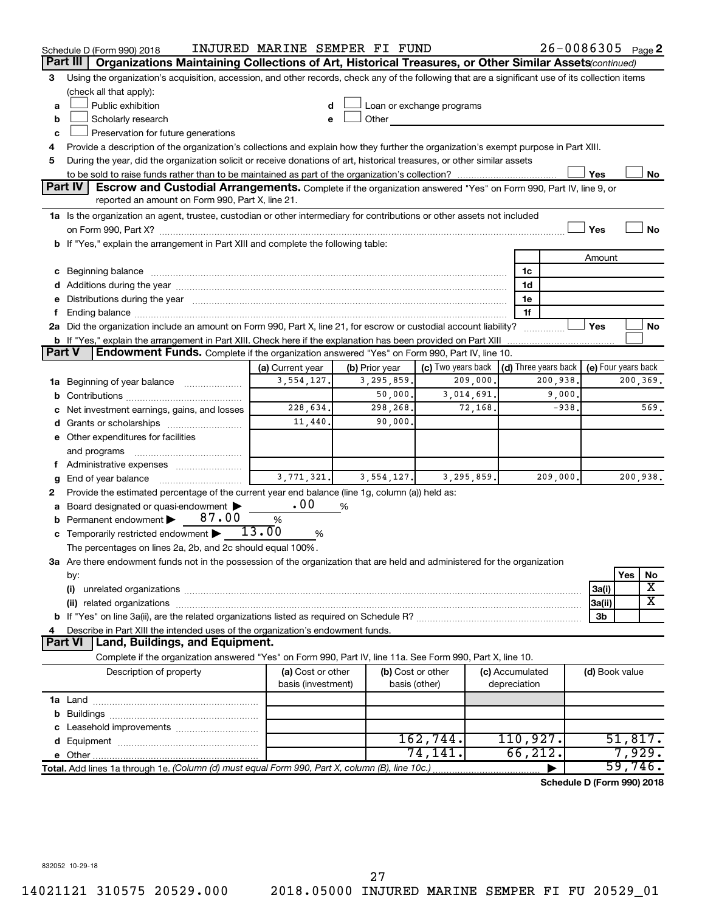Schedule D (Form 990) 2018 INJURED MARINE SEMPER FI FUND 26-0086305 Page 2

## Part III Organizations Maintaining Collections of Art, Historical Treasures, or Other Similar Assets *(continued)*

3 Using the organization's acquisition, accession, and other records, check any of the following that are a significant use of its collection items (check all that apply):

- a ☐ Public exhibition
- b ☐ Scholarly research
- c ☐ Preservation for future generations
- d ☐ Loan or exchange programs
- e ☐ Other

4 Provide a description of the organization's collections and explain how they further the organization's exempt purpose in Part XIII.

5 During the year, did the organization solicit or receive donations of art, historical treasures, or other similar assets to be sold to raise funds rather than to be maintained as part of the organization's collection? ☐ Yes ☐ No

## Part IV Escrow and Custodial Arrangements.

Complete if the organization answered "Yes" on Form 990, Part IV, line 9, or reported an amount on Form 990, Part X, line 21.

1a Is the organization an agent, trustee, custodian or other intermediary for contributions or other assets not included on Form 990, Part X? ☐ Yes ☐ No

b If "Yes," explain the arrangement in Part XIII and complete the following table:

| | | Amount |
|---|---|---|
| c Beginning balance | 1c | |
| d Additions during the year | 1d | |
| e Distributions during the year | 1e | |
| f Ending balance | 1f | |

2a Did the organization include an amount on Form 990, Part X, line 21, for escrow or custodial account liability? ☐ Yes ☐ No

b If "Yes," explain the arrangement in Part XIII. Check here if the explanation has been provided on Part XIII ☐

## Part V Endowment Funds.

Complete if the organization answered "Yes" on Form 990, Part IV, line 10.

| | (a) Current year | (b) Prior year | (c) Two years back | (d) Three years back | (e) Four years back |
|---|---|---|---|---|---|
| 1a Beginning of year balance | 3,554,127. | 3,295,859. | 209,000. | 200,938. | 200,369. |
| b Contributions | | 50,000. | 3,014,691. | 9,000. | |
| c Net investment earnings, gains, and losses | 228,634. | 298,268. | 72,168. | -938. | 569. |
| d Grants or scholarships | 11,440. | 90,000. | | | |
| e Other expenditures for facilities and programs | | | | | |
| f Administrative expenses | | | | | |
| g End of year balance | 3,771,321. | 3,554,127. | 3,295,859. | 209,000. | 200,938. |

2 Provide the estimated percentage of the current year end balance (line 1g, column (a)) held as:

- a Board designated or quasi-endowment ▶ .00 %
- b Permanent endowment ▶ 87.00 %
- c Temporarily restricted endowment ▶ 13.00 %

The percentages on lines 2a, 2b, and 2c should equal 100%.

3a Are there endowment funds not in the possession of the organization that are held and administered for the organization by:

| | | Yes | No |
|---|---|---|---|
| (i) unrelated organizations | 3a(i) | | X |
| (ii) related organizations | 3a(ii) | | X |
| b If "Yes" on line 3a(ii), are the related organizations listed as required on Schedule R? | 3b | | |

4 Describe in Part XIII the intended uses of the organization's endowment funds.

## Part VI Land, Buildings, and Equipment.

Complete if the organization answered "Yes" on Form 990, Part IV, line 11a. See Form 990, Part X, line 10.

| Description of property | (a) Cost or other basis (investment) | (b) Cost or other basis (other) | (c) Accumulated depreciation | (d) Book value |
|---|---|---|---|---|
| 1a Land | | | | |
| b Buildings | | | | |
| c Leasehold improvements | | | | |
| d Equipment | | 162,744. | 110,927. | 51,817. |
| e Other | | 74,141. | 66,212. | 7,929. |
| **Total.** Add lines 1a through 1e. *(Column (d) must equal Form 990, Part X, column (B), line 10c.)* | | | ▶ | 59,746. |

**Schedule D (Form 990) 2018**

832052 10-29-18

14021121 310575 20529.000 2018.05000 INJURED MARINE SEMPER FI FU 20529_01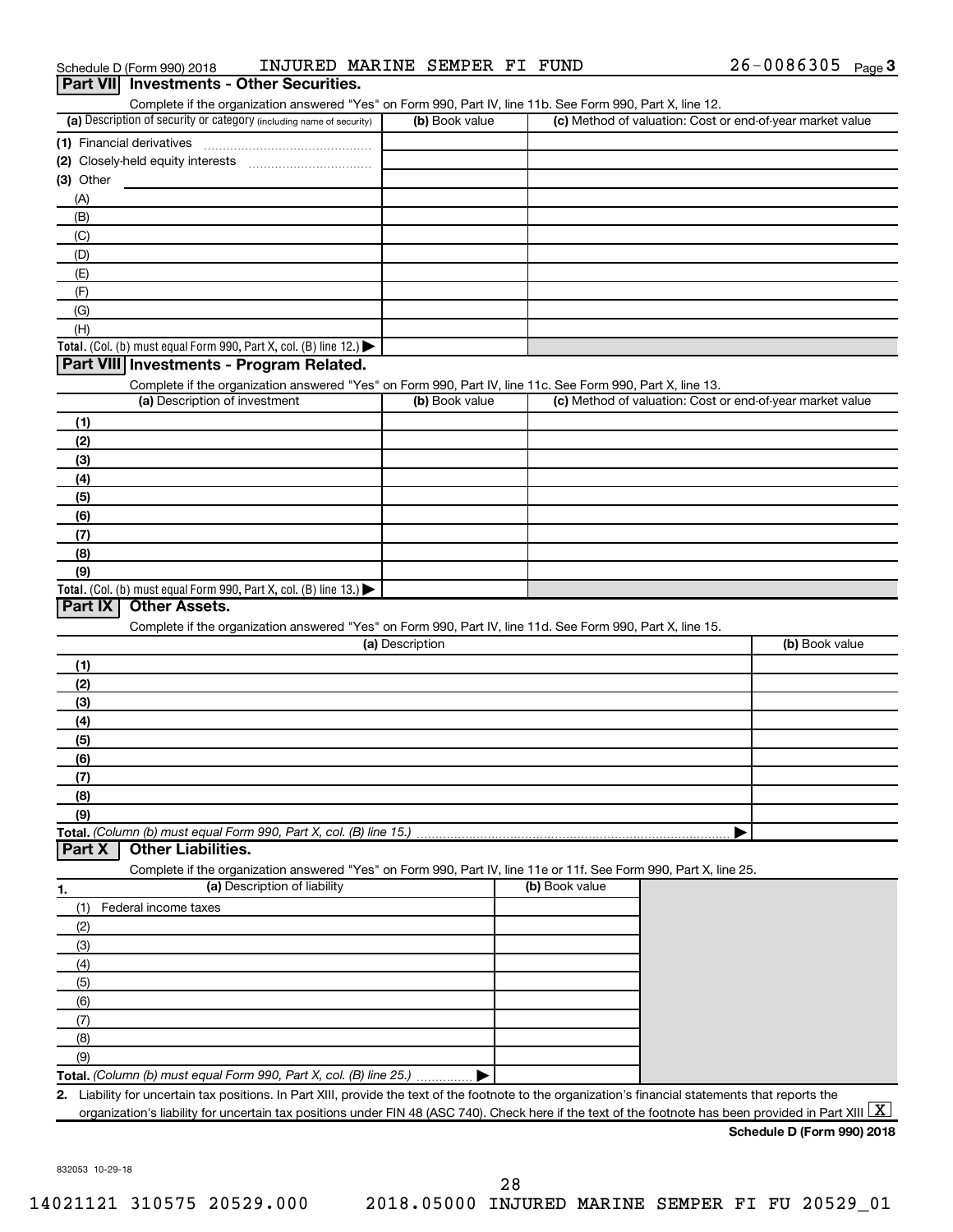Schedule D (Form 990) 2018 INJURED MARINE SEMPER FI FUND 26-0086305 Page 3

## Part VII Investments - Other Securities.

Complete if the organization answered "Yes" on Form 990, Part IV, line 11b. See Form 990, Part X, line 12.

| (a) Description of security or category (including name of security) | (b) Book value | (c) Method of valuation: Cost or end-of-year market value |
|---|---|---|
| (1) Financial derivatives | | |
| (2) Closely-held equity interests | | |
| (3) Other | | |
| (A) | | |
| (B) | | |
| (C) | | |
| (D) | | |
| (E) | | |
| (F) | | |
| (G) | | |
| (H) | | |
| **Total.** (Col. (b) must equal Form 990, Part X, col. (B) line 12.) ▶ | | |

## Part VIII Investments - Program Related.

Complete if the organization answered "Yes" on Form 990, Part IV, line 11c. See Form 990, Part X, line 13.

| (a) Description of investment | (b) Book value | (c) Method of valuation: Cost or end-of-year market value |
|---|---|---|
| (1) | | |
| (2) | | |
| (3) | | |
| (4) | | |
| (5) | | |
| (6) | | |
| (7) | | |
| (8) | | |
| (9) | | |
| **Total.** (Col. (b) must equal Form 990, Part X, col. (B) line 13.) ▶ | | |

## Part IX Other Assets.

Complete if the organization answered "Yes" on Form 990, Part IV, line 11d. See Form 990, Part X, line 15.

| (a) Description | (b) Book value |
|---|---|
| (1) | |
| (2) | |
| (3) | |
| (4) | |
| (5) | |
| (6) | |
| (7) | |
| (8) | |
| (9) | |
| **Total.** *(Column (b) must equal Form 990, Part X, col. (B) line 15.)* ▶ | |

## Part X Other Liabilities.

Complete if the organization answered "Yes" on Form 990, Part IV, line 11e or 11f. See Form 990, Part X, line 25.

| 1. (a) Description of liability | (b) Book value |
|---|---|
| (1) Federal income taxes | |
| (2) | |
| (3) | |
| (4) | |
| (5) | |
| (6) | |
| (7) | |
| (8) | |
| (9) | |
| **Total.** *(Column (b) must equal Form 990, Part X, col. (B) line 25.)* ▶ | |

**2.** Liability for uncertain tax positions. In Part XIII, provide the text of the footnote to the organization's financial statements that reports the organization's liability for uncertain tax positions under FIN 48 (ASC 740). Check here if the text of the footnote has been provided in Part XIII [X]

**Schedule D (Form 990) 2018**

832053 10-29-18

14021121 310575 20529.000 2018.05000 INJURED MARINE SEMPER FI FU 20529_01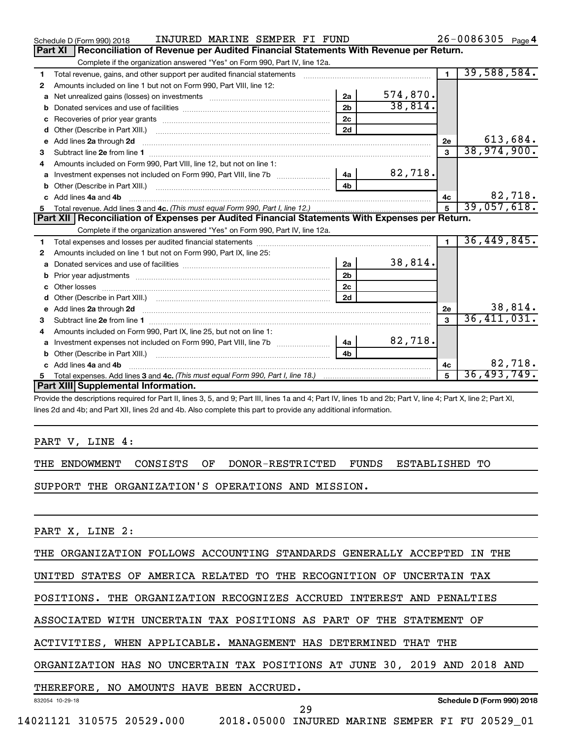Schedule D (Form 990) 2018 INJURED MARINE SEMPER FI FUND 26-0086305 Page 4

## Part XI Reconciliation of Revenue per Audited Financial Statements With Revenue per Return.

Complete if the organization answered "Yes" on Form 990, Part IV, line 12a.

| | | | | | |
|---|---|---|---|---|---|
| 1 | Total revenue, gains, and other support per audited financial statements | | | 1 | 39,588,584. |
| 2 | Amounts included on line 1 but not on Form 990, Part VIII, line 12: | | | | |
| a | Net unrealized gains (losses) on investments | 2a | 574,870. | | |
| b | Donated services and use of facilities | 2b | 38,814. | | |
| c | Recoveries of prior year grants | 2c | | | |
| d | Other (Describe in Part XIII.) | 2d | | | |
| e | Add lines 2a through 2d | | | 2e | 613,684. |
| 3 | Subtract line 2e from line 1 | | | 3 | 38,974,900. |
| 4 | Amounts included on Form 990, Part VIII, line 12, but not on line 1: | | | | |
| a | Investment expenses not included on Form 990, Part VIII, line 7b | 4a | 82,718. | | |
| b | Other (Describe in Part XIII.) | 4b | | | |
| c | Add lines 4a and 4b | | | 4c | 82,718. |
| 5 | Total revenue. Add lines 3 and 4c. *(This must equal Form 990, Part I, line 12.)* | | | 5 | 39,057,618. |

## Part XII Reconciliation of Expenses per Audited Financial Statements With Expenses per Return.

Complete if the organization answered "Yes" on Form 990, Part IV, line 12a.

| | | | | | |
|---|---|---|---|---|---|
| 1 | Total expenses and losses per audited financial statements | | | 1 | 36,449,845. |
| 2 | Amounts included on line 1 but not on Form 990, Part IX, line 25: | | | | |
| a | Donated services and use of facilities | 2a | 38,814. | | |
| b | Prior year adjustments | 2b | | | |
| c | Other losses | 2c | | | |
| d | Other (Describe in Part XIII.) | 2d | | | |
| e | Add lines 2a through 2d | | | 2e | 38,814. |
| 3 | Subtract line 2e from line 1 | | | 3 | 36,411,031. |
| 4 | Amounts included on Form 990, Part IX, line 25, but not on line 1: | | | | |
| a | Investment expenses not included on Form 990, Part VIII, line 7b | 4a | 82,718. | | |
| b | Other (Describe in Part XIII.) | 4b | | | |
| c | Add lines 4a and 4b | | | 4c | 82,718. |
| 5 | Total expenses. Add lines 3 and 4c. *(This must equal Form 990, Part I, line 18.)* | | | 5 | 36,493,749. |

## Part XIII Supplemental Information.

Provide the descriptions required for Part II, lines 3, 5, and 9; Part III, lines 1a and 4; Part IV, lines 1b and 2b; Part V, line 4; Part X, line 2; Part XI, lines 2d and 4b; and Part XII, lines 2d and 4b. Also complete this part to provide any additional information.

PART V, LINE 4:

THE ENDOWMENT CONSISTS OF DONOR-RESTRICTED FUNDS ESTABLISHED TO SUPPORT THE ORGANIZATION'S OPERATIONS AND MISSION.

PART X, LINE 2:

THE ORGANIZATION FOLLOWS ACCOUNTING STANDARDS GENERALLY ACCEPTED IN THE UNITED STATES OF AMERICA RELATED TO THE RECOGNITION OF UNCERTAIN TAX POSITIONS. THE ORGANIZATION RECOGNIZES ACCRUED INTEREST AND PENALTIES ASSOCIATED WITH UNCERTAIN TAX POSITIONS AS PART OF THE STATEMENT OF ACTIVITIES, WHEN APPLICABLE. MANAGEMENT HAS DETERMINED THAT THE ORGANIZATION HAS NO UNCERTAIN TAX POSITIONS AT JUNE 30, 2019 AND 2018 AND THEREFORE, NO AMOUNTS HAVE BEEN ACCRUED.

832054 10-29-18 Schedule D (Form 990) 2018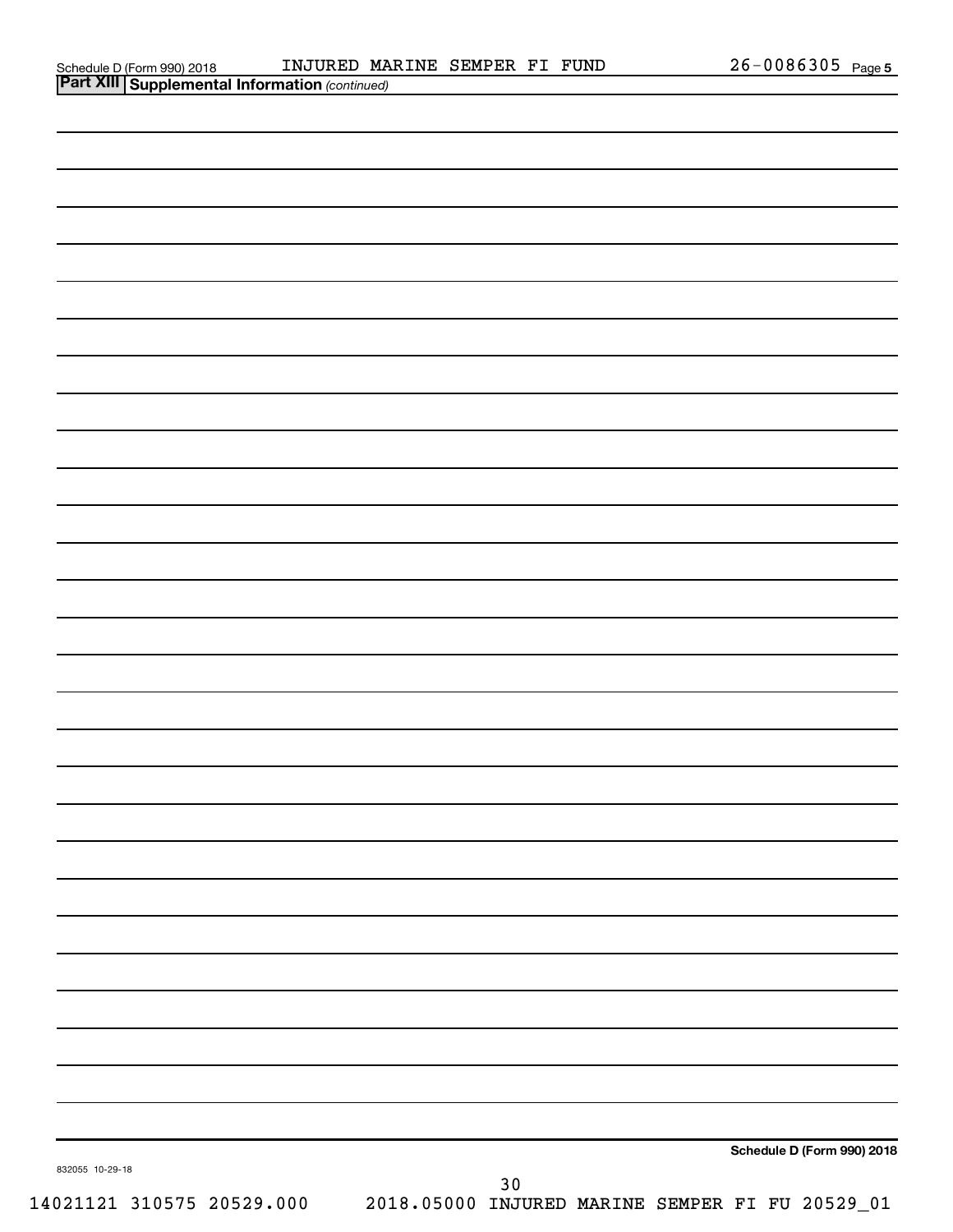## Part XIII Supplemental Information *(continued)*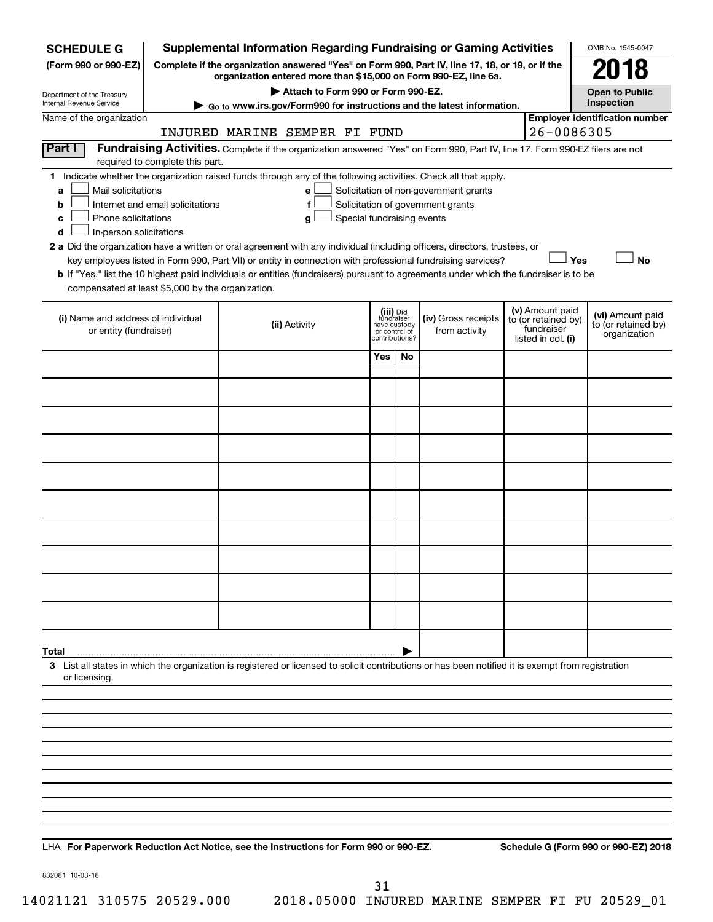**SCHEDULE G**
**(Form 990 or 990-EZ)**

Department of the Treasury
Internal Revenue Service

# Supplemental Information Regarding Fundraising or Gaming Activities

**Complete if the organization answered "Yes" on Form 990, Part IV, line 17, 18, or 19, or if the organization entered more than $15,000 on Form 990-EZ, line 6a.**

**▶ Attach to Form 990 or Form 990-EZ.**

**▶ Go to www.irs.gov/Form990 for instructions and the latest information.**

OMB No. 1545-0047

**2018**

**Open to Public Inspection**

Name of the organization: INJURED MARINE SEMPER FI FUND

**Employer identification number:** 26-0086305

**Part I** **Fundraising Activities.** Complete if the organization answered "Yes" on Form 990, Part IV, line 17. Form 990-EZ filers are not required to complete this part.

**1** Indicate whether the organization raised funds through any of the following activities. Check all that apply.

- **a** ☐ Mail solicitations
- **b** ☐ Internet and email solicitations
- **c** ☐ Phone solicitations
- **d** ☐ In-person solicitations
- **e** ☐ Solicitation of non-government grants
- **f** ☐ Solicitation of government grants
- **g** ☐ Special fundraising events

**2 a** Did the organization have a written or oral agreement with any individual (including officers, directors, trustees, or key employees listed in Form 990, Part VII) or entity in connection with professional fundraising services? ☐ **Yes** ☐ **No**

**b** If "Yes," list the 10 highest paid individuals or entities (fundraisers) pursuant to agreements under which the fundraiser is to be compensated at least $5,000 by the organization.

| (i) Name and address of individual or entity (fundraiser) | (ii) Activity | (iii) Did fundraiser have custody or control of contributions? Yes | No | (iv) Gross receipts from activity | (v) Amount paid to (or retained by) fundraiser listed in col. (i) | (vi) Amount paid to (or retained by) organization |
|---|---|---|---|---|---|---|
| | | | | | | |
| | | | | | | |
| | | | | | | |
| | | | | | | |
| | | | | | | |
| | | | | | | |
| | | | | | | |
| | | | | | | |
| | | | | | | |
| | | | | | | |
| **Total** ▶ | | | | | | |

**3** List all states in which the organization is registered or licensed to solicit contributions or has been notified it is exempt from registration or licensing.

LHA **For Paperwork Reduction Act Notice, see the Instructions for Form 990 or 990-EZ.** **Schedule G (Form 990 or 990-EZ) 2018**

832081 10-03-18

14021121 310575 20529.000 2018.05000 INJURED MARINE SEMPER FI FU 20529_01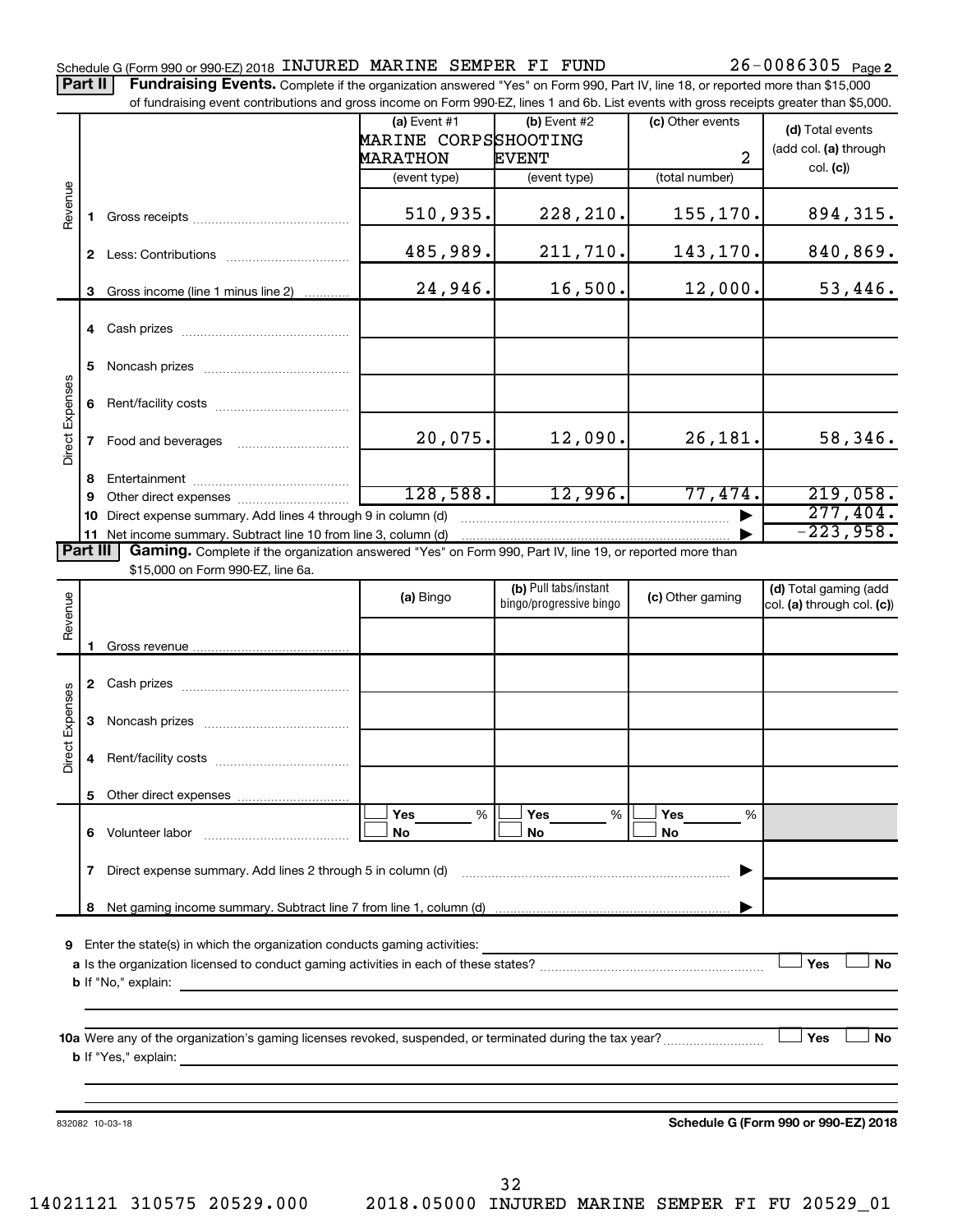Schedule G (Form 990 or 990-EZ) 2018 INJURED MARINE SEMPER FI FUND 26-0086305 Page 2

**Part II** **Fundraising Events.** Complete if the organization answered "Yes" on Form 990, Part IV, line 18, or reported more than $15,000 of fundraising event contributions and gross income on Form 990-EZ, lines 1 and 6b. List events with gross receipts greater than $5,000.

| | | (a) Event #1 MARINE CORPS MARATHON (event type) | (b) Event #2 SHOOTING EVENT (event type) | (c) Other events 2 (total number) | (d) Total events (add col. (a) through col. (c)) |
|---|---|---|---|---|---|
| Revenue | 1 Gross receipts | 510,935. | 228,210. | 155,170. | 894,315. |
| | 2 Less: Contributions | 485,989. | 211,710. | 143,170. | 840,869. |
| | 3 Gross income (line 1 minus line 2) | 24,946. | 16,500. | 12,000. | 53,446. |
| Direct Expenses | 4 Cash prizes | | | | |
| | 5 Noncash prizes | | | | |
| | 6 Rent/facility costs | | | | |
| | 7 Food and beverages | 20,075. | 12,090. | 26,181. | 58,346. |
| | 8 Entertainment | | | | |
| | 9 Other direct expenses | 128,588. | 12,996. | 77,474. | 219,058. |
| | 10 Direct expense summary. Add lines 4 through 9 in column (d) | | | ▶ | 277,404. |
| | 11 Net income summary. Subtract line 10 from line 3, column (d) | | | ▶ | -223,958. |

**Part III** **Gaming.** Complete if the organization answered "Yes" on Form 990, Part IV, line 19, or reported more than $15,000 on Form 990-EZ, line 6a.

| | | (a) Bingo | (b) Pull tabs/instant bingo/progressive bingo | (c) Other gaming | (d) Total gaming (add col. (a) through col. (c)) |
|---|---|---|---|---|---|
| Revenue | 1 Gross revenue | | | | |
| Direct Expenses | 2 Cash prizes | | | | |
| | 3 Noncash prizes | | | | |
| | 4 Rent/facility costs | | | | |
| | 5 Other direct expenses | | | | |
| | 6 Volunteer labor | ☐ Yes ___% ☐ No | ☐ Yes ___% ☐ No | ☐ Yes ___% ☐ No | |
| | 7 Direct expense summary. Add lines 2 through 5 in column (d) | | | ▶ | |
| | 8 Net gaming income summary. Subtract line 7 from line 1, column (d) | | | ▶ | |

9 Enter the state(s) in which the organization conducts gaming activities:

a Is the organization licensed to conduct gaming activities in each of these states? ☐ Yes ☐ No

b If "No," explain:

10a Were any of the organization's gaming licenses revoked, suspended, or terminated during the tax year? ☐ Yes ☐ No

b If "Yes," explain:

832082 10-03-18 **Schedule G (Form 990 or 990-EZ) 2018**

14021121 310575 20529.000 2018.05000 INJURED MARINE SEMPER FI FU 20529_01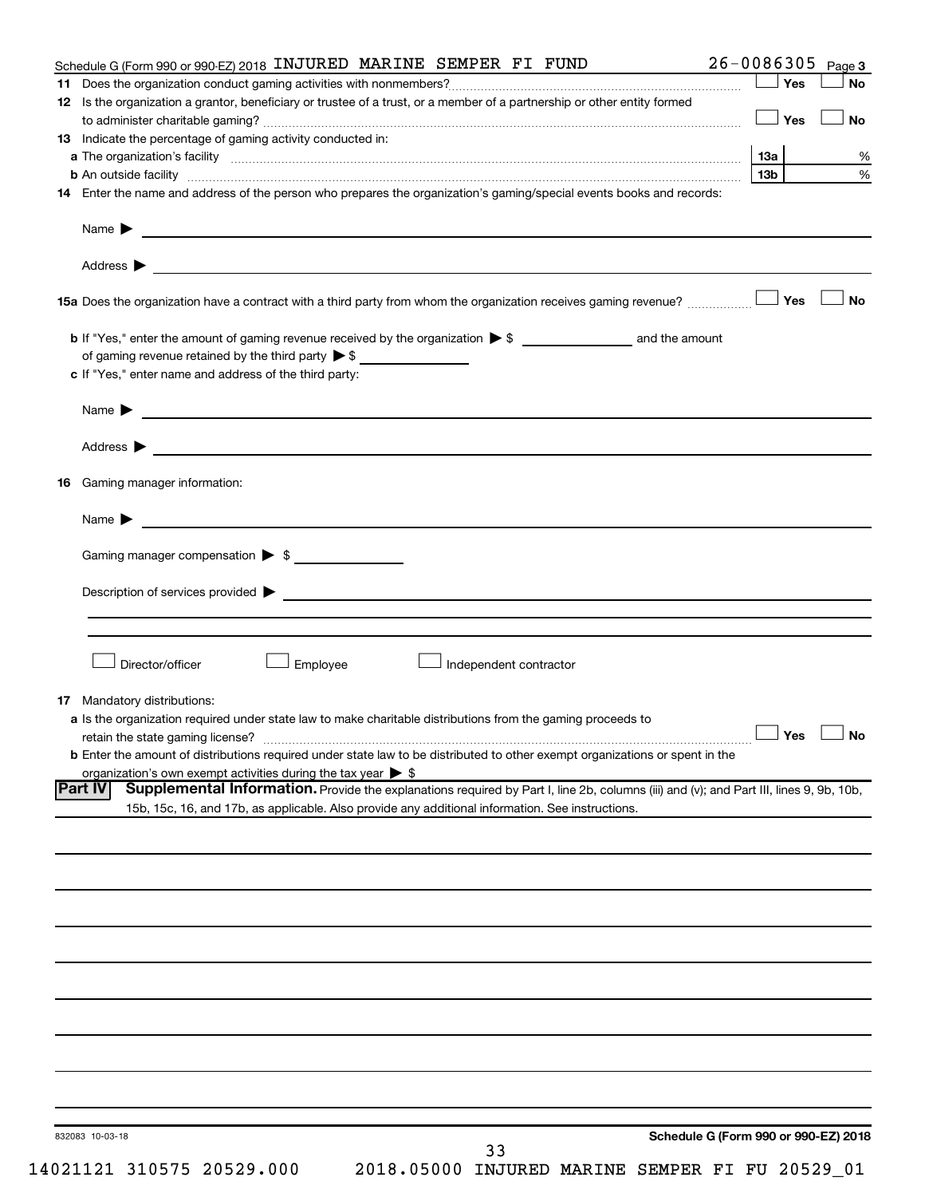Schedule G (Form 990 or 990-EZ) 2018 INJURED MARINE SEMPER FI FUND 26-0086305 Page 3

**11** Does the organization conduct gaming activities with nonmembers? ☐ Yes ☐ No

**12** Is the organization a grantor, beneficiary or trustee of a trust, or a member of a partnership or other entity formed to administer charitable gaming? ☐ Yes ☐ No

**13** Indicate the percentage of gaming activity conducted in:

**a** The organization's facility ... **13a** %

**b** An outside facility ... **13b** %

**14** Enter the name and address of the person who prepares the organization's gaming/special events books and records:

Name ▶

Address ▶

**15a** Does the organization have a contract with a third party from whom the organization receives gaming revenue? ☐ Yes ☐ No

**b** If "Yes," enter the amount of gaming revenue received by the organization ▶ $ ______ and the amount of gaming revenue retained by the third party ▶ $ ______

**c** If "Yes," enter name and address of the third party:

Name ▶

Address ▶

**16** Gaming manager information:

Name ▶

Gaming manager compensation ▶ $

Description of services provided ▶

☐ Director/officer ☐ Employee ☐ Independent contractor

**17** Mandatory distributions:

**a** Is the organization required under state law to make charitable distributions from the gaming proceeds to retain the state gaming license? ☐ Yes ☐ No

**b** Enter the amount of distributions required under state law to be distributed to other exempt organizations or spent in the organization's own exempt activities during the tax year ▶ $

## Part IV Supplemental Information.

Provide the explanations required by Part I, line 2b, columns (iii) and (v); and Part III, lines 9, 9b, 10b, 15b, 15c, 16, and 17b, as applicable. Also provide any additional information. See instructions.

832083 10-03-18

Schedule G (Form 990 or 990-EZ) 2018

14021121 310575 20529.000 2018.05000 INJURED MARINE SEMPER FI FU 20529_01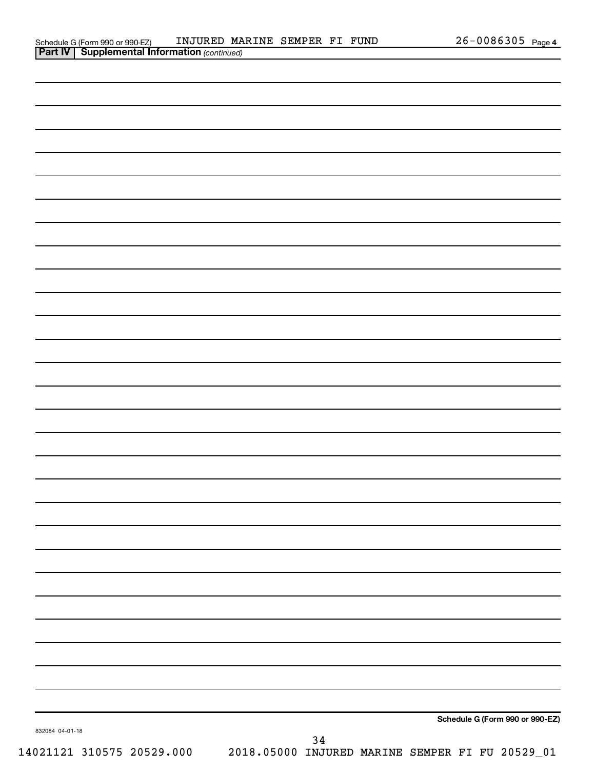Schedule G (Form 990 or 990-EZ) INJURED MARINE SEMPER FI FUND 26-0086305 Page 4

**Part IV | Supplemental Information** *(continued)*

**Schedule G (Form 990 or 990-EZ)**

832084 04-01-18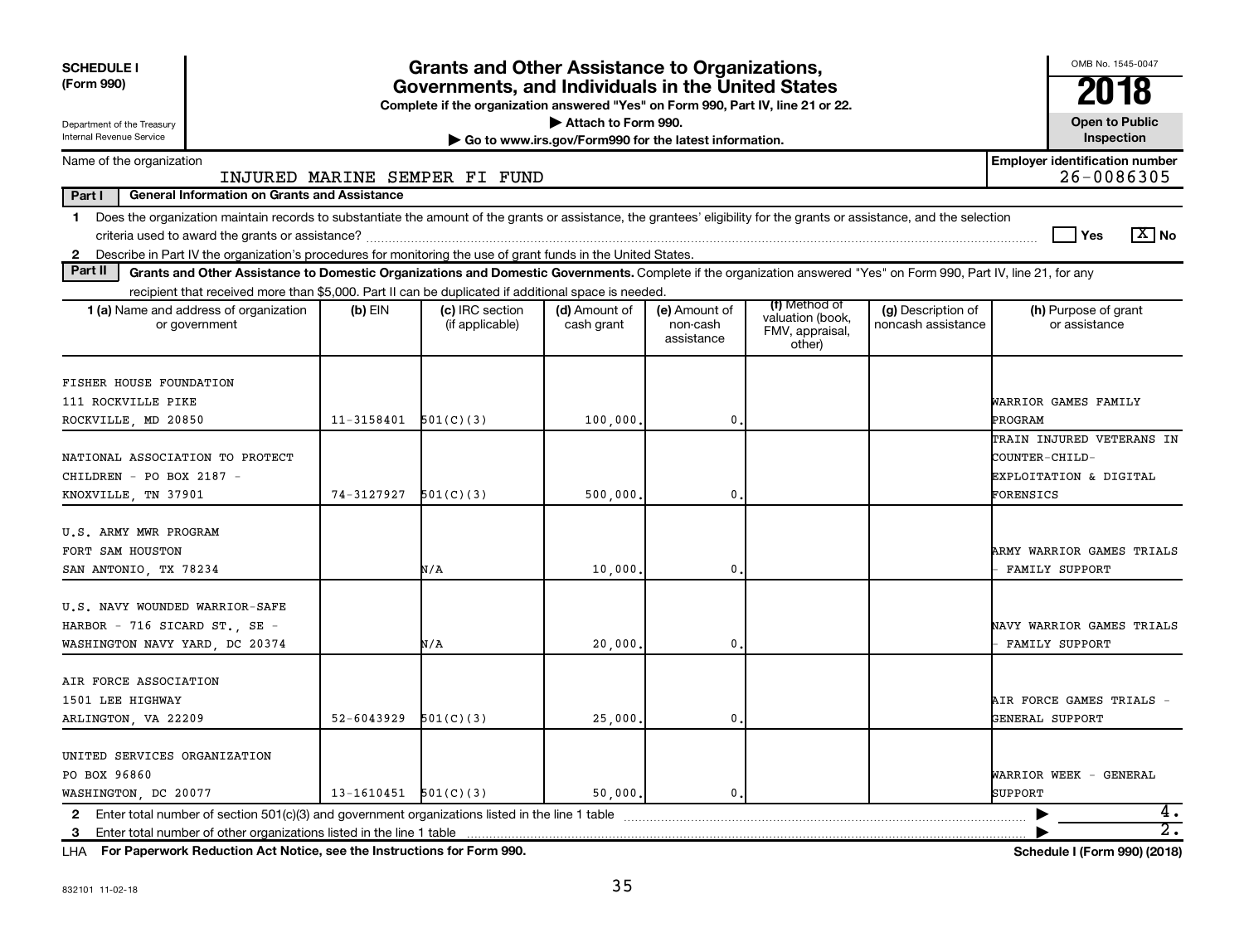**SCHEDULE I (Form 990)**

Department of the Treasury
Internal Revenue Service

# Grants and Other Assistance to Organizations, Governments, and Individuals in the United States

**Complete if the organization answered "Yes" on Form 990, Part IV, line 21 or 22.**

▶ Attach to Form 990.

▶ Go to www.irs.gov/Form990 for the latest information.

OMB No. 1545-0047

**2018**

**Open to Public Inspection**

Name of the organization: INJURED MARINE SEMPER FI FUND

**Employer identification number** 26-0086305

**Part I — General Information on Grants and Assistance**

1 Does the organization maintain records to substantiate the amount of the grants or assistance, the grantees' eligibility for the grants or assistance, and the selection criteria used to award the grants or assistance? ☐ Yes ☒ No

2 Describe in Part IV the organization's procedures for monitoring the use of grant funds in the United States.

**Part II — Grants and Other Assistance to Domestic Organizations and Domestic Governments.** Complete if the organization answered "Yes" on Form 990, Part IV, line 21, for any recipient that received more than $5,000. Part II can be duplicated if additional space is needed.

| 1 (a) Name and address of organization or government | (b) EIN | (c) IRC section (if applicable) | (d) Amount of cash grant | (e) Amount of non-cash assistance | (f) Method of valuation (book, FMV, appraisal, other) | (g) Description of noncash assistance | (h) Purpose of grant or assistance |
|---|---|---|---|---|---|---|---|
| FISHER HOUSE FOUNDATION 111 ROCKVILLE PIKE ROCKVILLE, MD 20850 | 11-3158401 | 501(C)(3) | 100,000. | 0. | | | WARRIOR GAMES FAMILY PROGRAM |
| NATIONAL ASSOCIATION TO PROTECT CHILDREN - PO BOX 2187 - KNOXVILLE, TN 37901 | 74-3127927 | 501(C)(3) | 500,000. | 0. | | | TRAIN INJURED VETERANS IN COUNTER-CHILD-EXPLOITATION & DIGITAL FORENSICS |
| U.S. ARMY MWR PROGRAM FORT SAM HOUSTON SAN ANTONIO, TX 78234 | | N/A | 10,000. | 0. | | | ARMY WARRIOR GAMES TRIALS - FAMILY SUPPORT |
| U.S. NAVY WOUNDED WARRIOR-SAFE HARBOR - 716 SICARD ST., SE - WASHINGTON NAVY YARD, DC 20374 | | N/A | 20,000. | 0. | | | NAVY WARRIOR GAMES TRIALS - FAMILY SUPPORT |
| AIR FORCE ASSOCIATION 1501 LEE HIGHWAY ARLINGTON, VA 22209 | 52-6043929 | 501(C)(3) | 25,000. | 0. | | | AIR FORCE GAMES TRIALS - GENERAL SUPPORT |
| UNITED SERVICES ORGANIZATION PO BOX 96860 WASHINGTON, DC 20077 | 13-1610451 | 501(C)(3) | 50,000. | 0. | | | WARRIOR WEEK - GENERAL SUPPORT |

2 Enter total number of section 501(c)(3) and government organizations listed in the line 1 table ▶ 4.

3 Enter total number of other organizations listed in the line 1 table ▶ 2.

LHA **For Paperwork Reduction Act Notice, see the Instructions for Form 990.** **Schedule I (Form 990) (2018)**

832101 11-02-18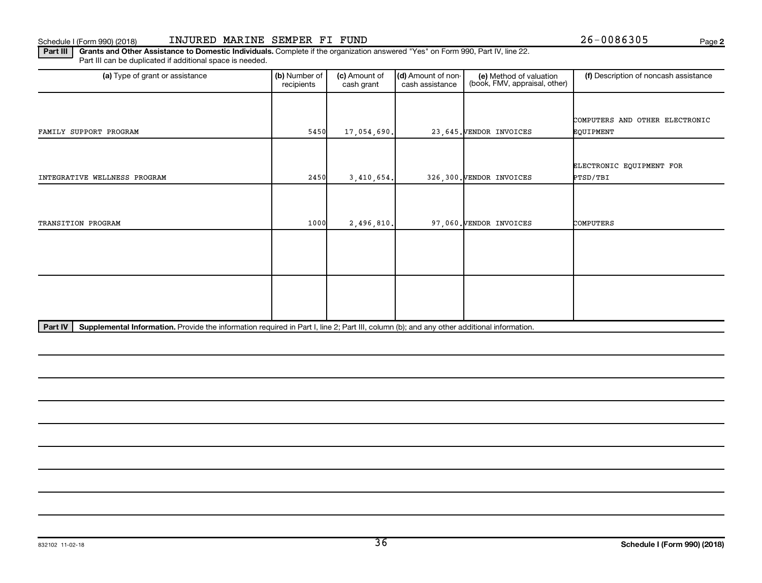Schedule I (Form 990) (2018) INJURED MARINE SEMPER FI FUND 26-0086305

**Part III** **Grants and Other Assistance to Domestic Individuals.** Complete if the organization answered "Yes" on Form 990, Part IV, line 22. Part III can be duplicated if additional space is needed.

| (a) Type of grant or assistance | (b) Number of recipients | (c) Amount of cash grant | (d) Amount of non-cash assistance | (e) Method of valuation (book, FMV, appraisal, other) | (f) Description of noncash assistance |
|---|---|---|---|---|---|
| FAMILY SUPPORT PROGRAM | 5450 | 17,054,690. | 23,645. | VENDOR INVOICES | COMPUTERS AND OTHER ELECTRONIC EQUIPMENT |
| INTEGRATIVE WELLNESS PROGRAM | 2450 | 3,410,654. | 326,300. | VENDOR INVOICES | ELECTRONIC EQUIPMENT FOR PTSD/TBI |
| TRANSITION PROGRAM | 1000 | 2,496,810. | 97,060. | VENDOR INVOICES | COMPUTERS |
| | | | | | |
| | | | | | |

**Part IV** **Supplemental Information.** Provide the information required in Part I, line 2; Part III, column (b); and any other additional information.

832102 11-02-18

**Schedule I (Form 990) (2018)**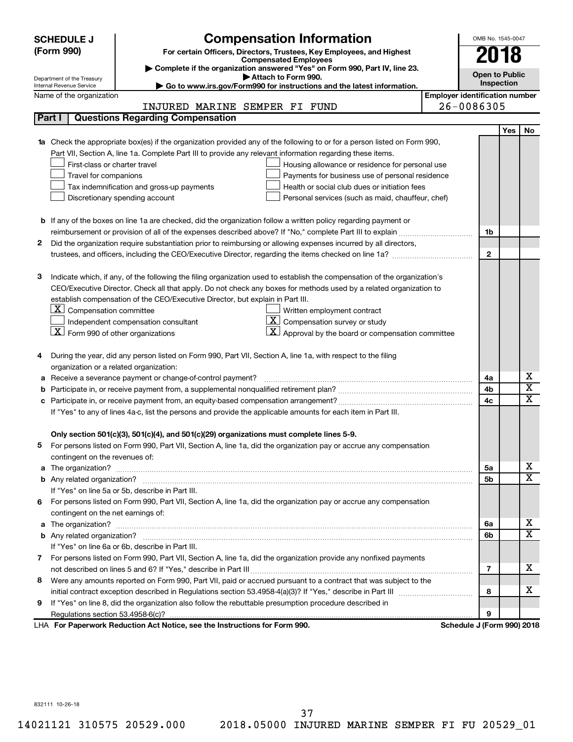# SCHEDULE J (Form 990)

## Compensation Information

**For certain Officers, Directors, Trustees, Key Employees, and Highest Compensated Employees**

▶ Complete if the organization answered "Yes" on Form 990, Part IV, line 23.
▶ Attach to Form 990.
▶ Go to www.irs.gov/Form990 for instructions and the latest information.

Department of the Treasury
Internal Revenue Service

OMB No. 1545-0047

**2018**

**Open to Public Inspection**

Name of the organization: INJURED MARINE SEMPER FI FUND

Employer identification number: 26-0086305

## Part I Questions Regarding Compensation

| | | Line | Yes | No |
|---|---|---|---|---|
| **1a** | Check the appropriate box(es) if the organization provided any of the following to or for a person listed on Form 990, Part VII, Section A, line 1a. Complete Part III to provide any relevant information regarding these items.<br>☐ First-class or charter travel ☐ Housing allowance or residence for personal use<br>☐ Travel for companions ☐ Payments for business use of personal residence<br>☐ Tax indemnification and gross-up payments ☐ Health or social club dues or initiation fees<br>☐ Discretionary spending account ☐ Personal services (such as maid, chauffeur, chef) | | | |
| **b** | If any of the boxes on line 1a are checked, did the organization follow a written policy regarding payment or reimbursement or provision of all of the expenses described above? If "No," complete Part III to explain | 1b | | |
| **2** | Did the organization require substantiation prior to reimbursing or allowing expenses incurred by all directors, trustees, and officers, including the CEO/Executive Director, regarding the items checked on line 1a? | 2 | | |
| **3** | Indicate which, if any, of the following the filing organization used to establish the compensation of the organization's CEO/Executive Director. Check all that apply. Do not check any boxes for methods used by a related organization to establish compensation of the CEO/Executive Director, but explain in Part III.<br>☒ Compensation committee ☐ Written employment contract<br>☐ Independent compensation consultant ☒ Compensation survey or study<br>☒ Form 990 of other organizations ☒ Approval by the board or compensation committee | | | |
| **4** | During the year, did any person listed on Form 990, Part VII, Section A, line 1a, with respect to the filing organization or a related organization: | | | |
| **a** | Receive a severance payment or change-of-control payment? | 4a | | X |
| **b** | Participate in, or receive payment from, a supplemental nonqualified retirement plan? | 4b | | X |
| **c** | Participate in, or receive payment from, an equity-based compensation arrangement? | 4c | | X |
| | If "Yes" to any of lines 4a-c, list the persons and provide the applicable amounts for each item in Part III. | | | |
| | **Only section 501(c)(3), 501(c)(4), and 501(c)(29) organizations must complete lines 5-9.** | | | |
| **5** | For persons listed on Form 990, Part VII, Section A, line 1a, did the organization pay or accrue any compensation contingent on the revenues of: | | | |
| **a** | The organization? | 5a | | X |
| **b** | Any related organization? | 5b | | X |
| | If "Yes" on line 5a or 5b, describe in Part III. | | | |
| **6** | For persons listed on Form 990, Part VII, Section A, line 1a, did the organization pay or accrue any compensation contingent on the net earnings of: | | | |
| **a** | The organization? | 6a | | X |
| **b** | Any related organization? | 6b | | X |
| | If "Yes" on line 6a or 6b, describe in Part III. | | | |
| **7** | For persons listed on Form 990, Part VII, Section A, line 1a, did the organization provide any nonfixed payments not described on lines 5 and 6? If "Yes," describe in Part III | 7 | | X |
| **8** | Were any amounts reported on Form 990, Part VII, paid or accrued pursuant to a contract that was subject to the initial contract exception described in Regulations section 53.4958-4(a)(3)? If "Yes," describe in Part III | 8 | | X |
| **9** | If "Yes" on line 8, did the organization also follow the rebuttable presumption procedure described in Regulations section 53.4958-6(c)? | 9 | | |

LHA **For Paperwork Reduction Act Notice, see the Instructions for Form 990.** **Schedule J (Form 990) 2018**

832111 10-26-18

14021121 310575 20529.000 2018.05000 INJURED MARINE SEMPER FI FU 20529_01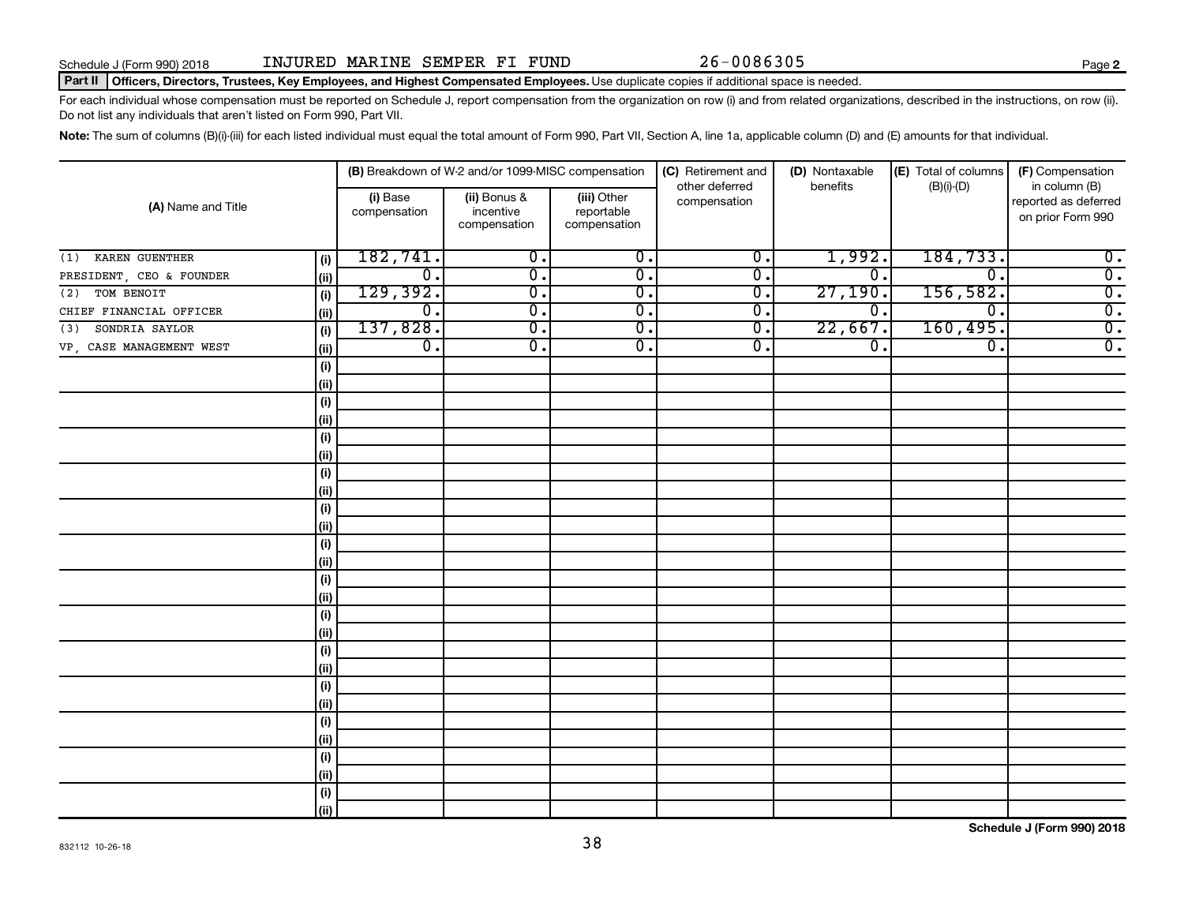Schedule J (Form 990) 2018 INJURED MARINE SEMPER FI FUND 26-0086305 Page 2

**Part II** **Officers, Directors, Trustees, Key Employees, and Highest Compensated Employees.** Use duplicate copies if additional space is needed.

For each individual whose compensation must be reported on Schedule J, report compensation from the organization on row (i) and from related organizations, described in the instructions, on row (ii). Do not list any individuals that aren't listed on Form 990, Part VII.

**Note:** The sum of columns (B)(i)-(iii) for each listed individual must equal the total amount of Form 990, Part VII, Section A, line 1a, applicable column (D) and (E) amounts for that individual.

| (A) Name and Title | | (B) Breakdown of W-2 and/or 1099-MISC compensation | | | (C) Retirement and other deferred compensation | (D) Nontaxable benefits | (E) Total of columns (B)(i)-(D) | (F) Compensation in column (B) reported as deferred on prior Form 990 |
|---|---|---|---|---|---|---|---|---|
| | | (i) Base compensation | (ii) Bonus & incentive compensation | (iii) Other reportable compensation | | | | |
| (1) KAREN GUENTHER | (i) | 182,741. | 0. | 0. | 0. | 1,992. | 184,733. | 0. |
| PRESIDENT, CEO & FOUNDER | (ii) | 0. | 0. | 0. | 0. | 0. | 0. | 0. |
| (2) TOM BENOIT | (i) | 129,392. | 0. | 0. | 0. | 27,190. | 156,582. | 0. |
| CHIEF FINANCIAL OFFICER | (ii) | 0. | 0. | 0. | 0. | 0. | 0. | 0. |
| (3) SONDRIA SAYLOR | (i) | 137,828. | 0. | 0. | 0. | 22,667. | 160,495. | 0. |
| VP, CASE MANAGEMENT WEST | (ii) | 0. | 0. | 0. | 0. | 0. | 0. | 0. |

832112 10-26-18

**Schedule J (Form 990) 2018**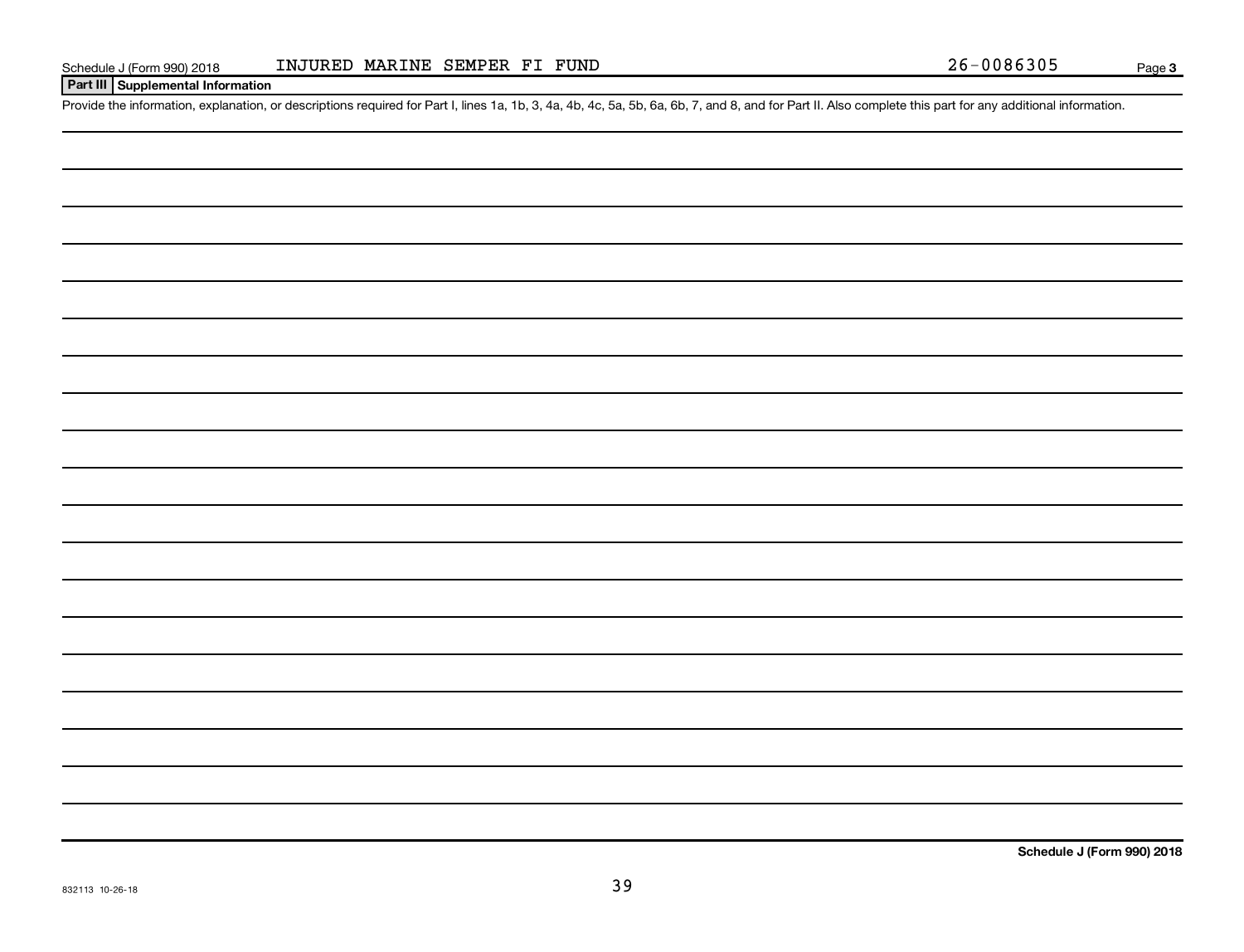Schedule J (Form 990) 2018 INJURED MARINE SEMPER FI FUND 26-0086305 Page **3**

## Part III Supplemental Information

Provide the information, explanation, or descriptions required for Part I, lines 1a, 1b, 3, 4a, 4b, 4c, 5a, 5b, 6a, 6b, 7, and 8, and for Part II. Also complete this part for any additional information.

**Schedule J (Form 990) 2018**

832113 10-26-18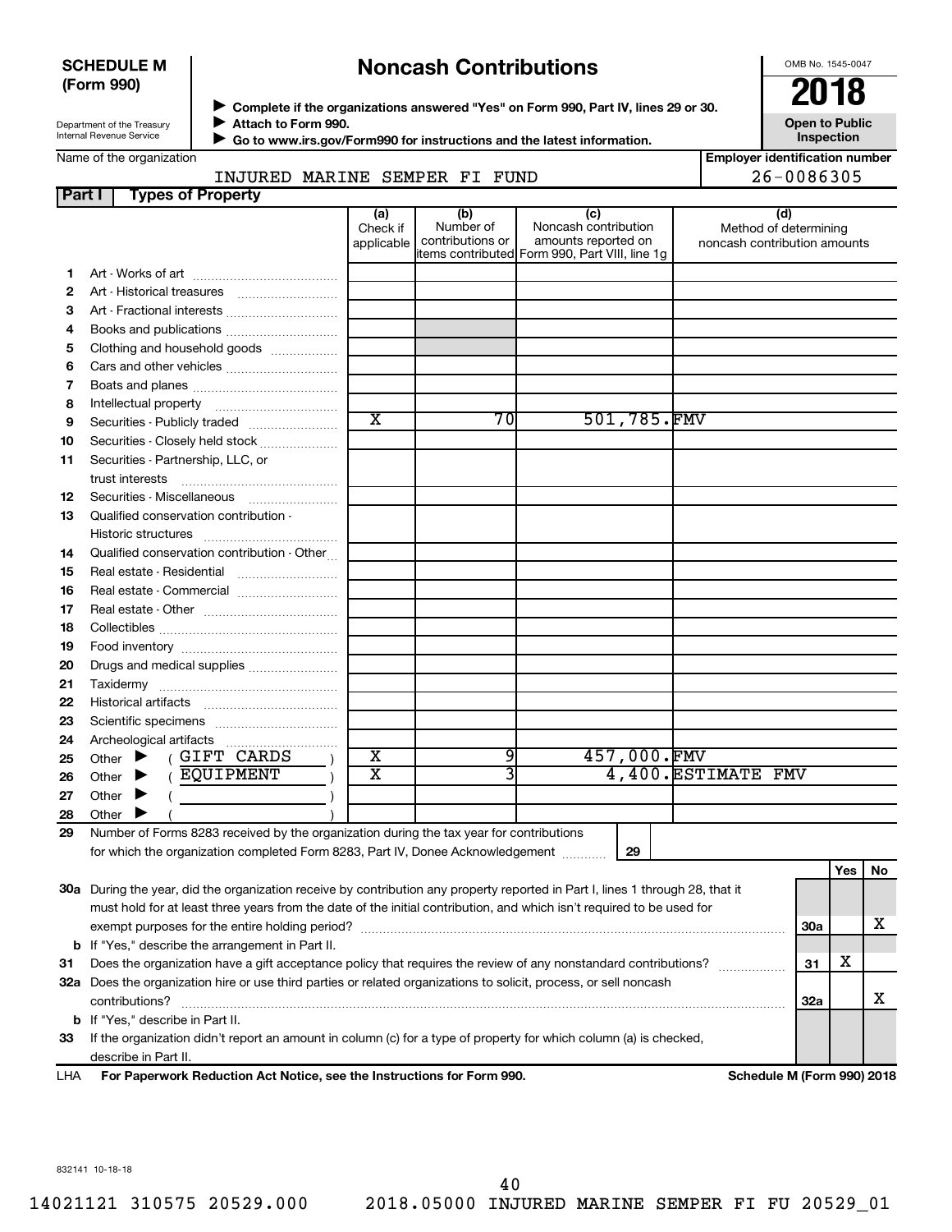**SCHEDULE M (Form 990)**

Department of the Treasury
Internal Revenue Service

# Noncash Contributions

▶ Complete if the organizations answered "Yes" on Form 990, Part IV, lines 29 or 30.
▶ Attach to Form 990.
▶ Go to www.irs.gov/Form990 for instructions and the latest information.

OMB No. 1545-0047

**2018**

**Open to Public Inspection**

Name of the organization: INJURED MARINE SEMPER FI FUND

Employer identification number: 26-0086305

## Part I Types of Property

| | | (a) Check if applicable | (b) Number of contributions or items contributed | (c) Noncash contribution amounts reported on Form 990, Part VIII, line 1g | (d) Method of determining noncash contribution amounts |
|---|---|---|---|---|---|
| 1 | Art - Works of art | | | | |
| 2 | Art - Historical treasures | | | | |
| 3 | Art - Fractional interests | | | | |
| 4 | Books and publications | | | | |
| 5 | Clothing and household goods | | | | |
| 6 | Cars and other vehicles | | | | |
| 7 | Boats and planes | | | | |
| 8 | Intellectual property | | | | |
| 9 | Securities - Publicly traded | X | 70 | 501,785. | FMV |
| 10 | Securities - Closely held stock | | | | |
| 11 | Securities - Partnership, LLC, or trust interests | | | | |
| 12 | Securities - Miscellaneous | | | | |
| 13 | Qualified conservation contribution - Historic structures | | | | |
| 14 | Qualified conservation contribution - Other | | | | |
| 15 | Real estate - Residential | | | | |
| 16 | Real estate - Commercial | | | | |
| 17 | Real estate - Other | | | | |
| 18 | Collectibles | | | | |
| 19 | Food inventory | | | | |
| 20 | Drugs and medical supplies | | | | |
| 21 | Taxidermy | | | | |
| 22 | Historical artifacts | | | | |
| 23 | Scientific specimens | | | | |
| 24 | Archeological artifacts | | | | |
| 25 | Other ▶ ( GIFT CARDS ) | X | 9 | 457,000. | FMV |
| 26 | Other ▶ ( EQUIPMENT ) | X | 3 | 4,400. | ESTIMATE FMV |
| 27 | Other ▶ ( ) | | | | |
| 28 | Other ▶ ( ) | | | | |

29 Number of Forms 8283 received by the organization during the tax year for contributions for which the organization completed Form 8283, Part IV, Donee Acknowledgement ..... **29**

| | | | Yes | No |
|---|---|---|---|---|
| 30a | During the year, did the organization receive by contribution any property reported in Part I, lines 1 through 28, that it must hold for at least three years from the date of the initial contribution, and which isn't required to be used for exempt purposes for the entire holding period? | 30a | | X |
| b | If "Yes," describe the arrangement in Part II. | | | |
| 31 | Does the organization have a gift acceptance policy that requires the review of any nonstandard contributions? | 31 | X | |
| 32a | Does the organization hire or use third parties or related organizations to solicit, process, or sell noncash contributions? | 32a | | X |
| b | If "Yes," describe in Part II. | | | |
| 33 | If the organization didn't report an amount in column (c) for a type of property for which column (a) is checked, describe in Part II. | | | |

LHA **For Paperwork Reduction Act Notice, see the Instructions for Form 990.** **Schedule M (Form 990) 2018**

832141 10-18-18

14021121 310575 20529.000 2018.05000 INJURED MARINE SEMPER FI FU 20529_01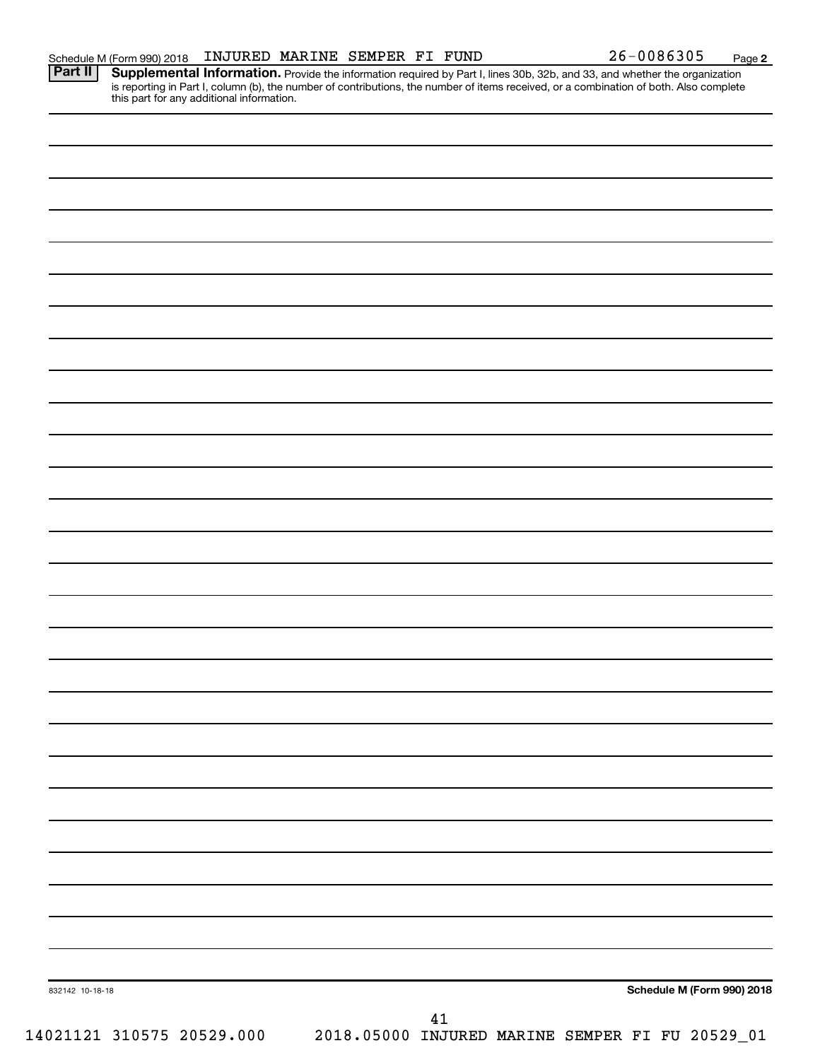Schedule M (Form 990) 2018 INJURED MARINE SEMPER FI FUND 26-0086305 Page 2

**Part II** **Supplemental Information.** Provide the information required by Part I, lines 30b, 32b, and 33, and whether the organization is reporting in Part I, column (b), the number of contributions, the number of items received, or a combination of both. Also complete this part for any additional information.

832142 10-18-18

**Schedule M (Form 990) 2018**

14021121 310575 20529.000 2018.05000 INJURED MARINE SEMPER FI FU 20529_01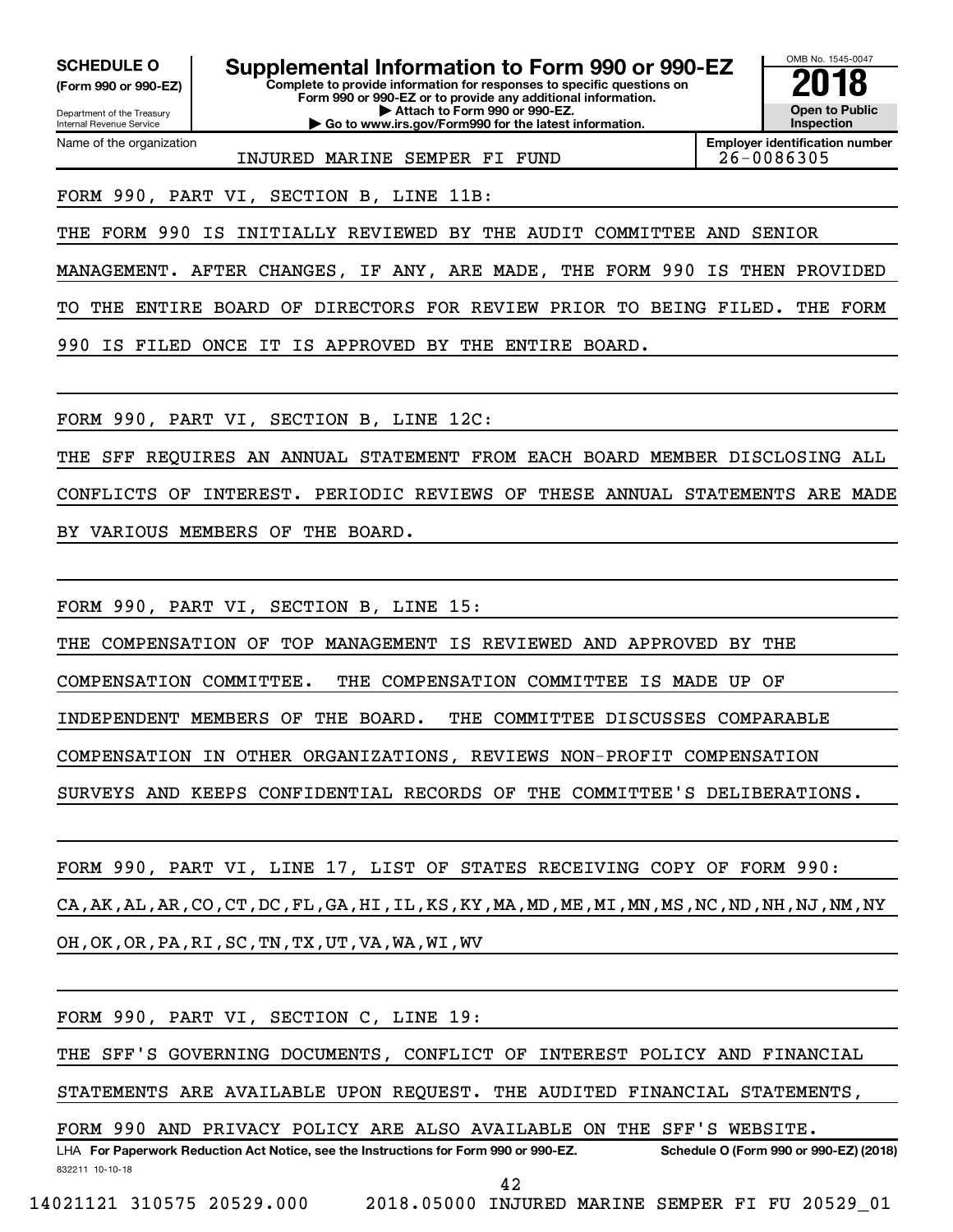**SCHEDULE O**
**(Form 990 or 990-EZ)**

Department of the Treasury
Internal Revenue Service

# Supplemental Information to Form 990 or 990-EZ

**Complete to provide information for responses to specific questions on Form 990 or 990-EZ or to provide any additional information.**
**▶ Attach to Form 990 or 990-EZ.**
**▶ Go to www.irs.gov/Form990 for the latest information.**

OMB No. 1545-0047
**2018**
**Open to Public Inspection**

Name of the organization: INJURED MARINE SEMPER FI FUND
**Employer identification number**: 26-0086305

FORM 990, PART VI, SECTION B, LINE 11B:

THE FORM 990 IS INITIALLY REVIEWED BY THE AUDIT COMMITTEE AND SENIOR MANAGEMENT. AFTER CHANGES, IF ANY, ARE MADE, THE FORM 990 IS THEN PROVIDED TO THE ENTIRE BOARD OF DIRECTORS FOR REVIEW PRIOR TO BEING FILED. THE FORM 990 IS FILED ONCE IT IS APPROVED BY THE ENTIRE BOARD.

FORM 990, PART VI, SECTION B, LINE 12C:

THE SFF REQUIRES AN ANNUAL STATEMENT FROM EACH BOARD MEMBER DISCLOSING ALL CONFLICTS OF INTEREST. PERIODIC REVIEWS OF THESE ANNUAL STATEMENTS ARE MADE BY VARIOUS MEMBERS OF THE BOARD.

FORM 990, PART VI, SECTION B, LINE 15:

THE COMPENSATION OF TOP MANAGEMENT IS REVIEWED AND APPROVED BY THE COMPENSATION COMMITTEE. THE COMPENSATION COMMITTEE IS MADE UP OF INDEPENDENT MEMBERS OF THE BOARD. THE COMMITTEE DISCUSSES COMPARABLE COMPENSATION IN OTHER ORGANIZATIONS, REVIEWS NON-PROFIT COMPENSATION SURVEYS AND KEEPS CONFIDENTIAL RECORDS OF THE COMMITTEE'S DELIBERATIONS.

FORM 990, PART VI, LINE 17, LIST OF STATES RECEIVING COPY OF FORM 990:

CA,AK,AL,AR,CO,CT,DC,FL,GA,HI,IL,KS,KY,MA,MD,ME,MI,MN,MS,NC,ND,NH,NJ,NM,NY OH,OK,OR,PA,RI,SC,TN,TX,UT,VA,WA,WI,WV

FORM 990, PART VI, SECTION C, LINE 19:

THE SFF'S GOVERNING DOCUMENTS, CONFLICT OF INTEREST POLICY AND FINANCIAL STATEMENTS ARE AVAILABLE UPON REQUEST. THE AUDITED FINANCIAL STATEMENTS, FORM 990 AND PRIVACY POLICY ARE ALSO AVAILABLE ON THE SFF'S WEBSITE.

LHA **For Paperwork Reduction Act Notice, see the Instructions for Form 990 or 990-EZ.** **Schedule O (Form 990 or 990-EZ) (2018)**

832211 10-10-18

14021121 310575 20529.000 2018.05000 INJURED MARINE SEMPER FI FU 20529_01